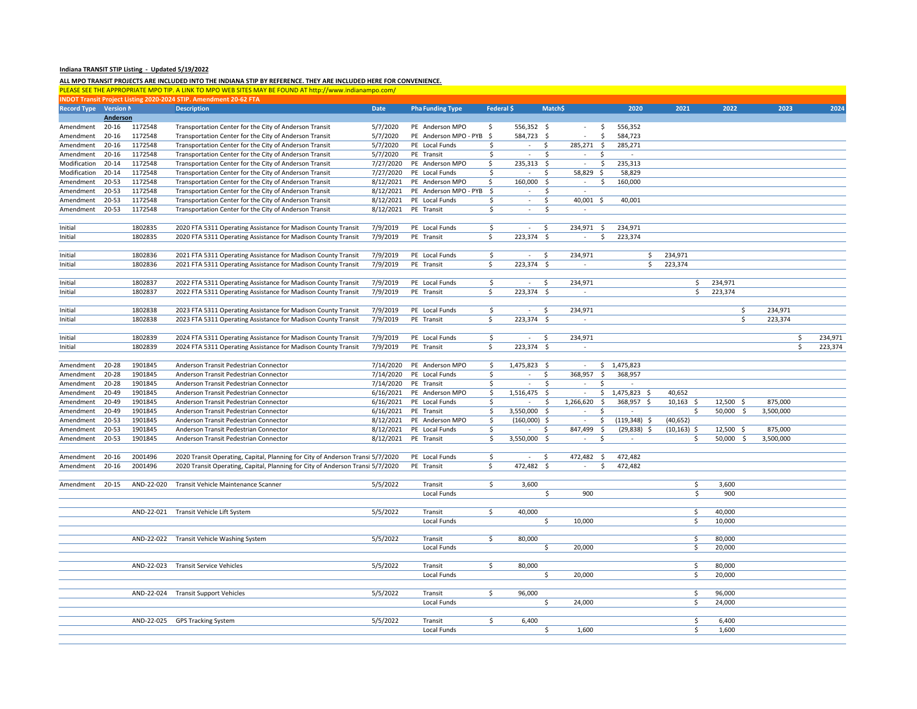**Indiana TRANSIT STIP Listing - Updated 5/19/2022**

**ALL MPO TRANSIT PROJECTS ARE INCLUDED INTO THE INDIANA STIP BY REFERENCE. THEY ARE INCLUDED HERE FOR CONVENIENCE.**

PLEASE SEE THE APPROPRIATE MPO TIP. A LINK TO MPO WEB SITES MAY BE FOUND AT http://www.indianampo.com/

**INDOT Transit Project Listing 2020-2024 STIP. Amendment 20-62 FTA**

| Record Type | Version N | | Description | Date | Pha Funding Type | Federal $ | Match$ | 2020 | 2021 | 2022 | 2023 | 2024 |
|---|---|---|---|---|---|---|---|---|---|---|---|---|
| | **Anderson** | | | | | | | | | | | |
| Amendment | 20-16 | 1172548 | Transportation Center for the City of Anderson Transit | 5/7/2020 | PE Anderson MPO | $ 556,352 | $ - | $ 556,352 | | | | |
| Amendment | 20-16 | 1172548 | Transportation Center for the City of Anderson Transit | 5/7/2020 | PE Anderson MPO - PYB | $ 584,723 | $ - | $ 584,723 | | | | |
| Amendment | 20-16 | 1172548 | Transportation Center for the City of Anderson Transit | 5/7/2020 | PE Local Funds | $ - | $ 285,271 | $ 285,271 | | | | |
| Amendment | 20-16 | 1172548 | Transportation Center for the City of Anderson Transit | 5/7/2020 | PE Transit | $ - | $ - | $ - | | | | |
| Modification | 20-14 | 1172548 | Transportation Center for the City of Anderson Transit | 7/27/2020 | PE Anderson MPO | $ 235,313 | $ - | $ 235,313 | | | | |
| Modification | 20-14 | 1172548 | Transportation Center for the City of Anderson Transit | 7/27/2020 | PE Local Funds | $ - | $ 58,829 | $ 58,829 | | | | |
| Amendment | 20-53 | 1172548 | Transportation Center for the City of Anderson Transit | 8/12/2021 | PE Anderson MPO | $ 160,000 | $ - | $ 160,000 | | | | |
| Amendment | 20-53 | 1172548 | Transportation Center for the City of Anderson Transit | 8/12/2021 | PE Anderson MPO - PYB | $ - | $ - | | | | | |
| Amendment | 20-53 | 1172548 | Transportation Center for the City of Anderson Transit | 8/12/2021 | PE Local Funds | $ - | $ 40,001 | $ 40,001 | | | | |
| Amendment | 20-53 | 1172548 | Transportation Center for the City of Anderson Transit | 8/12/2021 | PE Transit | $ - | $ - | | | | | |
| Initial | | 1802835 | 2020 FTA 5311 Operating Assistance for Madison County Transit | 7/9/2019 | PE Local Funds | $ - | $ 234,971 | $ 234,971 | | | | |
| Initial | | 1802835 | 2020 FTA 5311 Operating Assistance for Madison County Transit | 7/9/2019 | PE Transit | $ 223,374 | $ - | $ 223,374 | | | | |
| Initial | | 1802836 | 2021 FTA 5311 Operating Assistance for Madison County Transit | 7/9/2019 | PE Local Funds | $ - | $ 234,971 | | $ 234,971 | | | |
| Initial | | 1802836 | 2021 FTA 5311 Operating Assistance for Madison County Transit | 7/9/2019 | PE Transit | $ 223,374 | $ - | | $ 223,374 | | | |
| Initial | | 1802837 | 2022 FTA 5311 Operating Assistance for Madison County Transit | 7/9/2019 | PE Local Funds | $ - | $ 234,971 | | | $ 234,971 | | |
| Initial | | 1802837 | 2022 FTA 5311 Operating Assistance for Madison County Transit | 7/9/2019 | PE Transit | $ 223,374 | $ - | | | $ 223,374 | | |
| Initial | | 1802838 | 2023 FTA 5311 Operating Assistance for Madison County Transit | 7/9/2019 | PE Local Funds | $ - | $ 234,971 | | | | $ 234,971 | |
| Initial | | 1802838 | 2023 FTA 5311 Operating Assistance for Madison County Transit | 7/9/2019 | PE Transit | $ 223,374 | $ - | | | | $ 223,374 | |
| Initial | | 1802839 | 2024 FTA 5311 Operating Assistance for Madison County Transit | 7/9/2019 | PE Local Funds | $ - | $ 234,971 | | | | | $ 234,971 |
| Initial | | 1802839 | 2024 FTA 5311 Operating Assistance for Madison County Transit | 7/9/2019 | PE Transit | $ 223,374 | $ - | | | | | $ 223,374 |
| Amendment | 20-28 | 1901845 | Anderson Transit Pedestrian Connector | 7/14/2020 | PE Anderson MPO | $ 1,475,823 | $ - | $ 1,475,823 | | | | |
| Amendment | 20-28 | 1901845 | Anderson Transit Pedestrian Connector | 7/14/2020 | PE Local Funds | $ - | $ 368,957 | $ 368,957 | | | | |
| Amendment | 20-28 | 1901845 | Anderson Transit Pedestrian Connector | 7/14/2020 | PE Transit | $ - | $ - | $ - | | | | |
| Amendment | 20-49 | 1901845 | Anderson Transit Pedestrian Connector | 6/16/2021 | PE Anderson MPO | $ 1,516,475 | $ - | $ 1,475,823 | $ 40,652 | | | |
| Amendment | 20-49 | 1901845 | Anderson Transit Pedestrian Connector | 6/16/2021 | PE Local Funds | $ - | $ 1,266,620 | $ 368,957 | $ 10,163 | $ 12,500 | $ 875,000 | |
| Amendment | 20-49 | 1901845 | Anderson Transit Pedestrian Connector | 6/16/2021 | PE Transit | $ 3,550,000 | $ - | $ - | | $ 50,000 | $ 3,500,000 | |
| Amendment | 20-53 | 1901845 | Anderson Transit Pedestrian Connector | 8/12/2021 | PE Anderson MPO | $ (160,000) | $ - | $ (119,348) | $ (40,652) | | | |
| Amendment | 20-53 | 1901845 | Anderson Transit Pedestrian Connector | 8/12/2021 | PE Local Funds | $ - | $ 847,499 | $ (29,838) | $ (10,163) | $ 12,500 | $ 875,000 | |
| Amendment | 20-53 | 1901845 | Anderson Transit Pedestrian Connector | 8/12/2021 | PE Transit | $ 3,550,000 | $ - | $ - | | $ 50,000 | $ 3,500,000 | |
| Amendment | 20-16 | 2001496 | 2020 Transit Operating, Capital, Planning for City of Anderson Transi | 5/7/2020 | PE Local Funds | $ - | $ 472,482 | $ 472,482 | | | | |
| Amendment | 20-16 | 2001496 | 2020 Transit Operating, Capital, Planning for City of Anderson Transi | 5/7/2020 | PE Transit | $ 472,482 | $ - | $ 472,482 | | | | |
| Amendment | 20-15 | AND-22-020 | Transit Vehicle Maintenance Scanner | 5/5/2022 | Transit | $ 3,600 | | | | $ 3,600 | | |
| | | | | | Local Funds | | $ 900 | | | $ 900 | | |
| | | AND-22-021 | Transit Vehicle Lift System | 5/5/2022 | Transit | $ 40,000 | | | | $ 40,000 | | |
| | | | | | Local Funds | | $ 10,000 | | | $ 10,000 | | |
| | | AND-22-022 | Transit Vehicle Washing System | 5/5/2022 | Transit | $ 80,000 | | | | $ 80,000 | | |
| | | | | | Local Funds | | $ 20,000 | | | $ 20,000 | | |
| | | AND-22-023 | Transit Service Vehicles | 5/5/2022 | Transit | $ 80,000 | | | | $ 80,000 | | |
| | | | | | Local Funds | | $ 20,000 | | | $ 20,000 | | |
| | | AND-22-024 | Transit Support Vehicles | 5/5/2022 | Transit | $ 96,000 | | | | $ 96,000 | | |
| | | | | | Local Funds | | $ 24,000 | | | $ 24,000 | | |
| | | AND-22-025 | GPS Tracking System | 5/5/2022 | Transit | $ 6,400 | | | | $ 6,400 | | |
| | | | | | Local Funds | | $ 1,600 | | | $ 1,600 | | |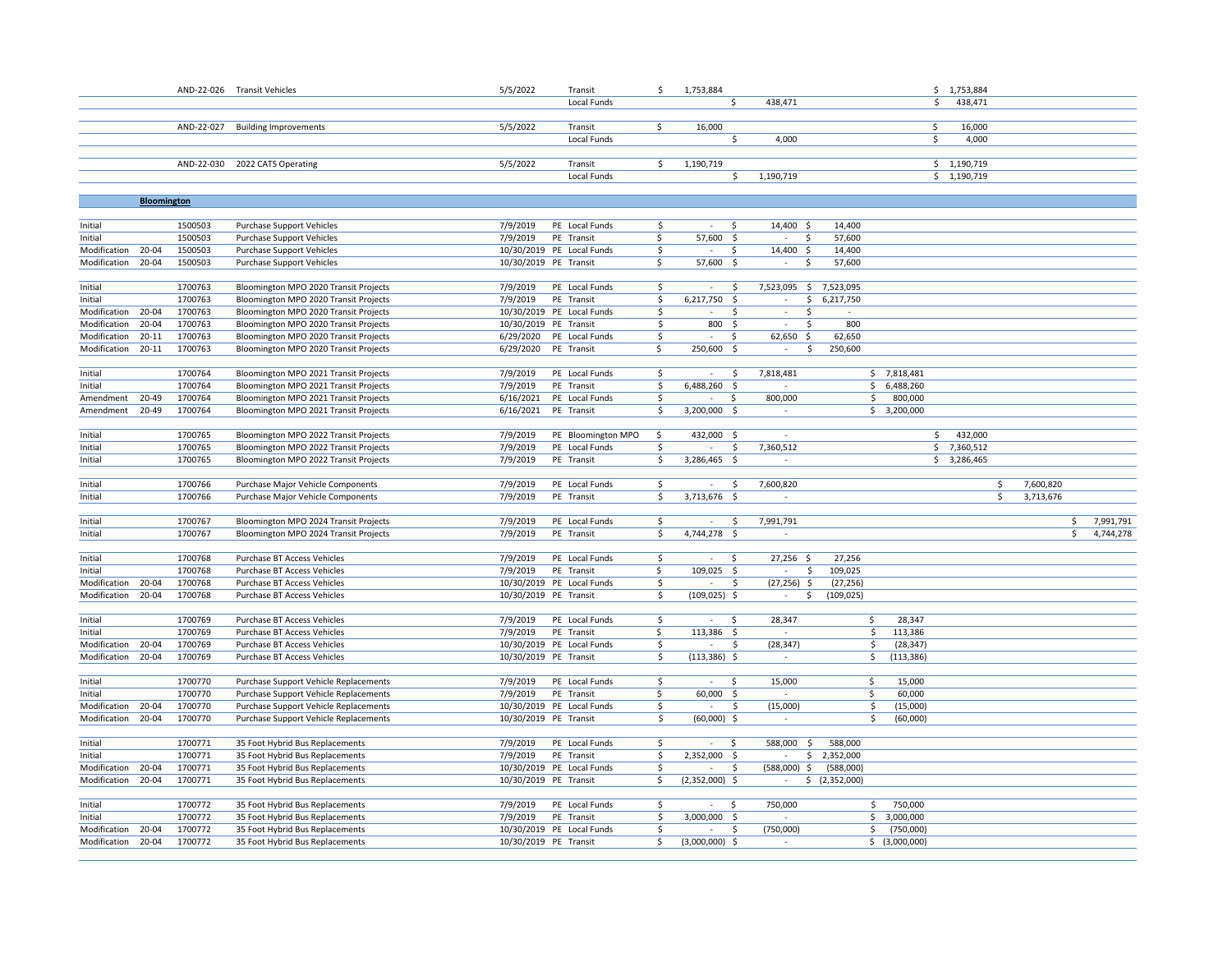| | | | | | | | | | | | | | |
|---|---|---|---|---|---|---|---|---|---|---|---|---|---|
| | | AND-22-026 | Transit Vehicles | 5/5/2022 | | Transit | $ 1,753,884 | | | | $ 1,753,884 | | |
| | | | | | | Local Funds | | $ 438,471 | | | $ 438,471 | | |
| | | AND-22-027 | Building Improvements | 5/5/2022 | | Transit | $ 16,000 | | | | $ 16,000 | | |
| | | | | | | Local Funds | | $ 4,000 | | | $ 4,000 | | |
| | | AND-22-030 | 2022 CATS Operating | 5/5/2022 | | Transit | $ 1,190,719 | | | | $ 1,190,719 | | |
| | | | | | | Local Funds | | $ 1,190,719 | | | $ 1,190,719 | | |
| | **Bloomington** | | | | | | | | | | | | |
| Initial | | 1500503 | Purchase Support Vehicles | 7/9/2019 | PE | Local Funds | $ - | $ 14,400 | $ 14,400 | | | | |
| Initial | | 1500503 | Purchase Support Vehicles | 7/9/2019 | PE | Transit | $ 57,600 | $ - | $ 57,600 | | | | |
| Modification | 20-04 | 1500503 | Purchase Support Vehicles | 10/30/2019 | PE | Local Funds | $ - | $ 14,400 | $ 14,400 | | | | |
| Modification | 20-04 | 1500503 | Purchase Support Vehicles | 10/30/2019 | PE | Transit | $ 57,600 | $ - | $ 57,600 | | | | |
| Initial | | 1700763 | Bloomington MPO 2020 Transit Projects | 7/9/2019 | PE | Local Funds | $ - | $ 7,523,095 | $ 7,523,095 | | | | |
| Initial | | 1700763 | Bloomington MPO 2020 Transit Projects | 7/9/2019 | PE | Transit | $ 6,217,750 | $ - | $ 6,217,750 | | | | |
| Modification | 20-04 | 1700763 | Bloomington MPO 2020 Transit Projects | 10/30/2019 | PE | Local Funds | $ - | $ - | $ - | | | | |
| Modification | 20-04 | 1700763 | Bloomington MPO 2020 Transit Projects | 10/30/2019 | PE | Transit | $ 800 | $ - | $ 800 | | | | |
| Modification | 20-11 | 1700763 | Bloomington MPO 2020 Transit Projects | 6/29/2020 | PE | Local Funds | $ - | $ 62,650 | $ 62,650 | | | | |
| Modification | 20-11 | 1700763 | Bloomington MPO 2020 Transit Projects | 6/29/2020 | PE | Transit | $ 250,600 | $ - | $ 250,600 | | | | |
| Initial | | 1700764 | Bloomington MPO 2021 Transit Projects | 7/9/2019 | PE | Local Funds | $ - | $ 7,818,481 | | $ 7,818,481 | | | |
| Initial | | 1700764 | Bloomington MPO 2021 Transit Projects | 7/9/2019 | PE | Transit | $ 6,488,260 | $ - | | $ 6,488,260 | | | |
| Amendment | 20-49 | 1700764 | Bloomington MPO 2021 Transit Projects | 6/16/2021 | PE | Local Funds | $ - | $ 800,000 | | $ 800,000 | | | |
| Amendment | 20-49 | 1700764 | Bloomington MPO 2021 Transit Projects | 6/16/2021 | PE | Transit | $ 3,200,000 | $ - | | $ 3,200,000 | | | |
| Initial | | 1700765 | Bloomington MPO 2022 Transit Projects | 7/9/2019 | PE | Bloomington MPO | $ 432,000 | $ - | | | $ 432,000 | | |
| Initial | | 1700765 | Bloomington MPO 2022 Transit Projects | 7/9/2019 | PE | Local Funds | $ - | $ 7,360,512 | | | $ 7,360,512 | | |
| Initial | | 1700765 | Bloomington MPO 2022 Transit Projects | 7/9/2019 | PE | Transit | $ 3,286,465 | $ - | | | $ 3,286,465 | | |
| Initial | | 1700766 | Purchase Major Vehicle Components | 7/9/2019 | PE | Local Funds | $ - | $ 7,600,820 | | | | $ 7,600,820 | |
| Initial | | 1700766 | Purchase Major Vehicle Components | 7/9/2019 | PE | Transit | $ 3,713,676 | $ - | | | | $ 3,713,676 | |
| Initial | | 1700767 | Bloomington MPO 2024 Transit Projects | 7/9/2019 | PE | Local Funds | $ - | $ 7,991,791 | | | | | $ 7,991,791 |
| Initial | | 1700767 | Bloomington MPO 2024 Transit Projects | 7/9/2019 | PE | Transit | $ 4,744,278 | $ - | | | | | $ 4,744,278 |
| Initial | | 1700768 | Purchase BT Access Vehicles | 7/9/2019 | PE | Local Funds | $ - | $ 27,256 | $ 27,256 | | | | |
| Initial | | 1700768 | Purchase BT Access Vehicles | 7/9/2019 | PE | Transit | $ 109,025 | $ - | $ 109,025 | | | | |
| Modification | 20-04 | 1700768 | Purchase BT Access Vehicles | 10/30/2019 | PE | Local Funds | $ - | $ (27,256) | $ (27,256) | | | | |
| Modification | 20-04 | 1700768 | Purchase BT Access Vehicles | 10/30/2019 | PE | Transit | $ (109,025) | $ - | $ (109,025) | | | | |
| Initial | | 1700769 | Purchase BT Access Vehicles | 7/9/2019 | PE | Local Funds | $ - | $ 28,347 | | $ 28,347 | | | |
| Initial | | 1700769 | Purchase BT Access Vehicles | 7/9/2019 | PE | Transit | $ 113,386 | $ - | | $ 113,386 | | | |
| Modification | 20-04 | 1700769 | Purchase BT Access Vehicles | 10/30/2019 | PE | Local Funds | $ - | $ (28,347) | | $ (28,347) | | | |
| Modification | 20-04 | 1700769 | Purchase BT Access Vehicles | 10/30/2019 | PE | Transit | $ (113,386) | $ - | | $ (113,386) | | | |
| Initial | | 1700770 | Purchase Support Vehicle Replacements | 7/9/2019 | PE | Local Funds | $ - | $ 15,000 | | $ 15,000 | | | |
| Initial | | 1700770 | Purchase Support Vehicle Replacements | 7/9/2019 | PE | Transit | $ 60,000 | $ - | | $ 60,000 | | | |
| Modification | 20-04 | 1700770 | Purchase Support Vehicle Replacements | 10/30/2019 | PE | Local Funds | $ - | $ (15,000) | | $ (15,000) | | | |
| Modification | 20-04 | 1700770 | Purchase Support Vehicle Replacements | 10/30/2019 | PE | Transit | $ (60,000) | $ - | | $ (60,000) | | | |
| Initial | | 1700771 | 35 Foot Hybrid Bus Replacements | 7/9/2019 | PE | Local Funds | $ - | $ 588,000 | $ 588,000 | | | | |
| Initial | | 1700771 | 35 Foot Hybrid Bus Replacements | 7/9/2019 | PE | Transit | $ 2,352,000 | $ - | $ 2,352,000 | | | | |
| Modification | 20-04 | 1700771 | 35 Foot Hybrid Bus Replacements | 10/30/2019 | PE | Local Funds | $ - | $ (588,000) | $ (588,000) | | | | |
| Modification | 20-04 | 1700771 | 35 Foot Hybrid Bus Replacements | 10/30/2019 | PE | Transit | $ (2,352,000) | $ - | $ (2,352,000) | | | | |
| Initial | | 1700772 | 35 Foot Hybrid Bus Replacements | 7/9/2019 | PE | Local Funds | $ - | $ 750,000 | | $ 750,000 | | | |
| Initial | | 1700772 | 35 Foot Hybrid Bus Replacements | 7/9/2019 | PE | Transit | $ 3,000,000 | $ - | | $ 3,000,000 | | | |
| Modification | 20-04 | 1700772 | 35 Foot Hybrid Bus Replacements | 10/30/2019 | PE | Local Funds | $ - | $ (750,000) | | $ (750,000) | | | |
| Modification | 20-04 | 1700772 | 35 Foot Hybrid Bus Replacements | 10/30/2019 | PE | Transit | $ (3,000,000) | $ - | | $ (3,000,000) | | | |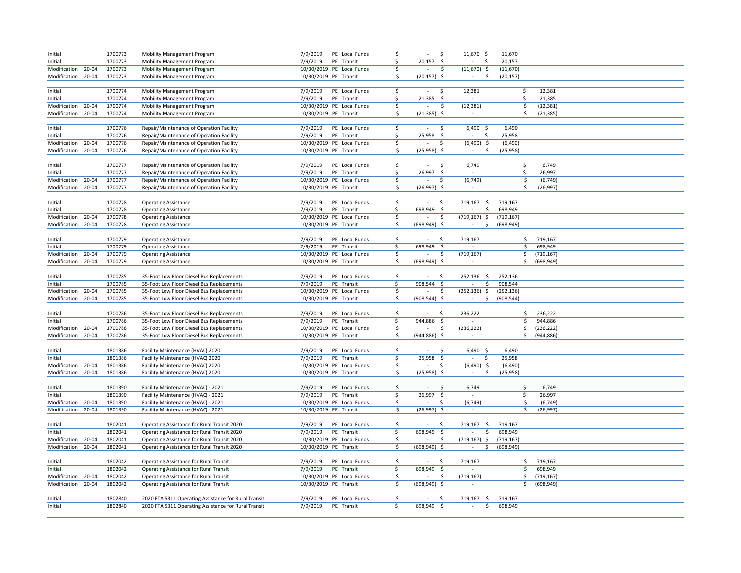| | | | | | | | | | | |
|---|---|---|---|---|---|---|---|---|---|---|
| Initial | | 1700773 | Mobility Management Program | 7/9/2019 | PE | Local Funds | $ - | $ 11,670 | $ 11,670 | |
| Initial | | 1700773 | Mobility Management Program | 7/9/2019 | PE | Transit | $ 20,157 | $ - | $ 20,157 | |
| Modification | 20-04 | 1700773 | Mobility Management Program | 10/30/2019 | PE | Local Funds | $ - | $ (11,670) | $ (11,670) | |
| Modification | 20-04 | 1700773 | Mobility Management Program | 10/30/2019 | PE | Transit | $ (20,157) | $ - | $ (20,157) | |
| Initial | | 1700774 | Mobility Management Program | 7/9/2019 | PE | Local Funds | $ - | $ 12,381 | | $ 12,381 |
| Initial | | 1700774 | Mobility Management Program | 7/9/2019 | PE | Transit | $ 21,385 | $ - | | $ 21,385 |
| Modification | 20-04 | 1700774 | Mobility Management Program | 10/30/2019 | PE | Local Funds | $ - | $ (12,381) | | $ (12,381) |
| Modification | 20-04 | 1700774 | Mobility Management Program | 10/30/2019 | PE | Transit | $ (21,385) | $ - | | $ (21,385) |
| Initial | | 1700776 | Repair/Maintenance of Operation Facility | 7/9/2019 | PE | Local Funds | $ - | $ 6,490 | $ 6,490 | |
| Initial | | 1700776 | Repair/Maintenance of Operation Facility | 7/9/2019 | PE | Transit | $ 25,958 | $ - | $ 25,958 | |
| Modification | 20-04 | 1700776 | Repair/Maintenance of Operation Facility | 10/30/2019 | PE | Local Funds | $ - | $ (6,490) | $ (6,490) | |
| Modification | 20-04 | 1700776 | Repair/Maintenance of Operation Facility | 10/30/2019 | PE | Transit | $ (25,958) | $ - | $ (25,958) | |
| Initial | | 1700777 | Repair/Maintenance of Operation Facility | 7/9/2019 | PE | Local Funds | $ - | $ 6,749 | | $ 6,749 |
| Initial | | 1700777 | Repair/Maintenance of Operation Facility | 7/9/2019 | PE | Transit | $ 26,997 | $ - | | $ 26,997 |
| Modification | 20-04 | 1700777 | Repair/Maintenance of Operation Facility | 10/30/2019 | PE | Local Funds | $ - | $ (6,749) | | $ (6,749) |
| Modification | 20-04 | 1700777 | Repair/Maintenance of Operation Facility | 10/30/2019 | PE | Transit | $ (26,997) | $ - | | $ (26,997) |
| Initial | | 1700778 | Operating Assistance | 7/9/2019 | PE | Local Funds | $ - | $ 719,167 | $ 719,167 | |
| Initial | | 1700778 | Operating Assistance | 7/9/2019 | PE | Transit | $ 698,949 | $ - | $ 698,949 | |
| Modification | 20-04 | 1700778 | Operating Assistance | 10/30/2019 | PE | Local Funds | $ - | $ (719,167) | $ (719,167) | |
| Modification | 20-04 | 1700778 | Operating Assistance | 10/30/2019 | PE | Transit | $ (698,949) | $ - | $ (698,949) | |
| Initial | | 1700779 | Operating Assistance | 7/9/2019 | PE | Local Funds | $ - | $ 719,167 | | $ 719,167 |
| Initial | | 1700779 | Operating Assistance | 7/9/2019 | PE | Transit | $ 698,949 | $ - | | $ 698,949 |
| Modification | 20-04 | 1700779 | Operating Assistance | 10/30/2019 | PE | Local Funds | $ - | $ (719,167) | | $ (719,167) |
| Modification | 20-04 | 1700779 | Operating Assistance | 10/30/2019 | PE | Transit | $ (698,949) | $ - | | $ (698,949) |
| Initial | | 1700785 | 35-Foot Low Floor Diesel Bus Replacements | 7/9/2019 | PE | Local Funds | $ - | $ 252,136 | $ 252,136 | |
| Initial | | 1700785 | 35-Foot Low Floor Diesel Bus Replacements | 7/9/2019 | PE | Transit | $ 908,544 | $ - | $ 908,544 | |
| Modification | 20-04 | 1700785 | 35-Foot Low Floor Diesel Bus Replacements | 10/30/2019 | PE | Local Funds | $ - | $ (252,136) | $ (252,136) | |
| Modification | 20-04 | 1700785 | 35-Foot Low Floor Diesel Bus Replacements | 10/30/2019 | PE | Transit | $ (908,544) | $ - | $ (908,544) | |
| Initial | | 1700786 | 35-Foot Low Floor Diesel Bus Replacements | 7/9/2019 | PE | Local Funds | $ - | $ 236,222 | | $ 236,222 |
| Initial | | 1700786 | 35-Foot Low Floor Diesel Bus Replacements | 7/9/2019 | PE | Transit | $ 944,886 | $ - | | $ 944,886 |
| Modification | 20-04 | 1700786 | 35-Foot Low Floor Diesel Bus Replacements | 10/30/2019 | PE | Local Funds | $ - | $ (236,222) | | $ (236,222) |
| Modification | 20-04 | 1700786 | 35-Foot Low Floor Diesel Bus Replacements | 10/30/2019 | PE | Transit | $ (944,886) | $ - | | $ (944,886) |
| Initial | | 1801386 | Facility Maintenance (HVAC) 2020 | 7/9/2019 | PE | Local Funds | $ - | $ 6,490 | $ 6,490 | |
| Initial | | 1801386 | Facility Maintenance (HVAC) 2020 | 7/9/2019 | PE | Transit | $ 25,958 | $ - | $ 25,958 | |
| Modification | 20-04 | 1801386 | Facility Maintenance (HVAC) 2020 | 10/30/2019 | PE | Local Funds | $ - | $ (6,490) | $ (6,490) | |
| Modification | 20-04 | 1801386 | Facility Maintenance (HVAC) 2020 | 10/30/2019 | PE | Transit | $ (25,958) | $ - | $ (25,958) | |
| Initial | | 1801390 | Facility Maintenance (HVAC) - 2021 | 7/9/2019 | PE | Local Funds | $ - | $ 6,749 | | $ 6,749 |
| Initial | | 1801390 | Facility Maintenance (HVAC) - 2021 | 7/9/2019 | PE | Transit | $ 26,997 | $ - | | $ 26,997 |
| Modification | 20-04 | 1801390 | Facility Maintenance (HVAC) - 2021 | 10/30/2019 | PE | Local Funds | $ - | $ (6,749) | | $ (6,749) |
| Modification | 20-04 | 1801390 | Facility Maintenance (HVAC) - 2021 | 10/30/2019 | PE | Transit | $ (26,997) | $ - | | $ (26,997) |
| Initial | | 1802041 | Operating Assistance for Rural Transit 2020 | 7/9/2019 | PE | Local Funds | $ - | $ 719,167 | $ 719,167 | |
| Initial | | 1802041 | Operating Assistance for Rural Transit 2020 | 7/9/2019 | PE | Transit | $ 698,949 | $ - | $ 698,949 | |
| Modification | 20-04 | 1802041 | Operating Assistance for Rural Transit 2020 | 10/30/2019 | PE | Local Funds | $ - | $ (719,167) | $ (719,167) | |
| Modification | 20-04 | 1802041 | Operating Assistance for Rural Transit 2020 | 10/30/2019 | PE | Transit | $ (698,949) | $ - | $ (698,949) | |
| Initial | | 1802042 | Operating Assistance for Rural Transit | 7/9/2019 | PE | Local Funds | $ - | $ 719,167 | | $ 719,167 |
| Initial | | 1802042 | Operating Assistance for Rural Transit | 7/9/2019 | PE | Transit | $ 698,949 | $ - | | $ 698,949 |
| Modification | 20-04 | 1802042 | Operating Assistance for Rural Transit | 10/30/2019 | PE | Local Funds | $ - | $ (719,167) | | $ (719,167) |
| Modification | 20-04 | 1802042 | Operating Assistance for Rural Transit | 10/30/2019 | PE | Transit | $ (698,949) | $ - | | $ (698,949) |
| Initial | | 1802840 | 2020 FTA 5311 Operating Assistance for Rural Transit | 7/9/2019 | PE | Local Funds | $ - | $ 719,167 | $ 719,167 | |
| Initial | | 1802840 | 2020 FTA 5311 Operating Assistance for Rural Transit | 7/9/2019 | PE | Transit | $ 698,949 | $ - | $ 698,949 | |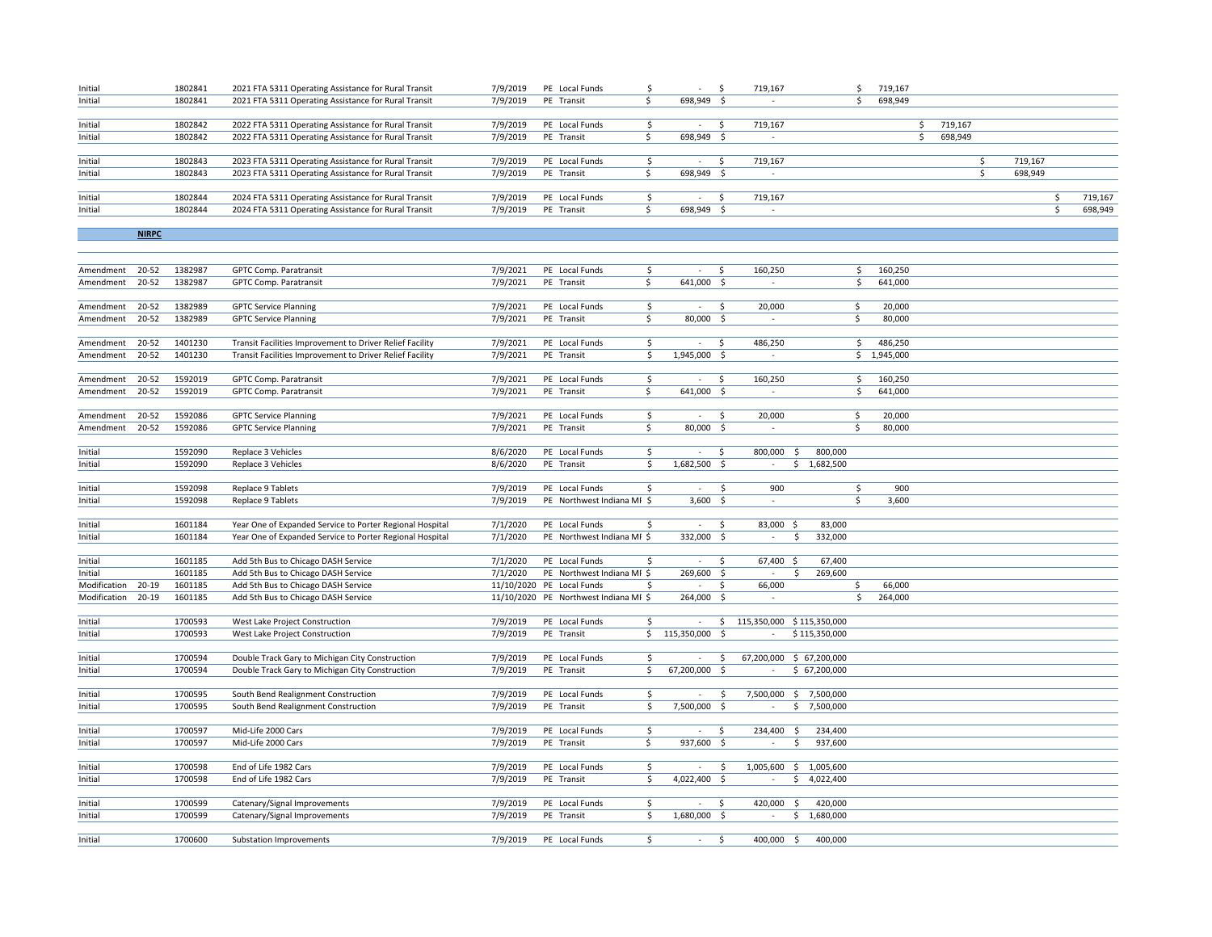| | | | | | | | | | | | | | |
|---|---|---|---|---|---|---|---|---|---|---|---|---|---|
| Initial | | 1802841 | 2021 FTA 5311 Operating Assistance for Rural Transit | 7/9/2019 | PE | Local Funds | $ - | $ 719,167 | | $ 719,167 | | | |
| Initial | | 1802841 | 2021 FTA 5311 Operating Assistance for Rural Transit | 7/9/2019 | PE | Transit | $ 698,949 | $ - | | $ 698,949 | | | |
| Initial | | 1802842 | 2022 FTA 5311 Operating Assistance for Rural Transit | 7/9/2019 | PE | Local Funds | $ - | $ 719,167 | | | $ 719,167 | | |
| Initial | | 1802842 | 2022 FTA 5311 Operating Assistance for Rural Transit | 7/9/2019 | PE | Transit | $ 698,949 | $ - | | | $ 698,949 | | |
| Initial | | 1802843 | 2023 FTA 5311 Operating Assistance for Rural Transit | 7/9/2019 | PE | Local Funds | $ - | $ 719,167 | | | | $ 719,167 | |
| Initial | | 1802843 | 2023 FTA 5311 Operating Assistance for Rural Transit | 7/9/2019 | PE | Transit | $ 698,949 | $ - | | | | $ 698,949 | |
| Initial | | 1802844 | 2024 FTA 5311 Operating Assistance for Rural Transit | 7/9/2019 | PE | Local Funds | $ - | $ 719,167 | | | | | $ 719,167 |
| Initial | | 1802844 | 2024 FTA 5311 Operating Assistance for Rural Transit | 7/9/2019 | PE | Transit | $ 698,949 | $ - | | | | | $ 698,949 |
| | **NIRPC** | | | | | | | | | | | | |
| Amendment | 20-52 | 1382987 | GPTC Comp. Paratransit | 7/9/2021 | PE | Local Funds | $ - | $ 160,250 | | $ 160,250 | | | |
| Amendment | 20-52 | 1382987 | GPTC Comp. Paratransit | 7/9/2021 | PE | Transit | $ 641,000 | $ - | | $ 641,000 | | | |
| Amendment | 20-52 | 1382989 | GPTC Service Planning | 7/9/2021 | PE | Local Funds | $ - | $ 20,000 | | $ 20,000 | | | |
| Amendment | 20-52 | 1382989 | GPTC Service Planning | 7/9/2021 | PE | Transit | $ 80,000 | $ - | | $ 80,000 | | | |
| Amendment | 20-52 | 1401230 | Transit Facilities Improvement to Driver Relief Facility | 7/9/2021 | PE | Local Funds | $ - | $ 486,250 | | $ 486,250 | | | |
| Amendment | 20-52 | 1401230 | Transit Facilities Improvement to Driver Relief Facility | 7/9/2021 | PE | Transit | $ 1,945,000 | $ - | | $ 1,945,000 | | | |
| Amendment | 20-52 | 1592019 | GPTC Comp. Paratransit | 7/9/2021 | PE | Local Funds | $ - | $ 160,250 | | $ 160,250 | | | |
| Amendment | 20-52 | 1592019 | GPTC Comp. Paratransit | 7/9/2021 | PE | Transit | $ 641,000 | $ - | | $ 641,000 | | | |
| Amendment | 20-52 | 1592086 | GPTC Service Planning | 7/9/2021 | PE | Local Funds | $ - | $ 20,000 | | $ 20,000 | | | |
| Amendment | 20-52 | 1592086 | GPTC Service Planning | 7/9/2021 | PE | Transit | $ 80,000 | $ - | | $ 80,000 | | | |
| Initial | | 1592090 | Replace 3 Vehicles | 8/6/2020 | PE | Local Funds | $ - | $ 800,000 | $ 800,000 | | | | |
| Initial | | 1592090 | Replace 3 Vehicles | 8/6/2020 | PE | Transit | $ 1,682,500 | $ - | $ 1,682,500 | | | | |
| Initial | | 1592098 | Replace 9 Tablets | 7/9/2019 | PE | Local Funds | $ - | $ 900 | | $ 900 | | | |
| Initial | | 1592098 | Replace 9 Tablets | 7/9/2019 | PE | Northwest Indiana MF | $ 3,600 | $ - | | $ 3,600 | | | |
| Initial | | 1601184 | Year One of Expanded Service to Porter Regional Hospital | 7/1/2020 | PE | Local Funds | $ - | $ 83,000 | $ 83,000 | | | | |
| Initial | | 1601184 | Year One of Expanded Service to Porter Regional Hospital | 7/1/2020 | PE | Northwest Indiana MF | $ 332,000 | $ - | $ 332,000 | | | | |
| Initial | | 1601185 | Add 5th Bus to Chicago DASH Service | 7/1/2020 | PE | Local Funds | $ - | $ 67,400 | $ 67,400 | | | | |
| Initial | | 1601185 | Add 5th Bus to Chicago DASH Service | 7/1/2020 | PE | Northwest Indiana MF | $ 269,600 | $ - | $ 269,600 | | | | |
| Modification | 20-19 | 1601185 | Add 5th Bus to Chicago DASH Service | 11/10/2020 | PE | Local Funds | $ - | $ 66,000 | | $ 66,000 | | | |
| Modification | 20-19 | 1601185 | Add 5th Bus to Chicago DASH Service | 11/10/2020 | PE | Northwest Indiana MF | $ 264,000 | $ - | | $ 264,000 | | | |
| Initial | | 1700593 | West Lake Project Construction | 7/9/2019 | PE | Local Funds | $ - | $ 115,350,000 | $ 115,350,000 | | | | |
| Initial | | 1700593 | West Lake Project Construction | 7/9/2019 | PE | Transit | $ 115,350,000 | $ - | $ 115,350,000 | | | | |
| Initial | | 1700594 | Double Track Gary to Michigan City Construction | 7/9/2019 | PE | Local Funds | $ - | $ 67,200,000 | $ 67,200,000 | | | | |
| Initial | | 1700594 | Double Track Gary to Michigan City Construction | 7/9/2019 | PE | Transit | $ 67,200,000 | $ - | $ 67,200,000 | | | | |
| Initial | | 1700595 | South Bend Realignment Construction | 7/9/2019 | PE | Local Funds | $ - | $ 7,500,000 | $ 7,500,000 | | | | |
| Initial | | 1700595 | South Bend Realignment Construction | 7/9/2019 | PE | Transit | $ 7,500,000 | $ - | $ 7,500,000 | | | | |
| Initial | | 1700597 | Mid-Life 2000 Cars | 7/9/2019 | PE | Local Funds | $ - | $ 234,400 | $ 234,400 | | | | |
| Initial | | 1700597 | Mid-Life 2000 Cars | 7/9/2019 | PE | Transit | $ 937,600 | $ - | $ 937,600 | | | | |
| Initial | | 1700598 | End of Life 1982 Cars | 7/9/2019 | PE | Local Funds | $ - | $ 1,005,600 | $ 1,005,600 | | | | |
| Initial | | 1700598 | End of Life 1982 Cars | 7/9/2019 | PE | Transit | $ 4,022,400 | $ - | $ 4,022,400 | | | | |
| Initial | | 1700599 | Catenary/Signal Improvements | 7/9/2019 | PE | Local Funds | $ - | $ 420,000 | $ 420,000 | | | | |
| Initial | | 1700599 | Catenary/Signal Improvements | 7/9/2019 | PE | Transit | $ 1,680,000 | $ - | $ 1,680,000 | | | | |
| Initial | | 1700600 | Substation Improvements | 7/9/2019 | PE | Local Funds | $ - | $ 400,000 | $ 400,000 | | | | |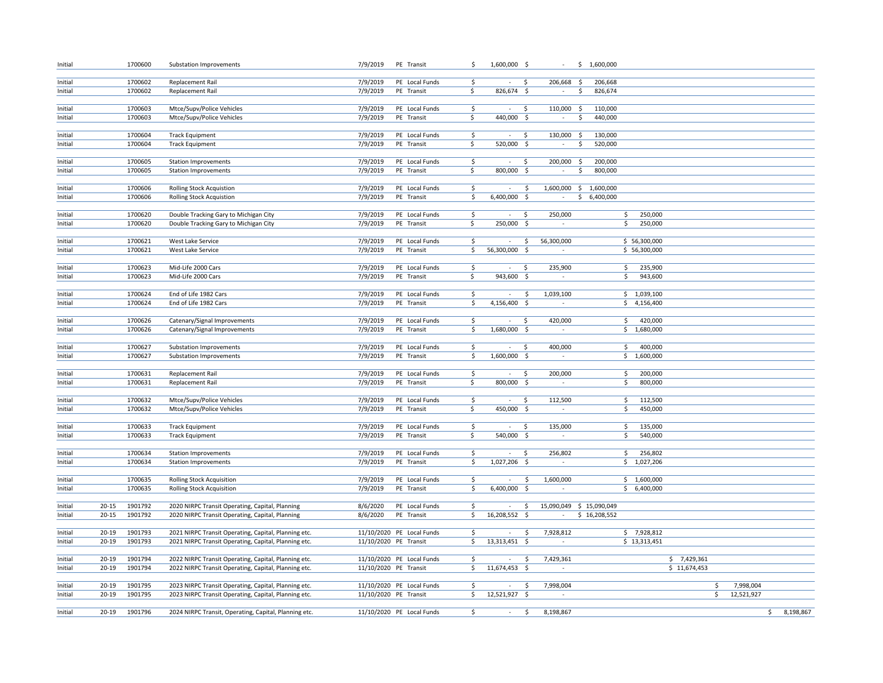| | | | | | | | | | | | | | |
|---|---|---|---|---|---|---|---|---|---|---|---|---|---|
| Initial | | 1700600 | Substation Improvements | 7/9/2019 | PE | Transit | $ 1,600,000 | $ - | $ 1,600,000 | | | | |
| Initial | | 1700602 | Replacement Rail | 7/9/2019 | PE | Local Funds | $ - | $ 206,668 | $ 206,668 | | | | |
| Initial | | 1700602 | Replacement Rail | 7/9/2019 | PE | Transit | $ 826,674 | $ - | $ 826,674 | | | | |
| Initial | | 1700603 | Mtce/Supv/Police Vehicles | 7/9/2019 | PE | Local Funds | $ - | $ 110,000 | $ 110,000 | | | | |
| Initial | | 1700603 | Mtce/Supv/Police Vehicles | 7/9/2019 | PE | Transit | $ 440,000 | $ - | $ 440,000 | | | | |
| Initial | | 1700604 | Track Equipment | 7/9/2019 | PE | Local Funds | $ - | $ 130,000 | $ 130,000 | | | | |
| Initial | | 1700604 | Track Equipment | 7/9/2019 | PE | Transit | $ 520,000 | $ - | $ 520,000 | | | | |
| Initial | | 1700605 | Station Improvements | 7/9/2019 | PE | Local Funds | $ - | $ 200,000 | $ 200,000 | | | | |
| Initial | | 1700605 | Station Improvements | 7/9/2019 | PE | Transit | $ 800,000 | $ - | $ 800,000 | | | | |
| Initial | | 1700606 | Rolling Stock Acquistion | 7/9/2019 | PE | Local Funds | $ - | $ 1,600,000 | $ 1,600,000 | | | | |
| Initial | | 1700606 | Rolling Stock Acquistion | 7/9/2019 | PE | Transit | $ 6,400,000 | $ - | $ 6,400,000 | | | | |
| Initial | | 1700620 | Double Tracking Gary to Michigan City | 7/9/2019 | PE | Local Funds | $ - | $ 250,000 | | $ 250,000 | | | |
| Initial | | 1700620 | Double Tracking Gary to Michigan City | 7/9/2019 | PE | Transit | $ 250,000 | $ - | | $ 250,000 | | | |
| Initial | | 1700621 | West Lake Service | 7/9/2019 | PE | Local Funds | $ - | $ 56,300,000 | | $ 56,300,000 | | | |
| Initial | | 1700621 | West Lake Service | 7/9/2019 | PE | Transit | $ 56,300,000 | $ - | | $ 56,300,000 | | | |
| Initial | | 1700623 | Mid-Life 2000 Cars | 7/9/2019 | PE | Local Funds | $ - | $ 235,900 | | $ 235,900 | | | |
| Initial | | 1700623 | Mid-Life 2000 Cars | 7/9/2019 | PE | Transit | $ 943,600 | $ - | | $ 943,600 | | | |
| Initial | | 1700624 | End of Life 1982 Cars | 7/9/2019 | PE | Local Funds | $ - | $ 1,039,100 | | $ 1,039,100 | | | |
| Initial | | 1700624 | End of Life 1982 Cars | 7/9/2019 | PE | Transit | $ 4,156,400 | $ - | | $ 4,156,400 | | | |
| Initial | | 1700626 | Catenary/Signal Improvements | 7/9/2019 | PE | Local Funds | $ - | $ 420,000 | | $ 420,000 | | | |
| Initial | | 1700626 | Catenary/Signal Improvements | 7/9/2019 | PE | Transit | $ 1,680,000 | $ - | | $ 1,680,000 | | | |
| Initial | | 1700627 | Substation Improvements | 7/9/2019 | PE | Local Funds | $ - | $ 400,000 | | $ 400,000 | | | |
| Initial | | 1700627 | Substation Improvements | 7/9/2019 | PE | Transit | $ 1,600,000 | $ - | | $ 1,600,000 | | | |
| Initial | | 1700631 | Replacement Rail | 7/9/2019 | PE | Local Funds | $ - | $ 200,000 | | $ 200,000 | | | |
| Initial | | 1700631 | Replacement Rail | 7/9/2019 | PE | Transit | $ 800,000 | $ - | | $ 800,000 | | | |
| Initial | | 1700632 | Mtce/Supv/Police Vehicles | 7/9/2019 | PE | Local Funds | $ - | $ 112,500 | | $ 112,500 | | | |
| Initial | | 1700632 | Mtce/Supv/Police Vehicles | 7/9/2019 | PE | Transit | $ 450,000 | $ - | | $ 450,000 | | | |
| Initial | | 1700633 | Track Equipment | 7/9/2019 | PE | Local Funds | $ - | $ 135,000 | | $ 135,000 | | | |
| Initial | | 1700633 | Track Equipment | 7/9/2019 | PE | Transit | $ 540,000 | $ - | | $ 540,000 | | | |
| Initial | | 1700634 | Station Improvements | 7/9/2019 | PE | Local Funds | $ - | $ 256,802 | | $ 256,802 | | | |
| Initial | | 1700634 | Station Improvements | 7/9/2019 | PE | Transit | $ 1,027,206 | $ - | | $ 1,027,206 | | | |
| Initial | | 1700635 | Rolling Stock Acquisition | 7/9/2019 | PE | Local Funds | $ - | $ 1,600,000 | | $ 1,600,000 | | | |
| Initial | | 1700635 | Rolling Stock Acquisition | 7/9/2019 | PE | Transit | $ 6,400,000 | $ - | | $ 6,400,000 | | | |
| Initial | 20-15 | 1901792 | 2020 NIRPC Transit Operating, Capital, Planning | 8/6/2020 | PE | Local Funds | $ - | $ 15,090,049 | $ 15,090,049 | | | | |
| Initial | 20-15 | 1901792 | 2020 NIRPC Transit Operating, Capital, Planning | 8/6/2020 | PE | Transit | $ 16,208,552 | $ - | $ 16,208,552 | | | | |
| Initial | 20-19 | 1901793 | 2021 NIRPC Transit Operating, Capital, Planning etc. | 11/10/2020 | PE | Local Funds | $ - | $ 7,928,812 | | $ 7,928,812 | | | |
| Initial | 20-19 | 1901793 | 2021 NIRPC Transit Operating, Capital, Planning etc. | 11/10/2020 | PE | Transit | $ 13,313,451 | $ - | | $ 13,313,451 | | | |
| Initial | 20-19 | 1901794 | 2022 NIRPC Transit Operating, Capital, Planning etc. | 11/10/2020 | PE | Local Funds | $ - | $ 7,429,361 | | | $ 7,429,361 | | |
| Initial | 20-19 | 1901794 | 2022 NIRPC Transit Operating, Capital, Planning etc. | 11/10/2020 | PE | Transit | $ 11,674,453 | $ - | | | $ 11,674,453 | | |
| Initial | 20-19 | 1901795 | 2023 NIRPC Transit Operating, Capital, Planning etc. | 11/10/2020 | PE | Local Funds | $ - | $ 7,998,004 | | | | $ 7,998,004 | |
| Initial | 20-19 | 1901795 | 2023 NIRPC Transit Operating, Capital, Planning etc. | 11/10/2020 | PE | Transit | $ 12,521,927 | $ - | | | | $ 12,521,927 | |
| Initial | 20-19 | 1901796 | 2024 NIRPC Transit, Operating, Capital, Planning etc. | 11/10/2020 | PE | Local Funds | $ - | $ 8,198,867 | | | | | $ 8,198,867 |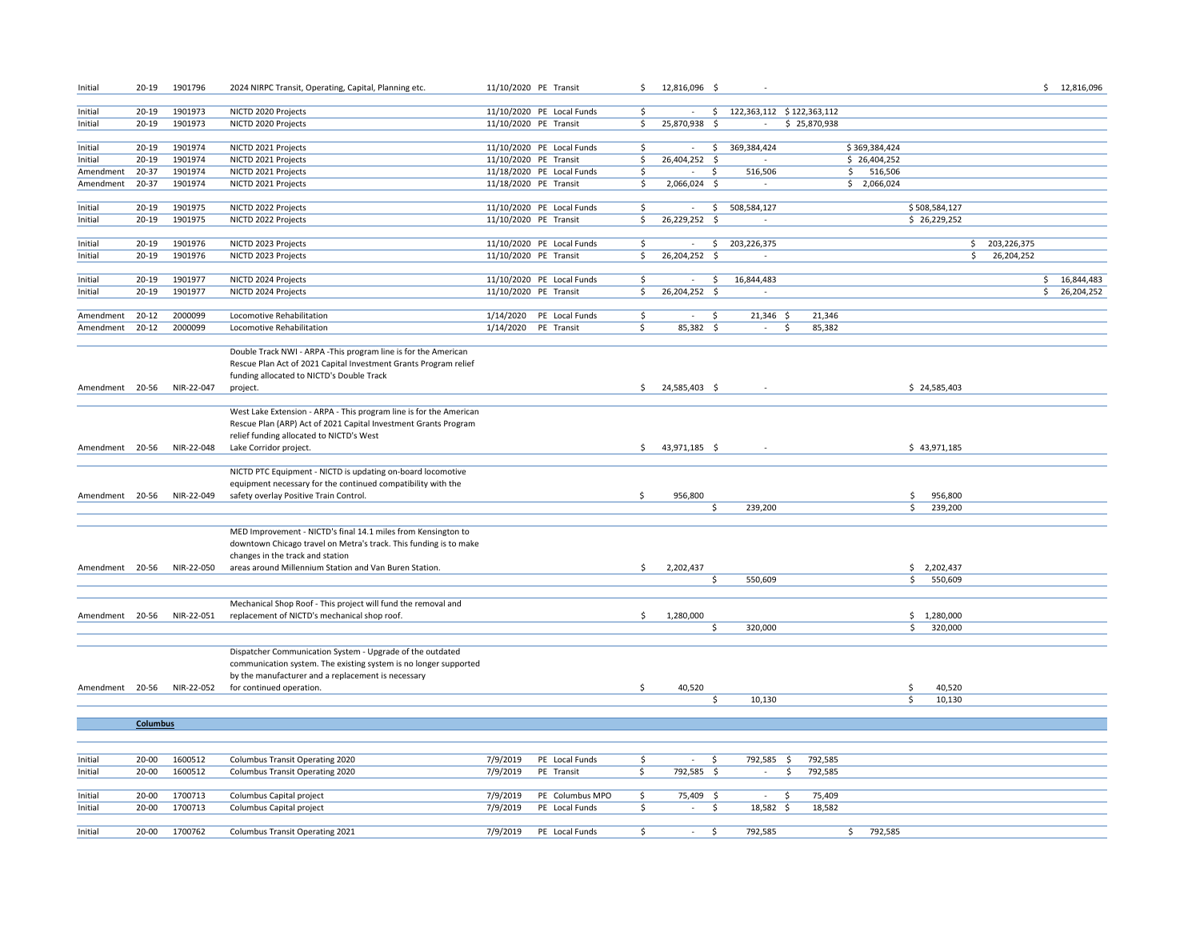| | | | | | | | | | | | | | |
|---|---|---|---|---|---|---|---|---|---|---|---|---|---|
| Initial | 20-19 | 1901796 | 2024 NIRPC Transit, Operating, Capital, Planning etc. | 11/10/2020 | PE | Transit | $ 12,816,096 | $ - | | | | | $ 12,816,096 |
| Initial | 20-19 | 1901973 | NICTD 2020 Projects | 11/10/2020 | PE | Local Funds | $ - | $ 122,363,112 | $ 122,363,112 | | | | |
| Initial | 20-19 | 1901973 | NICTD 2020 Projects | 11/10/2020 | PE | Transit | $ 25,870,938 | $ - | $ 25,870,938 | | | | |
| Initial | 20-19 | 1901974 | NICTD 2021 Projects | 11/10/2020 | PE | Local Funds | $ - | $ 369,384,424 | | $ 369,384,424 | | | |
| Initial | 20-19 | 1901974 | NICTD 2021 Projects | 11/10/2020 | PE | Transit | $ 26,404,252 | $ - | | $ 26,404,252 | | | |
| Amendment | 20-37 | 1901974 | NICTD 2021 Projects | 11/18/2020 | PE | Local Funds | $ - | $ 516,506 | | $ 516,506 | | | |
| Amendment | 20-37 | 1901974 | NICTD 2021 Projects | 11/18/2020 | PE | Transit | $ 2,066,024 | $ - | | $ 2,066,024 | | | |
| Initial | 20-19 | 1901975 | NICTD 2022 Projects | 11/10/2020 | PE | Local Funds | $ - | $ 508,584,127 | | | $ 508,584,127 | | |
| Initial | 20-19 | 1901975 | NICTD 2022 Projects | 11/10/2020 | PE | Transit | $ 26,229,252 | $ - | | | $ 26,229,252 | | |
| Initial | 20-19 | 1901976 | NICTD 2023 Projects | 11/10/2020 | PE | Local Funds | $ - | $ 203,226,375 | | | | $ 203,226,375 | |
| Initial | 20-19 | 1901976 | NICTD 2023 Projects | 11/10/2020 | PE | Transit | $ 26,204,252 | $ - | | | | $ 26,204,252 | |
| Initial | 20-19 | 1901977 | NICTD 2024 Projects | 11/10/2020 | PE | Local Funds | $ - | $ 16,844,483 | | | | | $ 16,844,483 |
| Initial | 20-19 | 1901977 | NICTD 2024 Projects | 11/10/2020 | PE | Transit | $ 26,204,252 | $ - | | | | | $ 26,204,252 |
| Amendment | 20-12 | 2000099 | Locomotive Rehabilitation | 1/14/2020 | PE | Local Funds | $ - | $ 21,346 | $ 21,346 | | | | |
| Amendment | 20-12 | 2000099 | Locomotive Rehabilitation | 1/14/2020 | PE | Transit | $ 85,382 | $ - | $ 85,382 | | | | |
| Amendment | 20-56 | NIR-22-047 | Double Track NWI - ARPA -This program line is for the American Rescue Plan Act of 2021 Capital Investment Grants Program relief funding allocated to NICTD's Double Track project. | | | | $ 24,585,403 | $ - | | | $ 24,585,403 | | |
| Amendment | 20-56 | NIR-22-048 | West Lake Extension - ARPA - This program line is for the American Rescue Plan (ARP) Act of 2021 Capital Investment Grants Program relief funding allocated to NICTD's West Lake Corridor project. | | | | $ 43,971,185 | $ - | | | $ 43,971,185 | | |
| Amendment | 20-56 | NIR-22-049 | NICTD PTC Equipment - NICTD is updating on-board locomotive equipment necessary for the continued compatibility with the safety overlay Positive Train Control. | | | | $ 956,800 | | | | $ 956,800 | | |
| | | | | | | | | $ 239,200 | | | $ 239,200 | | |
| Amendment | 20-56 | NIR-22-050 | MED Improvement - NICTD's final 14.1 miles from Kensington to downtown Chicago travel on Metra's track. This funding is to make changes in the track and station areas around Millennium Station and Van Buren Station. | | | | $ 2,202,437 | | | | $ 2,202,437 | | |
| | | | | | | | | $ 550,609 | | | $ 550,609 | | |
| Amendment | 20-56 | NIR-22-051 | Mechanical Shop Roof - This project will fund the removal and replacement of NICTD's mechanical shop roof. | | | | $ 1,280,000 | | | | $ 1,280,000 | | |
| | | | | | | | | $ 320,000 | | | $ 320,000 | | |
| Amendment | 20-56 | NIR-22-052 | Dispatcher Communication System - Upgrade of the outdated communication system. The existing system is no longer supported by the manufacturer and a replacement is necessary for continued operation. | | | | $ 40,520 | | | | $ 40,520 | | |
| | | | | | | | | $ 10,130 | | | $ 10,130 | | |
| | **Columbus** | | | | | | | | | | | | |
| Initial | 20-00 | 1600512 | Columbus Transit Operating 2020 | 7/9/2019 | PE | Local Funds | $ - | $ 792,585 | $ 792,585 | | | | |
| Initial | 20-00 | 1600512 | Columbus Transit Operating 2020 | 7/9/2019 | PE | Transit | $ 792,585 | $ - | $ 792,585 | | | | |
| Initial | 20-00 | 1700713 | Columbus Capital project | 7/9/2019 | PE | Columbus MPO | $ 75,409 | $ - | $ 75,409 | | | | |
| Initial | 20-00 | 1700713 | Columbus Capital project | 7/9/2019 | PE | Local Funds | $ - | $ 18,582 | $ 18,582 | | | | |
| Initial | 20-00 | 1700762 | Columbus Transit Operating 2021 | 7/9/2019 | PE | Local Funds | $ - | $ 792,585 | | $ 792,585 | | | |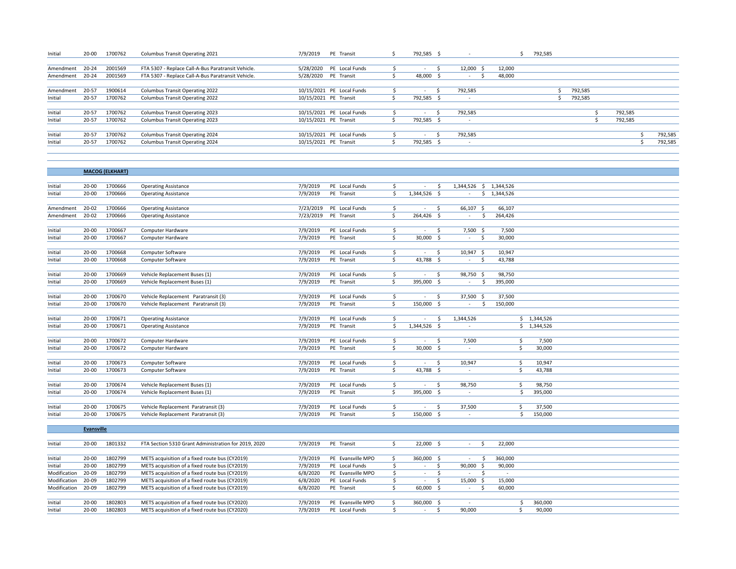| | | | | | | | | | | | | | |
|---|---|---|---|---|---|---|---|---|---|---|---|---|---|
| Initial | 20-00 | 1700762 | Columbus Transit Operating 2021 | 7/9/2019 | PE | Transit | $ 792,585 | $ - | | $ 792,585 | | | |
| Amendment | 20-24 | 2001569 | FTA 5307 - Replace Call-A-Bus Paratransit Vehicle. | 5/28/2020 | PE | Local Funds | $ - | $ 12,000 | $ 12,000 | | | | |
| Amendment | 20-24 | 2001569 | FTA 5307 - Replace Call-A-Bus Paratransit Vehicle. | 5/28/2020 | PE | Transit | $ 48,000 | $ - | $ 48,000 | | | | |
| Amendment | 20-57 | 1900614 | Columbus Transit Operating 2022 | 10/15/2021 | PE | Local Funds | $ - | $ 792,585 | | | $ 792,585 | | |
| Initial | 20-57 | 1700762 | Columbus Transit Operating 2022 | 10/15/2021 | PE | Transit | $ 792,585 | $ - | | | $ 792,585 | | |
| Initial | 20-57 | 1700762 | Columbus Transit Operating 2023 | 10/15/2021 | PE | Local Funds | $ - | $ 792,585 | | | | $ 792,585 | |
| Initial | 20-57 | 1700762 | Columbus Transit Operating 2023 | 10/15/2021 | PE | Transit | $ 792,585 | $ - | | | | $ 792,585 | |
| Initial | 20-57 | 1700762 | Columbus Transit Operating 2024 | 10/15/2021 | PE | Local Funds | $ - | $ 792,585 | | | | | $ 792,585 |
| Initial | 20-57 | 1700762 | Columbus Transit Operating 2024 | 10/15/2021 | PE | Transit | $ 792,585 | $ - | | | | | $ 792,585 |

**MACOG (ELKHART)**

| | | | | | | | | | | | | | |
|---|---|---|---|---|---|---|---|---|---|---|---|---|---|
| Initial | 20-00 | 1700666 | Operating Assistance | 7/9/2019 | PE | Local Funds | $ - | $ 1,344,526 | $ 1,344,526 | | | | |
| Initial | 20-00 | 1700666 | Operating Assistance | 7/9/2019 | PE | Transit | $ 1,344,526 | $ - | $ 1,344,526 | | | | |
| Amendment | 20-02 | 1700666 | Operating Assistance | 7/23/2019 | PE | Local Funds | $ - | $ 66,107 | $ 66,107 | | | | |
| Amendment | 20-02 | 1700666 | Operating Assistance | 7/23/2019 | PE | Transit | $ 264,426 | $ - | $ 264,426 | | | | |
| Initial | 20-00 | 1700667 | Computer Hardware | 7/9/2019 | PE | Local Funds | $ - | $ 7,500 | $ 7,500 | | | | |
| Initial | 20-00 | 1700667 | Computer Hardware | 7/9/2019 | PE | Transit | $ 30,000 | $ - | $ 30,000 | | | | |
| Initial | 20-00 | 1700668 | Computer Software | 7/9/2019 | PE | Local Funds | $ - | $ 10,947 | $ 10,947 | | | | |
| Initial | 20-00 | 1700668 | Computer Software | 7/9/2019 | PE | Transit | $ 43,788 | $ - | $ 43,788 | | | | |
| Initial | 20-00 | 1700669 | Vehicle Replacement Buses (1) | 7/9/2019 | PE | Local Funds | $ - | $ 98,750 | $ 98,750 | | | | |
| Initial | 20-00 | 1700669 | Vehicle Replacement Buses (1) | 7/9/2019 | PE | Transit | $ 395,000 | $ - | $ 395,000 | | | | |
| Initial | 20-00 | 1700670 | Vehicle Replacement Paratransit (3) | 7/9/2019 | PE | Local Funds | $ - | $ 37,500 | $ 37,500 | | | | |
| Initial | 20-00 | 1700670 | Vehicle Replacement Paratransit (3) | 7/9/2019 | PE | Transit | $ 150,000 | $ - | $ 150,000 | | | | |
| Initial | 20-00 | 1700671 | Operating Assistance | 7/9/2019 | PE | Local Funds | $ - | $ 1,344,526 | | $ 1,344,526 | | | |
| Initial | 20-00 | 1700671 | Operating Assistance | 7/9/2019 | PE | Transit | $ 1,344,526 | $ - | | $ 1,344,526 | | | |
| Initial | 20-00 | 1700672 | Computer Hardware | 7/9/2019 | PE | Local Funds | $ - | $ 7,500 | | $ 7,500 | | | |
| Initial | 20-00 | 1700672 | Computer Hardware | 7/9/2019 | PE | Transit | $ 30,000 | $ - | | $ 30,000 | | | |
| Initial | 20-00 | 1700673 | Computer Software | 7/9/2019 | PE | Local Funds | $ - | $ 10,947 | | $ 10,947 | | | |
| Initial | 20-00 | 1700673 | Computer Software | 7/9/2019 | PE | Transit | $ 43,788 | $ - | | $ 43,788 | | | |
| Initial | 20-00 | 1700674 | Vehicle Replacement Buses (1) | 7/9/2019 | PE | Local Funds | $ - | $ 98,750 | | $ 98,750 | | | |
| Initial | 20-00 | 1700674 | Vehicle Replacement Buses (1) | 7/9/2019 | PE | Transit | $ 395,000 | $ - | | $ 395,000 | | | |
| Initial | 20-00 | 1700675 | Vehicle Replacement Paratransit (3) | 7/9/2019 | PE | Local Funds | $ - | $ 37,500 | | $ 37,500 | | | |
| Initial | 20-00 | 1700675 | Vehicle Replacement Paratransit (3) | 7/9/2019 | PE | Transit | $ 150,000 | $ - | | $ 150,000 | | | |

**Evansville**

| | | | | | | | | | | | | | |
|---|---|---|---|---|---|---|---|---|---|---|---|---|---|
| Initial | 20-00 | 1801332 | FTA Section 5310 Grant Administration for 2019, 2020 | 7/9/2019 | PE | Transit | $ 22,000 | $ - | $ 22,000 | | | | |
| Initial | 20-00 | 1802799 | METS acquisition of a fixed route bus (CY2019) | 7/9/2019 | PE | Evansville MPO | $ 360,000 | $ - | $ 360,000 | | | | |
| Initial | 20-00 | 1802799 | METS acquisition of a fixed route bus (CY2019) | 7/9/2019 | PE | Local Funds | $ - | $ 90,000 | $ 90,000 | | | | |
| Modification | 20-09 | 1802799 | METS acquisition of a fixed route bus (CY2019) | 6/8/2020 | PE | Evansville MPO | $ - | $ - | $ - | | | | |
| Modification | 20-09 | 1802799 | METS acquisition of a fixed route bus (CY2019) | 6/8/2020 | PE | Local Funds | $ - | $ 15,000 | $ 15,000 | | | | |
| Modification | 20-09 | 1802799 | METS acquisition of a fixed route bus (CY2019) | 6/8/2020 | PE | Transit | $ 60,000 | $ - | $ 60,000 | | | | |
| Initial | 20-00 | 1802803 | METS acquisition of a fixed route bus (CY2020) | 7/9/2019 | PE | Evansville MPO | $ 360,000 | $ - | | $ 360,000 | | | |
| Initial | 20-00 | 1802803 | METS acquisition of a fixed route bus (CY2020) | 7/9/2019 | PE | Local Funds | $ - | $ 90,000 | | $ 90,000 | | | |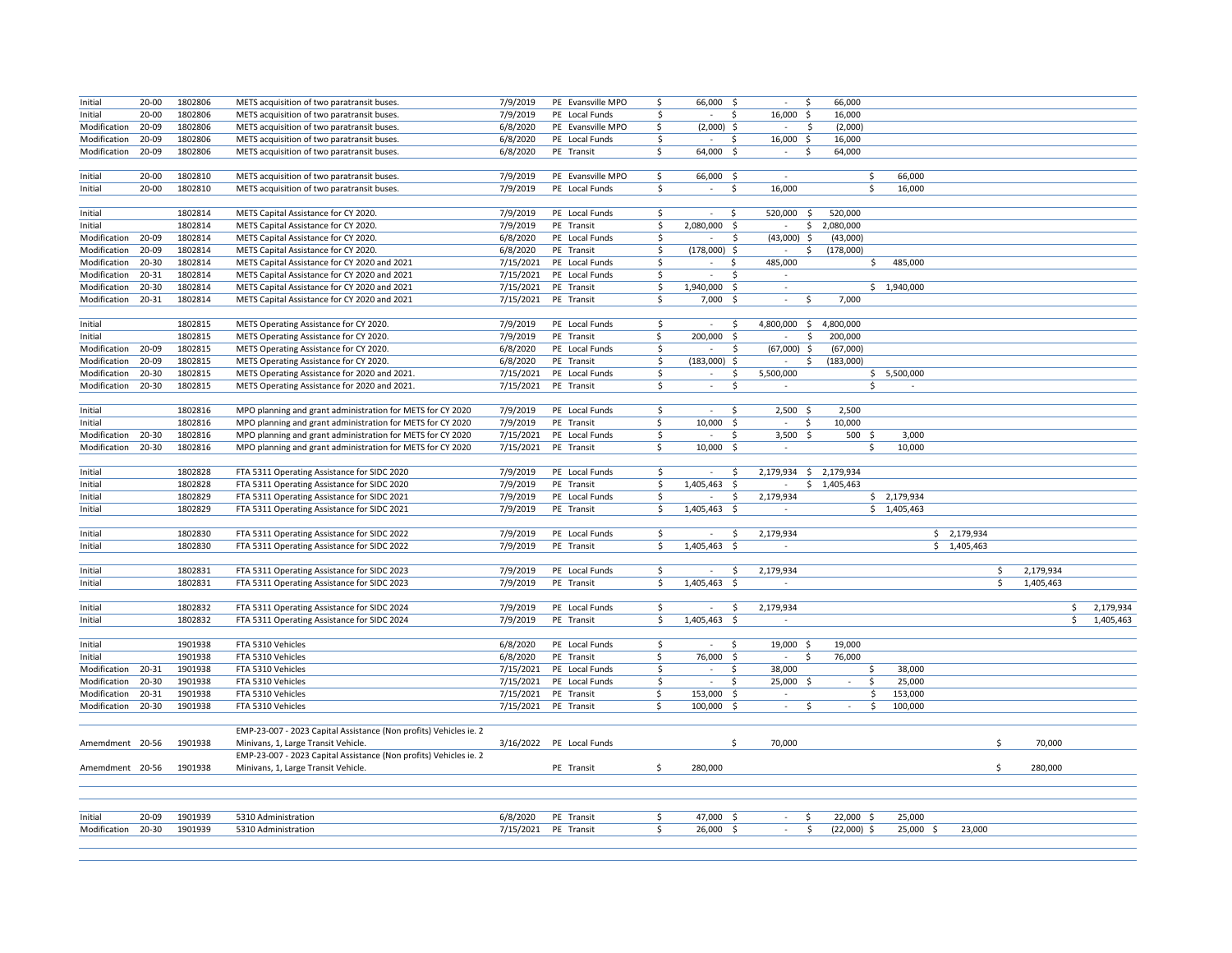| | | | | | | | | | | | | | |
|---|---|---|---|---|---|---|---|---|---|---|---|---|---|
| Initial | 20-00 | 1802806 | METS acquisition of two paratransit buses. | 7/9/2019 | PE | Evansville MPO | $ 66,000 | $ - | $ 66,000 | | | | |
| Initial | 20-00 | 1802806 | METS acquisition of two paratransit buses. | 7/9/2019 | PE | Local Funds | $ - | $ 16,000 | $ 16,000 | | | | |
| Modification | 20-09 | 1802806 | METS acquisition of two paratransit buses. | 6/8/2020 | PE | Evansville MPO | $ (2,000) | $ - | $ (2,000) | | | | |
| Modification | 20-09 | 1802806 | METS acquisition of two paratransit buses. | 6/8/2020 | PE | Local Funds | $ - | $ 16,000 | $ 16,000 | | | | |
| Modification | 20-09 | 1802806 | METS acquisition of two paratransit buses. | 6/8/2020 | PE | Transit | $ 64,000 | $ - | $ 64,000 | | | | |
| | | | | | | | | | | | | | |
| Initial | 20-00 | 1802810 | METS acquisition of two paratransit buses. | 7/9/2019 | PE | Evansville MPO | $ 66,000 | $ - | | $ 66,000 | | | |
| Initial | 20-00 | 1802810 | METS acquisition of two paratransit buses. | 7/9/2019 | PE | Local Funds | $ - | $ 16,000 | | $ 16,000 | | | |
| | | | | | | | | | | | | | |
| Initial | | 1802814 | METS Capital Assistance for CY 2020. | 7/9/2019 | PE | Local Funds | $ - | $ 520,000 | $ 520,000 | | | | |
| Initial | | 1802814 | METS Capital Assistance for CY 2020. | 7/9/2019 | PE | Transit | $ 2,080,000 | $ - | $ 2,080,000 | | | | |
| Modification | 20-09 | 1802814 | METS Capital Assistance for CY 2020. | 6/8/2020 | PE | Local Funds | $ - | $ (43,000) | $ (43,000) | | | | |
| Modification | 20-09 | 1802814 | METS Capital Assistance for CY 2020. | 6/8/2020 | PE | Transit | $ (178,000) | $ - | $ (178,000) | | | | |
| Modification | 20-30 | 1802814 | METS Capital Assistance for CY 2020 and 2021 | 7/15/2021 | PE | Local Funds | $ - | $ 485,000 | | $ 485,000 | | | |
| Modification | 20-31 | 1802814 | METS Capital Assistance for CY 2020 and 2021 | 7/15/2021 | PE | Local Funds | $ - | $ - | | | | | |
| Modification | 20-30 | 1802814 | METS Capital Assistance for CY 2020 and 2021 | 7/15/2021 | PE | Transit | $ 1,940,000 | $ - | | $ 1,940,000 | | | |
| Modification | 20-31 | 1802814 | METS Capital Assistance for CY 2020 and 2021 | 7/15/2021 | PE | Transit | $ 7,000 | $ - | $ 7,000 | | | | |
| | | | | | | | | | | | | | |
| Initial | | 1802815 | METS Operating Assistance for CY 2020. | 7/9/2019 | PE | Local Funds | $ - | $ 4,800,000 | $ 4,800,000 | | | | |
| Initial | | 1802815 | METS Operating Assistance for CY 2020. | 7/9/2019 | PE | Transit | $ 200,000 | $ - | $ 200,000 | | | | |
| Modification | 20-09 | 1802815 | METS Operating Assistance for CY 2020. | 6/8/2020 | PE | Local Funds | $ - | $ (67,000) | $ (67,000) | | | | |
| Modification | 20-09 | 1802815 | METS Operating Assistance for CY 2020. | 6/8/2020 | PE | Transit | $ (183,000) | $ - | $ (183,000) | | | | |
| Modification | 20-30 | 1802815 | METS Operating Assistance for 2020 and 2021. | 7/15/2021 | PE | Local Funds | $ - | $ 5,500,000 | | $ 5,500,000 | | | |
| Modification | 20-30 | 1802815 | METS Operating Assistance for 2020 and 2021. | 7/15/2021 | PE | Transit | $ - | $ - | | $ - | | | |
| | | | | | | | | | | | | | |
| Initial | | 1802816 | MPO planning and grant administration for METS for CY 2020 | 7/9/2019 | PE | Local Funds | $ - | $ 2,500 | $ 2,500 | | | | |
| Initial | | 1802816 | MPO planning and grant administration for METS for CY 2020 | 7/9/2019 | PE | Transit | $ 10,000 | $ - | $ 10,000 | | | | |
| Modification | 20-30 | 1802816 | MPO planning and grant administration for METS for CY 2020 | 7/15/2021 | PE | Local Funds | $ - | $ 3,500 | $ 500 | $ 3,000 | | | |
| Modification | 20-30 | 1802816 | MPO planning and grant administration for METS for CY 2020 | 7/15/2021 | PE | Transit | $ 10,000 | $ - | | $ 10,000 | | | |
| | | | | | | | | | | | | | |
| Initial | | 1802828 | FTA 5311 Operating Assistance for SIDC 2020 | 7/9/2019 | PE | Local Funds | $ - | $ 2,179,934 | $ 2,179,934 | | | | |
| Initial | | 1802828 | FTA 5311 Operating Assistance for SIDC 2020 | 7/9/2019 | PE | Transit | $ 1,405,463 | $ - | $ 1,405,463 | | | | |
| Initial | | 1802829 | FTA 5311 Operating Assistance for SIDC 2021 | 7/9/2019 | PE | Local Funds | $ - | $ 2,179,934 | | $ 2,179,934 | | | |
| Initial | | 1802829 | FTA 5311 Operating Assistance for SIDC 2021 | 7/9/2019 | PE | Transit | $ 1,405,463 | $ - | | $ 1,405,463 | | | |
| | | | | | | | | | | | | | |
| Initial | | 1802830 | FTA 5311 Operating Assistance for SIDC 2022 | 7/9/2019 | PE | Local Funds | $ - | $ 2,179,934 | | | $ 2,179,934 | | |
| Initial | | 1802830 | FTA 5311 Operating Assistance for SIDC 2022 | 7/9/2019 | PE | Transit | $ 1,405,463 | $ - | | | $ 1,405,463 | | |
| | | | | | | | | | | | | | |
| Initial | | 1802831 | FTA 5311 Operating Assistance for SIDC 2023 | 7/9/2019 | PE | Local Funds | $ - | $ 2,179,934 | | | | $ 2,179,934 | |
| Initial | | 1802831 | FTA 5311 Operating Assistance for SIDC 2023 | 7/9/2019 | PE | Transit | $ 1,405,463 | $ - | | | | $ 1,405,463 | |
| | | | | | | | | | | | | | |
| Initial | | 1802832 | FTA 5311 Operating Assistance for SIDC 2024 | 7/9/2019 | PE | Local Funds | $ - | $ 2,179,934 | | | | | $ 2,179,934 |
| Initial | | 1802832 | FTA 5311 Operating Assistance for SIDC 2024 | 7/9/2019 | PE | Transit | $ 1,405,463 | $ - | | | | | $ 1,405,463 |
| | | | | | | | | | | | | | |
| Initial | | 1901938 | FTA 5310 Vehicles | 6/8/2020 | PE | Local Funds | $ - | $ 19,000 | $ 19,000 | | | | |
| Initial | | 1901938 | FTA 5310 Vehicles | 6/8/2020 | PE | Transit | $ 76,000 | $ - | $ 76,000 | | | | |
| Modification | 20-31 | 1901938 | FTA 5310 Vehicles | 7/15/2021 | PE | Local Funds | $ - | $ 38,000 | | $ 38,000 | | | |
| Modification | 20-30 | 1901938 | FTA 5310 Vehicles | 7/15/2021 | PE | Local Funds | $ - | $ 25,000 | $ - | $ 25,000 | | | |
| Modification | 20-31 | 1901938 | FTA 5310 Vehicles | 7/15/2021 | PE | Transit | $ 153,000 | $ - | | $ 153,000 | | | |
| Modification | 20-30 | 1901938 | FTA 5310 Vehicles | 7/15/2021 | PE | Transit | $ 100,000 | $ - | $ - | $ 100,000 | | | |
| | | | | | | | | | | | | | |
| Amendment | 20-56 | 1901938 | EMP-23-007 - 2023 Capital Assistance (Non profits) Vehicles ie. 2 Minivans, 1, Large Transit Vehicle. | 3/16/2022 | PE | Local Funds | | $ 70,000 | | | | $ 70,000 | |
| Amendment | 20-56 | 1901938 | EMP-23-007 - 2023 Capital Assistance (Non profits) Vehicles ie. 2 Minivans, 1, Large Transit Vehicle. | | PE | Transit | $ 280,000 | | | | | $ 280,000 | |
| | | | | | | | | | | | | | |
| Initial | 20-09 | 1901939 | 5310 Administration | 6/8/2020 | PE | Transit | $ 47,000 | $ - | $ 22,000 | $ 25,000 | | | |
| Modification | 20-30 | 1901939 | 5310 Administration | 7/15/2021 | PE | Transit | $ 26,000 | $ - | $ (22,000) | $ 25,000 | $ 23,000 | | |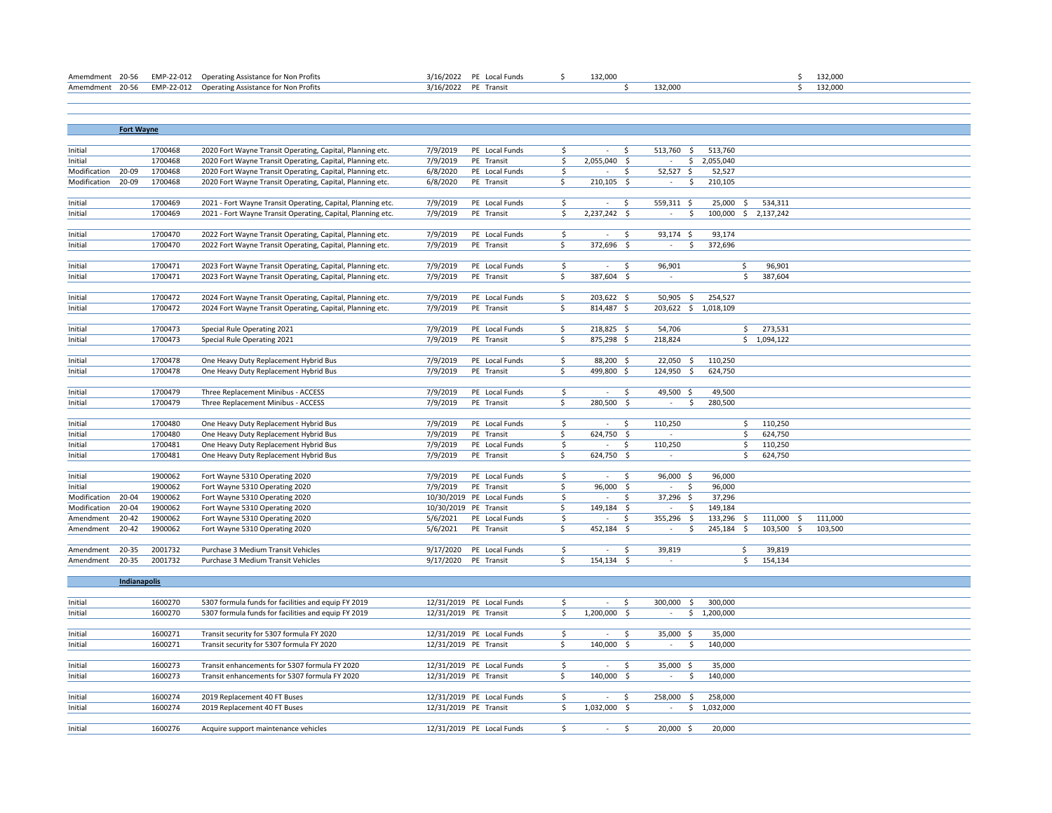| | | | | | | | | | | | |
|---|---|---|---|---|---|---|---|---|---|---|---|
| Amendment | 20-56 | EMP-22-012 | Operating Assistance for Non Profits | 3/16/2022 | PE | Local Funds | $ 132,000 | | | | $ 132,000 |
| Amendment | 20-56 | EMP-22-012 | Operating Assistance for Non Profits | 3/16/2022 | PE | Transit | | $ 132,000 | | | $ 132,000 |
| | | | | | | | | | | | |
| **Fort Wayne** | | | | | | | | | | | |
| Initial | | 1700468 | 2020 Fort Wayne Transit Operating, Capital, Planning etc. | 7/9/2019 | PE | Local Funds | $ - | $ 513,760 | $ 513,760 | | |
| Initial | | 1700468 | 2020 Fort Wayne Transit Operating, Capital, Planning etc. | 7/9/2019 | PE | Transit | $ 2,055,040 | $ - | $ 2,055,040 | | |
| Modification | 20-09 | 1700468 | 2020 Fort Wayne Transit Operating, Capital, Planning etc. | 6/8/2020 | PE | Local Funds | $ - | $ 52,527 | $ 52,527 | | |
| Modification | 20-09 | 1700468 | 2020 Fort Wayne Transit Operating, Capital, Planning etc. | 6/8/2020 | PE | Transit | $ 210,105 | $ - | $ 210,105 | | |
| Initial | | 1700469 | 2021 - Fort Wayne Transit Operating, Capital, Planning etc. | 7/9/2019 | PE | Local Funds | $ - | $ 559,311 | $ 25,000 | $ 534,311 | |
| Initial | | 1700469 | 2021 - Fort Wayne Transit Operating, Capital, Planning etc. | 7/9/2019 | PE | Transit | $ 2,237,242 | $ - | $ 100,000 | $ 2,137,242 | |
| Initial | | 1700470 | 2022 Fort Wayne Transit Operating, Capital, Planning etc. | 7/9/2019 | PE | Local Funds | $ - | $ 93,174 | $ 93,174 | | |
| Initial | | 1700470 | 2022 Fort Wayne Transit Operating, Capital, Planning etc. | 7/9/2019 | PE | Transit | $ 372,696 | $ - | $ 372,696 | | |
| Initial | | 1700471 | 2023 Fort Wayne Transit Operating, Capital, Planning etc. | 7/9/2019 | PE | Local Funds | $ - | $ 96,901 | | $ 96,901 | |
| Initial | | 1700471 | 2023 Fort Wayne Transit Operating, Capital, Planning etc. | 7/9/2019 | PE | Transit | $ 387,604 | $ - | | $ 387,604 | |
| Initial | | 1700472 | 2024 Fort Wayne Transit Operating, Capital, Planning etc. | 7/9/2019 | PE | Local Funds | $ 203,622 | $ 50,905 | $ 254,527 | | |
| Initial | | 1700472 | 2024 Fort Wayne Transit Operating, Capital, Planning etc. | 7/9/2019 | PE | Transit | $ 814,487 | $ 203,622 | $ 1,018,109 | | |
| Initial | | 1700473 | Special Rule Operating 2021 | 7/9/2019 | PE | Local Funds | $ 218,825 | $ 54,706 | | $ 273,531 | |
| Initial | | 1700473 | Special Rule Operating 2021 | 7/9/2019 | PE | Transit | $ 875,298 | $ 218,824 | | $ 1,094,122 | |
| Initial | | 1700478 | One Heavy Duty Replacement Hybrid Bus | 7/9/2019 | PE | Local Funds | $ 88,200 | $ 22,050 | $ 110,250 | | |
| Initial | | 1700478 | One Heavy Duty Replacement Hybrid Bus | 7/9/2019 | PE | Transit | $ 499,800 | $ 124,950 | $ 624,750 | | |
| Initial | | 1700479 | Three Replacement Minibus - ACCESS | 7/9/2019 | PE | Local Funds | $ - | $ 49,500 | $ 49,500 | | |
| Initial | | 1700479 | Three Replacement Minibus - ACCESS | 7/9/2019 | PE | Transit | $ 280,500 | $ - | $ 280,500 | | |
| Initial | | 1700480 | One Heavy Duty Replacement Hybrid Bus | 7/9/2019 | PE | Local Funds | $ - | $ 110,250 | | $ 110,250 | |
| Initial | | 1700480 | One Heavy Duty Replacement Hybrid Bus | 7/9/2019 | PE | Transit | $ 624,750 | $ - | | $ 624,750 | |
| Initial | | 1700481 | One Heavy Duty Replacement Hybrid Bus | 7/9/2019 | PE | Local Funds | $ - | $ 110,250 | | $ 110,250 | |
| Initial | | 1700481 | One Heavy Duty Replacement Hybrid Bus | 7/9/2019 | PE | Transit | $ 624,750 | $ - | | $ 624,750 | |
| Initial | | 1900062 | Fort Wayne 5310 Operating 2020 | 7/9/2019 | PE | Local Funds | $ - | $ 96,000 | $ 96,000 | | |
| Initial | | 1900062 | Fort Wayne 5310 Operating 2020 | 7/9/2019 | PE | Transit | $ 96,000 | $ - | $ 96,000 | | |
| Modification | 20-04 | 1900062 | Fort Wayne 5310 Operating 2020 | 10/30/2019 | PE | Local Funds | $ - | $ 37,296 | $ 37,296 | | |
| Modification | 20-04 | 1900062 | Fort Wayne 5310 Operating 2020 | 10/30/2019 | PE | Transit | $ 149,184 | $ - | $ 149,184 | | |
| Amendment | 20-42 | 1900062 | Fort Wayne 5310 Operating 2020 | 5/6/2021 | PE | Local Funds | $ - | $ 355,296 | $ 133,296 | $ 111,000 | $ 111,000 |
| Amendment | 20-42 | 1900062 | Fort Wayne 5310 Operating 2020 | 5/6/2021 | PE | Transit | $ 452,184 | $ - | $ 245,184 | $ 103,500 | $ 103,500 |
| Amendment | 20-35 | 2001732 | Purchase 3 Medium Transit Vehicles | 9/17/2020 | PE | Local Funds | $ - | $ 39,819 | | $ 39,819 | |
| Amendment | 20-35 | 2001732 | Purchase 3 Medium Transit Vehicles | 9/17/2020 | PE | Transit | $ 154,134 | $ - | | $ 154,134 | |
| **Indianapolis** | | | | | | | | | | | |
| Initial | | 1600270 | 5307 formula funds for facilities and equip FY 2019 | 12/31/2019 | PE | Local Funds | $ - | $ 300,000 | $ 300,000 | | |
| Initial | | 1600270 | 5307 formula funds for facilities and equip FY 2019 | 12/31/2019 | PE | Transit | $ 1,200,000 | $ - | $ 1,200,000 | | |
| Initial | | 1600271 | Transit security for 5307 formula FY 2020 | 12/31/2019 | PE | Local Funds | $ - | $ 35,000 | $ 35,000 | | |
| Initial | | 1600271 | Transit security for 5307 formula FY 2020 | 12/31/2019 | PE | Transit | $ 140,000 | $ - | $ 140,000 | | |
| Initial | | 1600273 | Transit enhancements for 5307 formula FY 2020 | 12/31/2019 | PE | Local Funds | $ - | $ 35,000 | $ 35,000 | | |
| Initial | | 1600273 | Transit enhancements for 5307 formula FY 2020 | 12/31/2019 | PE | Transit | $ 140,000 | $ - | $ 140,000 | | |
| Initial | | 1600274 | 2019 Replacement 40 FT Buses | 12/31/2019 | PE | Local Funds | $ - | $ 258,000 | $ 258,000 | | |
| Initial | | 1600274 | 2019 Replacement 40 FT Buses | 12/31/2019 | PE | Transit | $ 1,032,000 | $ - | $ 1,032,000 | | |
| Initial | | 1600276 | Acquire support maintenance vehicles | 12/31/2019 | PE | Local Funds | $ - | $ 20,000 | $ 20,000 | | |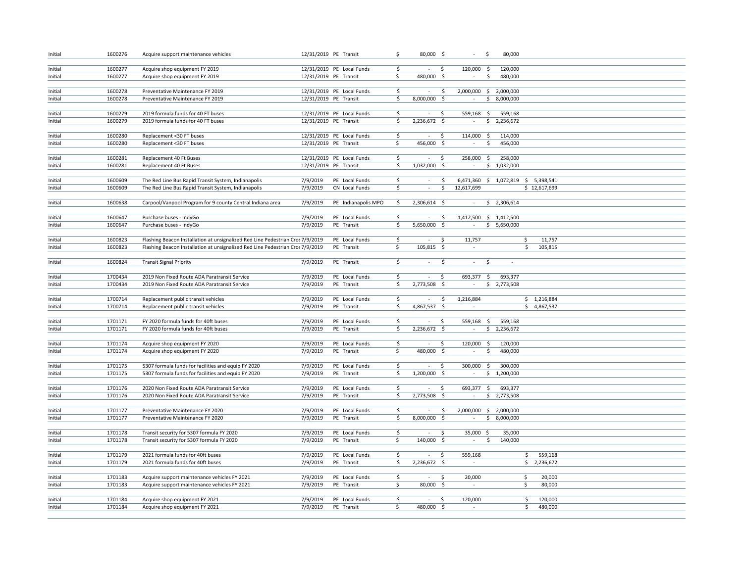| | | | | | | | | | |
|---|---|---|---|---|---|---|---|---|---|
| Initial | 1600276 | Acquire support maintenance vehicles | 12/31/2019 | PE | Transit | $ 80,000 | $ - | $ 80,000 | |
| Initial | 1600277 | Acquire shop equipment FY 2019 | 12/31/2019 | PE | Local Funds | $ - | $ 120,000 | $ 120,000 | |
| Initial | 1600277 | Acquire shop equipment FY 2019 | 12/31/2019 | PE | Transit | $ 480,000 | $ - | $ 480,000 | |
| Initial | 1600278 | Preventative Maintenance FY 2019 | 12/31/2019 | PE | Local Funds | $ - | $ 2,000,000 | $ 2,000,000 | |
| Initial | 1600278 | Preventative Maintenance FY 2019 | 12/31/2019 | PE | Transit | $ 8,000,000 | $ - | $ 8,000,000 | |
| Initial | 1600279 | 2019 formula funds for 40 FT buses | 12/31/2019 | PE | Local Funds | $ - | $ 559,168 | $ 559,168 | |
| Initial | 1600279 | 2019 formula funds for 40 FT buses | 12/31/2019 | PE | Transit | $ 2,236,672 | $ - | $ 2,236,672 | |
| Initial | 1600280 | Replacement <30 FT buses | 12/31/2019 | PE | Local Funds | $ - | $ 114,000 | $ 114,000 | |
| Initial | 1600280 | Replacement <30 FT buses | 12/31/2019 | PE | Transit | $ 456,000 | $ - | $ 456,000 | |
| Initial | 1600281 | Replacement 40 Ft Buses | 12/31/2019 | PE | Local Funds | $ - | $ 258,000 | $ 258,000 | |
| Initial | 1600281 | Replacement 40 Ft Buses | 12/31/2019 | PE | Transit | $ 1,032,000 | $ - | $ 1,032,000 | |
| Initial | 1600609 | The Red Line Bus Rapid Transit System, Indianapolis | 7/9/2019 | PE | Local Funds | $ - | $ 6,471,360 | $ 1,072,819 | $ 5,398,541 |
| Initial | 1600609 | The Red Line Bus Rapid Transit System, Indianapolis | 7/9/2019 | CN | Local Funds | $ - | $ 12,617,699 | | $ 12,617,699 |
| Initial | 1600638 | Carpool/Vanpool Program for 9 county Central Indiana area | 7/9/2019 | PE | Indianapolis MPO | $ 2,306,614 | $ - | $ 2,306,614 | |
| Initial | 1600647 | Purchase buses - IndyGo | 7/9/2019 | PE | Local Funds | $ - | $ 1,412,500 | $ 1,412,500 | |
| Initial | 1600647 | Purchase buses - IndyGo | 7/9/2019 | PE | Transit | $ 5,650,000 | $ - | $ 5,650,000 | |
| Initial | 1600823 | Flashing Beacon Installation at unsignalized Red Line Pedestrian Cros | 7/9/2019 | PE | Local Funds | $ - | $ 11,757 | | $ 11,757 |
| Initial | 1600823 | Flashing Beacon Installation at unsignalized Red Line Pedestrian Cros | 7/9/2019 | PE | Transit | $ 105,815 | $ - | | $ 105,815 |
| Initial | 1600824 | Transit Signal Priority | 7/9/2019 | PE | Transit | $ - | $ - | $ - | |
| Initial | 1700434 | 2019 Non Fixed Route ADA Paratransit Service | 7/9/2019 | PE | Local Funds | $ - | $ 693,377 | $ 693,377 | |
| Initial | 1700434 | 2019 Non Fixed Route ADA Paratransit Service | 7/9/2019 | PE | Transit | $ 2,773,508 | $ - | $ 2,773,508 | |
| Initial | 1700714 | Replacement public transit vehicles | 7/9/2019 | PE | Local Funds | $ - | $ 1,216,884 | | $ 1,216,884 |
| Initial | 1700714 | Replacement public transit vehicles | 7/9/2019 | PE | Transit | $ 4,867,537 | $ - | | $ 4,867,537 |
| Initial | 1701171 | FY 2020 formula funds for 40ft buses | 7/9/2019 | PE | Local Funds | $ - | $ 559,168 | $ 559,168 | |
| Initial | 1701171 | FY 2020 formula funds for 40ft buses | 7/9/2019 | PE | Transit | $ 2,236,672 | $ - | $ 2,236,672 | |
| Initial | 1701174 | Acquire shop equipment FY 2020 | 7/9/2019 | PE | Local Funds | $ - | $ 120,000 | $ 120,000 | |
| Initial | 1701174 | Acquire shop equipment FY 2020 | 7/9/2019 | PE | Transit | $ 480,000 | $ - | $ 480,000 | |
| Initial | 1701175 | 5307 formula funds for facilities and equip FY 2020 | 7/9/2019 | PE | Local Funds | $ - | $ 300,000 | $ 300,000 | |
| Initial | 1701175 | 5307 formula funds for facilities and equip FY 2020 | 7/9/2019 | PE | Transit | $ 1,200,000 | $ - | $ 1,200,000 | |
| Initial | 1701176 | 2020 Non Fixed Route ADA Paratransit Service | 7/9/2019 | PE | Local Funds | $ - | $ 693,377 | $ 693,377 | |
| Initial | 1701176 | 2020 Non Fixed Route ADA Paratransit Service | 7/9/2019 | PE | Transit | $ 2,773,508 | $ - | $ 2,773,508 | |
| Initial | 1701177 | Preventative Maintenance FY 2020 | 7/9/2019 | PE | Local Funds | $ - | $ 2,000,000 | $ 2,000,000 | |
| Initial | 1701177 | Preventative Maintenance FY 2020 | 7/9/2019 | PE | Transit | $ 8,000,000 | $ - | $ 8,000,000 | |
| Initial | 1701178 | Transit security for 5307 formula FY 2020 | 7/9/2019 | PE | Local Funds | $ - | $ 35,000 | $ 35,000 | |
| Initial | 1701178 | Transit security for 5307 formula FY 2020 | 7/9/2019 | PE | Transit | $ 140,000 | $ - | $ 140,000 | |
| Initial | 1701179 | 2021 formula funds for 40ft buses | 7/9/2019 | PE | Local Funds | $ - | $ 559,168 | | $ 559,168 |
| Initial | 1701179 | 2021 formula funds for 40ft buses | 7/9/2019 | PE | Transit | $ 2,236,672 | $ - | | $ 2,236,672 |
| Initial | 1701183 | Acquire support maintenance vehicles FY 2021 | 7/9/2019 | PE | Local Funds | $ - | $ 20,000 | | $ 20,000 |
| Initial | 1701183 | Acquire support maintenance vehicles FY 2021 | 7/9/2019 | PE | Transit | $ 80,000 | $ - | | $ 80,000 |
| Initial | 1701184 | Acquire shop equipment FY 2021 | 7/9/2019 | PE | Local Funds | $ - | $ 120,000 | | $ 120,000 |
| Initial | 1701184 | Acquire shop equipment FY 2021 | 7/9/2019 | PE | Transit | $ 480,000 | $ - | | $ 480,000 |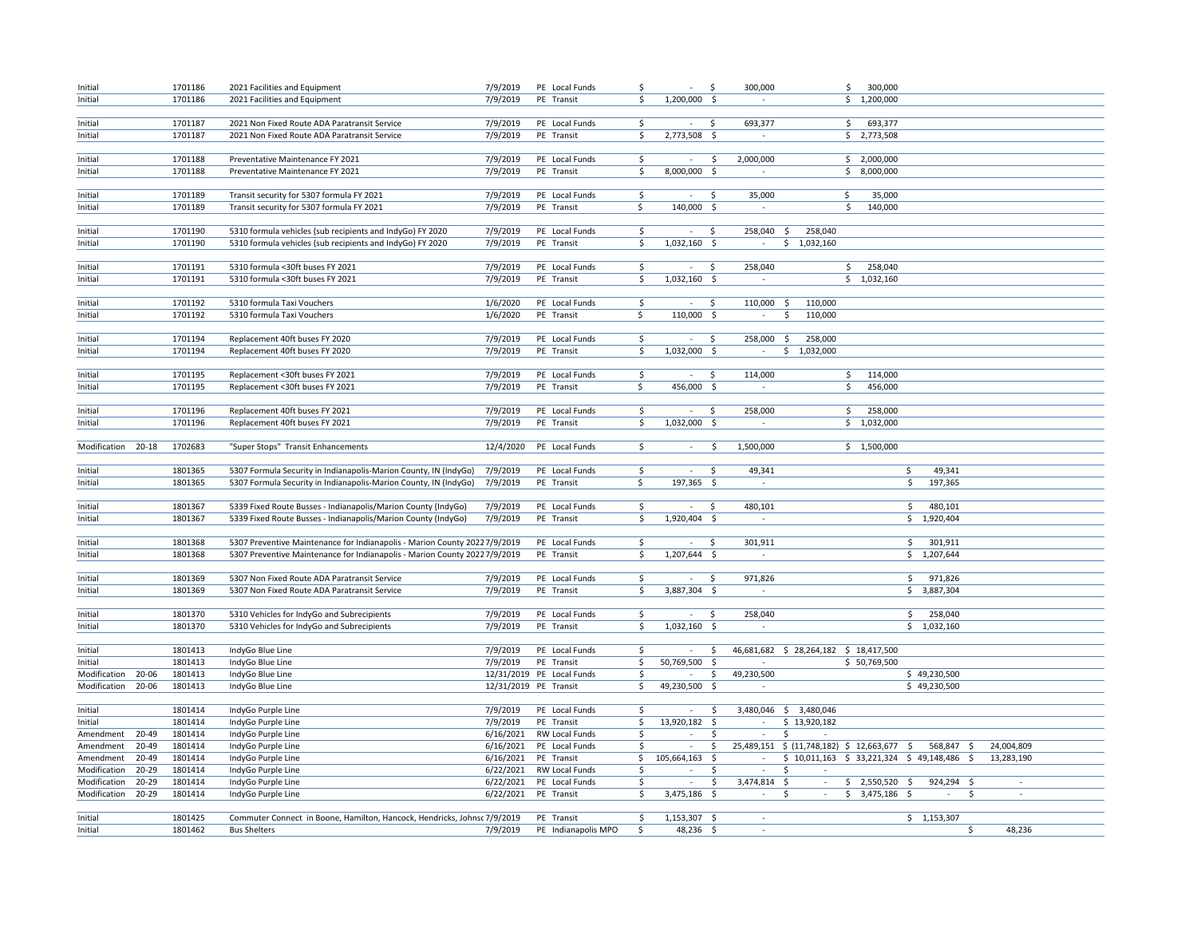| | | | | | | | | | | | | |
|---|---|---|---|---|---|---|---|---|---|---|---|---|
| Initial | | 1701186 | 2021 Facilities and Equipment | 7/9/2019 | PE | Local Funds | $ - | $ 300,000 | | $ 300,000 | | |
| Initial | | 1701186 | 2021 Facilities and Equipment | 7/9/2019 | PE | Transit | $ 1,200,000 | $ - | | $ 1,200,000 | | |
| Initial | | 1701187 | 2021 Non Fixed Route ADA Paratransit Service | 7/9/2019 | PE | Local Funds | $ - | $ 693,377 | | $ 693,377 | | |
| Initial | | 1701187 | 2021 Non Fixed Route ADA Paratransit Service | 7/9/2019 | PE | Transit | $ 2,773,508 | $ - | | $ 2,773,508 | | |
| Initial | | 1701188 | Preventative Maintenance FY 2021 | 7/9/2019 | PE | Local Funds | $ - | $ 2,000,000 | | $ 2,000,000 | | |
| Initial | | 1701188 | Preventative Maintenance FY 2021 | 7/9/2019 | PE | Transit | $ 8,000,000 | $ - | | $ 8,000,000 | | |
| Initial | | 1701189 | Transit security for 5307 formula FY 2021 | 7/9/2019 | PE | Local Funds | $ - | $ 35,000 | | $ 35,000 | | |
| Initial | | 1701189 | Transit security for 5307 formula FY 2021 | 7/9/2019 | PE | Transit | $ 140,000 | $ - | | $ 140,000 | | |
| Initial | | 1701190 | 5310 formula vehicles (sub recipients and IndyGo) FY 2020 | 7/9/2019 | PE | Local Funds | $ - | $ 258,040 | $ 258,040 | | | |
| Initial | | 1701190 | 5310 formula vehicles (sub recipients and IndyGo) FY 2020 | 7/9/2019 | PE | Transit | $ 1,032,160 | $ - | $ 1,032,160 | | | |
| Initial | | 1701191 | 5310 formula <30ft buses FY 2021 | 7/9/2019 | PE | Local Funds | $ - | $ 258,040 | | $ 258,040 | | |
| Initial | | 1701191 | 5310 formula <30ft buses FY 2021 | 7/9/2019 | PE | Transit | $ 1,032,160 | $ - | | $ 1,032,160 | | |
| Initial | | 1701192 | 5310 formula Taxi Vouchers | 1/6/2020 | PE | Local Funds | $ - | $ 110,000 | $ 110,000 | | | |
| Initial | | 1701192 | 5310 formula Taxi Vouchers | 1/6/2020 | PE | Transit | $ 110,000 | $ - | $ 110,000 | | | |
| Initial | | 1701194 | Replacement 40ft buses FY 2020 | 7/9/2019 | PE | Local Funds | $ - | $ 258,000 | $ 258,000 | | | |
| Initial | | 1701194 | Replacement 40ft buses FY 2020 | 7/9/2019 | PE | Transit | $ 1,032,000 | $ - | $ 1,032,000 | | | |
| Initial | | 1701195 | Replacement <30ft buses FY 2021 | 7/9/2019 | PE | Local Funds | $ - | $ 114,000 | | $ 114,000 | | |
| Initial | | 1701195 | Replacement <30ft buses FY 2021 | 7/9/2019 | PE | Transit | $ 456,000 | $ - | | $ 456,000 | | |
| Initial | | 1701196 | Replacement 40ft buses FY 2021 | 7/9/2019 | PE | Local Funds | $ - | $ 258,000 | | $ 258,000 | | |
| Initial | | 1701196 | Replacement 40ft buses FY 2021 | 7/9/2019 | PE | Transit | $ 1,032,000 | $ - | | $ 1,032,000 | | |
| Modification | 20-18 | 1702683 | "Super Stops" Transit Enhancements | 12/4/2020 | PE | Local Funds | $ - | $ 1,500,000 | | $ 1,500,000 | | |
| Initial | | 1801365 | 5307 Formula Security in Indianapolis-Marion County, IN (IndyGo) | 7/9/2019 | PE | Local Funds | $ - | $ 49,341 | | | $ 49,341 | |
| Initial | | 1801365 | 5307 Formula Security in Indianapolis-Marion County, IN (IndyGo) | 7/9/2019 | PE | Transit | $ 197,365 | $ - | | | $ 197,365 | |
| Initial | | 1801367 | 5339 Fixed Route Busses - Indianapolis/Marion County (IndyGo) | 7/9/2019 | PE | Local Funds | $ - | $ 480,101 | | | $ 480,101 | |
| Initial | | 1801367 | 5339 Fixed Route Busses - Indianapolis/Marion County (IndyGo) | 7/9/2019 | PE | Transit | $ 1,920,404 | $ - | | | $ 1,920,404 | |
| Initial | | 1801368 | 5307 Preventive Maintenance for Indianapolis - Marion County 2022 | 7/9/2019 | PE | Local Funds | $ - | $ 301,911 | | | $ 301,911 | |
| Initial | | 1801368 | 5307 Preventive Maintenance for Indianapolis - Marion County 2022 | 7/9/2019 | PE | Transit | $ 1,207,644 | $ - | | | $ 1,207,644 | |
| Initial | | 1801369 | 5307 Non Fixed Route ADA Paratransit Service | 7/9/2019 | PE | Local Funds | $ - | $ 971,826 | | | $ 971,826 | |
| Initial | | 1801369 | 5307 Non Fixed Route ADA Paratransit Service | 7/9/2019 | PE | Transit | $ 3,887,304 | $ - | | | $ 3,887,304 | |
| Initial | | 1801370 | 5310 Vehicles for IndyGo and Subrecipients | 7/9/2019 | PE | Local Funds | $ - | $ 258,040 | | | $ 258,040 | |
| Initial | | 1801370 | 5310 Vehicles for IndyGo and Subrecipients | 7/9/2019 | PE | Transit | $ 1,032,160 | $ - | | | $ 1,032,160 | |
| Initial | | 1801413 | IndyGo Blue Line | 7/9/2019 | PE | Local Funds | $ - | $ 46,681,682 | $ 28,264,182 | $ 18,417,500 | | |
| Initial | | 1801413 | IndyGo Blue Line | 7/9/2019 | PE | Transit | $ 50,769,500 | $ - | | $ 50,769,500 | | |
| Modification | 20-06 | 1801413 | IndyGo Blue Line | 12/31/2019 | PE | Local Funds | $ - | $ 49,230,500 | | | $ 49,230,500 | |
| Modification | 20-06 | 1801413 | IndyGo Blue Line | 12/31/2019 | PE | Transit | $ 49,230,500 | $ - | | | $ 49,230,500 | |
| Initial | | 1801414 | IndyGo Purple Line | 7/9/2019 | PE | Local Funds | $ - | $ 3,480,046 | $ 3,480,046 | | | |
| Initial | | 1801414 | IndyGo Purple Line | 7/9/2019 | PE | Transit | $ 13,920,182 | $ - | $ 13,920,182 | | | |
| Amendment | 20-49 | 1801414 | IndyGo Purple Line | 6/16/2021 | RW | Local Funds | $ - | $ - | $ - | | | |
| Amendment | 20-49 | 1801414 | IndyGo Purple Line | 6/16/2021 | PE | Local Funds | $ - | $ 25,489,151 | $ (11,748,182) | $ 12,663,677 | $ 568,847 | $ 24,004,809 |
| Amendment | 20-49 | 1801414 | IndyGo Purple Line | 6/16/2021 | PE | Transit | $ 105,664,163 | $ - | $ 10,011,163 | $ 33,221,324 | $ 49,148,486 | $ 13,283,190 |
| Modification | 20-29 | 1801414 | IndyGo Purple Line | 6/22/2021 | RW | Local Funds | $ - | $ - | $ - | | | |
| Modification | 20-29 | 1801414 | IndyGo Purple Line | 6/22/2021 | PE | Local Funds | $ - | $ 3,474,814 | $ - | $ 2,550,520 | $ 924,294 | $ - |
| Modification | 20-29 | 1801414 | IndyGo Purple Line | 6/22/2021 | PE | Transit | $ 3,475,186 | $ - | $ - | $ 3,475,186 | $ - | $ - |
| Initial | | 1801425 | Commuter Connect in Boone, Hamilton, Hancock, Hendricks, Johnsc | 7/9/2019 | PE | Transit | $ 1,153,307 | $ - | | | $ 1,153,307 | |
| Initial | | 1801462 | Bus Shelters | 7/9/2019 | PE | Indianapolis MPO | $ 48,236 | $ - | | | | $ 48,236 |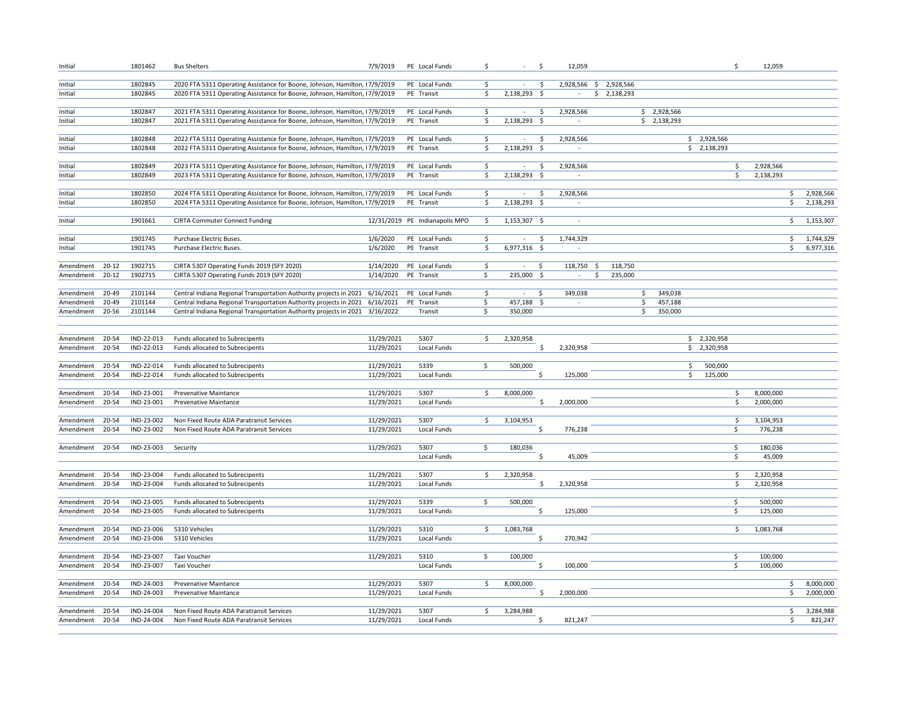| | | | | | | | | | | | | |
|---|---|---|---|---|---|---|---|---|---|---|---|---|
| Initial | | 1801462 | Bus Shelters | 7/9/2019 | PE Local Funds | $ - | $ 12,059 | | | | $ 12,059 | |
| Initial | | 1802845 | 2020 FTA 5311 Operating Assistance for Boone, Johnson, Hamilton, I | 7/9/2019 | PE Local Funds | $ - | $ 2,928,566 | $ 2,928,566 | | | | |
| Initial | | 1802845 | 2020 FTA 5311 Operating Assistance for Boone, Johnson, Hamilton, I | 7/9/2019 | PE Transit | $ 2,138,293 | $ - | $ 2,138,293 | | | | |
| Initial | | 1802847 | 2021 FTA 5311 Operating Assistance for Boone, Johnson, Hamilton, I | 7/9/2019 | PE Local Funds | $ - | $ 2,928,566 | | $ 2,928,566 | | | |
| Initial | | 1802847 | 2021 FTA 5311 Operating Assistance for Boone, Johnson, Hamilton, I | 7/9/2019 | PE Transit | $ 2,138,293 | $ - | | $ 2,138,293 | | | |
| Initial | | 1802848 | 2022 FTA 5311 Operating Assistance for Boone, Johnson, Hamilton, I | 7/9/2019 | PE Local Funds | $ - | $ 2,928,566 | | | $ 2,928,566 | | |
| Initial | | 1802848 | 2022 FTA 5311 Operating Assistance for Boone, Johnson, Hamilton, I | 7/9/2019 | PE Transit | $ 2,138,293 | $ - | | | $ 2,138,293 | | |
| Initial | | 1802849 | 2023 FTA 5311 Operating Assistance for Boone, Johnson, Hamilton, I | 7/9/2019 | PE Local Funds | $ - | $ 2,928,566 | | | | $ 2,928,566 | |
| Initial | | 1802849 | 2023 FTA 5311 Operating Assistance for Boone, Johnson, Hamilton, I | 7/9/2019 | PE Transit | $ 2,138,293 | $ - | | | | $ 2,138,293 | |
| Initial | | 1802850 | 2024 FTA 5311 Operating Assistance for Boone, Johnson, Hamilton, I | 7/9/2019 | PE Local Funds | $ - | $ 2,928,566 | | | | | $ 2,928,566 |
| Initial | | 1802850 | 2024 FTA 5311 Operating Assistance for Boone, Johnson, Hamilton, I | 7/9/2019 | PE Transit | $ 2,138,293 | $ - | | | | | $ 2,138,293 |
| Initial | | 1901661 | CIRTA Commuter Connect Funding | 12/31/2019 | PE Indianapolis MPO | $ 1,153,307 | $ - | | | | | $ 1,153,307 |
| Initial | | 1901745 | Purchase Electric Buses. | 1/6/2020 | PE Local Funds | $ - | $ 1,744,329 | | | | | $ 1,744,329 |
| Initial | | 1901745 | Purchase Electric Buses. | 1/6/2020 | PE Transit | $ 6,977,316 | $ - | | | | | $ 6,977,316 |
| Amendment | 20-12 | 1902715 | CIRTA 5307 Operating Funds 2019 (SFY 2020) | 1/14/2020 | PE Local Funds | $ - | $ 118,750 | $ 118,750 | | | | |
| Amendment | 20-12 | 1902715 | CIRTA 5307 Operating Funds 2019 (SFY 2020) | 1/14/2020 | PE Transit | $ 235,000 | $ - | $ 235,000 | | | | |
| Amendment | 20-49 | 2101144 | Central Indiana Regional Transportation Authority projects in 2021 | 6/16/2021 | PE Local Funds | $ - | $ 349,038 | | $ 349,038 | | | |
| Amendment | 20-49 | 2101144 | Central Indiana Regional Transportation Authority projects in 2021 | 6/16/2021 | PE Transit | $ 457,188 | $ - | | $ 457,188 | | | |
| Amendment | 20-56 | 2101144 | Central Indiana Regional Transportation Authority projects in 2021 | 3/16/2022 | Transit | $ 350,000 | | | $ 350,000 | | | |
| Amendment | 20-54 | IND-22-013 | Funds allocated to Subrecipents | 11/29/2021 | 5307 | $ 2,320,958 | | | | $ 2,320,958 | | |
| Amendment | 20-54 | IND-22-013 | Funds allocated to Subrecipents | 11/29/2021 | Local Funds | | $ 2,320,958 | | | $ 2,320,958 | | |
| Amendment | 20-54 | IND-22-014 | Funds allocated to Subrecipents | 11/29/2021 | 5339 | $ 500,000 | | | | $ 500,000 | | |
| Amendment | 20-54 | IND-22-014 | Funds allocated to Subrecipents | 11/29/2021 | Local Funds | | $ 125,000 | | | $ 125,000 | | |
| Amendment | 20-54 | IND-23-001 | Prevenative Maintance | 11/29/2021 | 5307 | $ 8,000,000 | | | | | $ 8,000,000 | |
| Amendment | 20-54 | IND-23-001 | Prevenative Maintance | 11/29/2021 | Local Funds | | $ 2,000,000 | | | | $ 2,000,000 | |
| Amendment | 20-54 | IND-23-002 | Non Fixed Route ADA Paratransit Services | 11/29/2021 | 5307 | $ 3,104,953 | | | | | $ 3,104,953 | |
| Amendment | 20-54 | IND-23-002 | Non Fixed Route ADA Paratransit Services | 11/29/2021 | Local Funds | | $ 776,238 | | | | $ 776,238 | |
| Amendment | 20-54 | IND-23-003 | Security | 11/29/2021 | 5307 | $ 180,036 | | | | | $ 180,036 | |
| | | | | | Local Funds | | $ 45,009 | | | | $ 45,009 | |
| Amendment | 20-54 | IND-23-004 | Funds allocated to Subrecipents | 11/29/2021 | 5307 | $ 2,320,958 | | | | | $ 2,320,958 | |
| Amendment | 20-54 | IND-23-004 | Funds allocated to Subrecipents | 11/29/2021 | Local Funds | | $ 2,320,958 | | | | $ 2,320,958 | |
| Amendment | 20-54 | IND-23-005 | Funds allocated to Subrecipents | 11/29/2021 | 5339 | $ 500,000 | | | | | $ 500,000 | |
| Amendment | 20-54 | IND-23-005 | Funds allocated to Subrecipents | 11/29/2021 | Local Funds | | $ 125,000 | | | | $ 125,000 | |
| Amendment | 20-54 | IND-23-006 | 5310 Vehicles | 11/29/2021 | 5310 | $ 1,083,768 | | | | | $ 1,083,768 | |
| Amendment | 20-54 | IND-23-006 | 5310 Vehicles | 11/29/2021 | Local Funds | | $ 270,942 | | | | | |
| Amendment | 20-54 | IND-23-007 | Taxi Voucher | 11/29/2021 | 5310 | $ 100,000 | | | | | $ 100,000 | |
| Amendment | 20-54 | IND-23-007 | Taxi Voucher | | Local Funds | | $ 100,000 | | | | $ 100,000 | |
| Amendment | 20-54 | IND-24-003 | Prevenative Maintance | 11/29/2021 | 5307 | $ 8,000,000 | | | | | | $ 8,000,000 |
| Amendment | 20-54 | IND-24-003 | Prevenative Maintance | 11/29/2021 | Local Funds | | $ 2,000,000 | | | | | $ 2,000,000 |
| Amendment | 20-54 | IND-24-004 | Non Fixed Route ADA Paratransit Services | 11/29/2021 | 5307 | $ 3,284,988 | | | | | | $ 3,284,988 |
| Amendment | 20-54 | IND-24-004 | Non Fixed Route ADA Paratransit Services | 11/29/2021 | Local Funds | | $ 821,247 | | | | | $ 821,247 |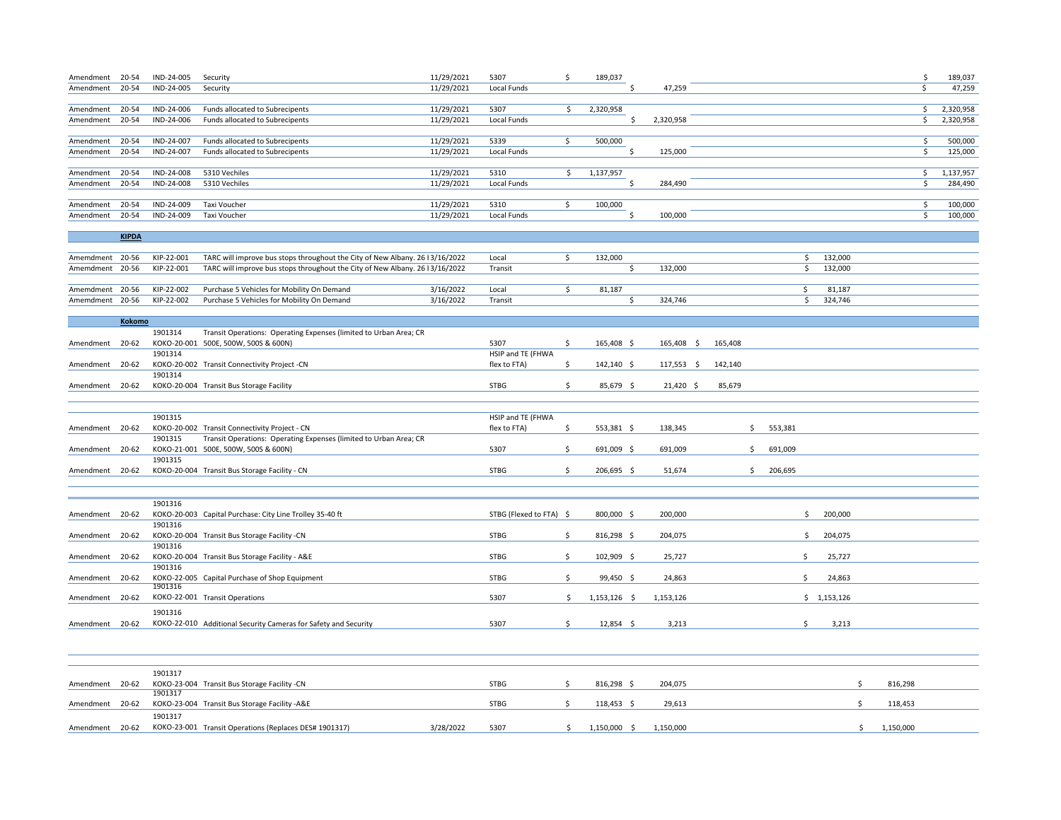| | | | | | | | | | | | | |
|---|---|---|---|---|---|---|---|---|---|---|---|---|
| Amendment | 20-54 | IND-24-005 | Security | 11/29/2021 | 5307 | $ 189,037 | | | | | | $ 189,037 |
| Amendment | 20-54 | IND-24-005 | Security | 11/29/2021 | Local Funds | | $ 47,259 | | | | | $ 47,259 |
| Amendment | 20-54 | IND-24-006 | Funds allocated to Subrecipents | 11/29/2021 | 5307 | $ 2,320,958 | | | | | | $ 2,320,958 |
| Amendment | 20-54 | IND-24-006 | Funds allocated to Subrecipents | 11/29/2021 | Local Funds | | $ 2,320,958 | | | | | $ 2,320,958 |
| Amendment | 20-54 | IND-24-007 | Funds allocated to Subrecipents | 11/29/2021 | 5339 | $ 500,000 | | | | | | $ 500,000 |
| Amendment | 20-54 | IND-24-007 | Funds allocated to Subrecipents | 11/29/2021 | Local Funds | | $ 125,000 | | | | | $ 125,000 |
| Amendment | 20-54 | IND-24-008 | 5310 Vechiles | 11/29/2021 | 5310 | $ 1,137,957 | | | | | | $ 1,137,957 |
| Amendment | 20-54 | IND-24-008 | 5310 Vechiles | 11/29/2021 | Local Funds | | $ 284,490 | | | | | $ 284,490 |
| Amendment | 20-54 | IND-24-009 | Taxi Voucher | 11/29/2021 | 5310 | $ 100,000 | | | | | | $ 100,000 |
| Amendment | 20-54 | IND-24-009 | Taxi Voucher | 11/29/2021 | Local Funds | | $ 100,000 | | | | | $ 100,000 |
| | **KIPDA** | | | | | | | | | | | |
| Amemdment | 20-56 | KIP-22-001 | TARC will improve bus stops throughout the City of New Albany. 26 l | 3/16/2022 | Local | $ 132,000 | | | | $ 132,000 | | |
| Amemdment | 20-56 | KIP-22-001 | TARC will improve bus stops throughout the City of New Albany. 26 l | 3/16/2022 | Transit | | $ 132,000 | | | $ 132,000 | | |
| Amemdment | 20-56 | KIP-22-002 | Purchase 5 Vehicles for Mobility On Demand | 3/16/2022 | Local | $ 81,187 | | | | $ 81,187 | | |
| Amemdment | 20-56 | KIP-22-002 | Purchase 5 Vehicles for Mobility On Demand | 3/16/2022 | Transit | | $ 324,746 | | | $ 324,746 | | |
| | **Kokomo** | | | | | | | | | | | |
| Amendment | 20-62 | 1901314 KOKO-20-001 | Transit Operations: Operating Expenses (limited to Urban Area; CR 500E, 500W, 500S & 600N) | | 5307 | $ 165,408 | $ 165,408 | $ 165,408 | | | | |
| Amendment | 20-62 | 1901314 KOKO-20-002 | Transit Connectivity Project -CN | | HSIP and TE (FHWA flex to FTA) | $ 142,140 | $ 117,553 | $ 142,140 | | | | |
| Amendment | 20-62 | 1901314 KOKO-20-004 | Transit Bus Storage Facility | | STBG | $ 85,679 | $ 21,420 | $ 85,679 | | | | |
| Amendment | 20-62 | 1901315 KOKO-20-002 | Transit Connectivity Project - CN | | HSIP and TE (FHWA flex to FTA) | $ 553,381 | $ 138,345 | | $ 553,381 | | | |
| Amendment | 20-62 | 1901315 KOKO-21-001 | Transit Operations: Operating Expenses (limited to Urban Area; CR 500E, 500W, 500S & 600N) | | 5307 | $ 691,009 | $ 691,009 | | $ 691,009 | | | |
| Amendment | 20-62 | 1901315 KOKO-20-004 | Transit Bus Storage Facility - CN | | STBG | $ 206,695 | $ 51,674 | | $ 206,695 | | | |
| Amendment | 20-62 | 1901316 KOKO-20-003 | Capital Purchase: City Line Trolley 35-40 ft | | STBG (Flexed to FTA) | $ 800,000 | $ 200,000 | | | $ 200,000 | | |
| Amendment | 20-62 | 1901316 KOKO-20-004 | Transit Bus Storage Facility -CN | | STBG | $ 816,298 | $ 204,075 | | | $ 204,075 | | |
| Amendment | 20-62 | 1901316 KOKO-20-004 | Transit Bus Storage Facility - A&E | | STBG | $ 102,909 | $ 25,727 | | | $ 25,727 | | |
| Amendment | 20-62 | 1901316 KOKO-22-005 | Capital Purchase of Shop Equipment | | STBG | $ 99,450 | $ 24,863 | | | $ 24,863 | | |
| Amendment | 20-62 | 1901316 KOKO-22-001 | Transit Operations | | 5307 | $ 1,153,126 | $ 1,153,126 | | | $ 1,153,126 | | |
| Amendment | 20-62 | 1901316 KOKO-22-010 | Additional Security Cameras for Safety and Security | | 5307 | $ 12,854 | $ 3,213 | | | $ 3,213 | | |
| Amendment | 20-62 | 1901317 KOKO-23-004 | Transit Bus Storage Facility -CN | | STBG | $ 816,298 | $ 204,075 | | | | $ 816,298 | |
| Amendment | 20-62 | 1901317 KOKO-23-004 | Transit Bus Storage Facility -A&E | | STBG | $ 118,453 | $ 29,613 | | | | $ 118,453 | |
| Amendment | 20-62 | 1901317 KOKO-23-001 | Transit Operations (Replaces DES# 1901317) | 3/28/2022 | 5307 | $ 1,150,000 | $ 1,150,000 | | | | $ 1,150,000 | |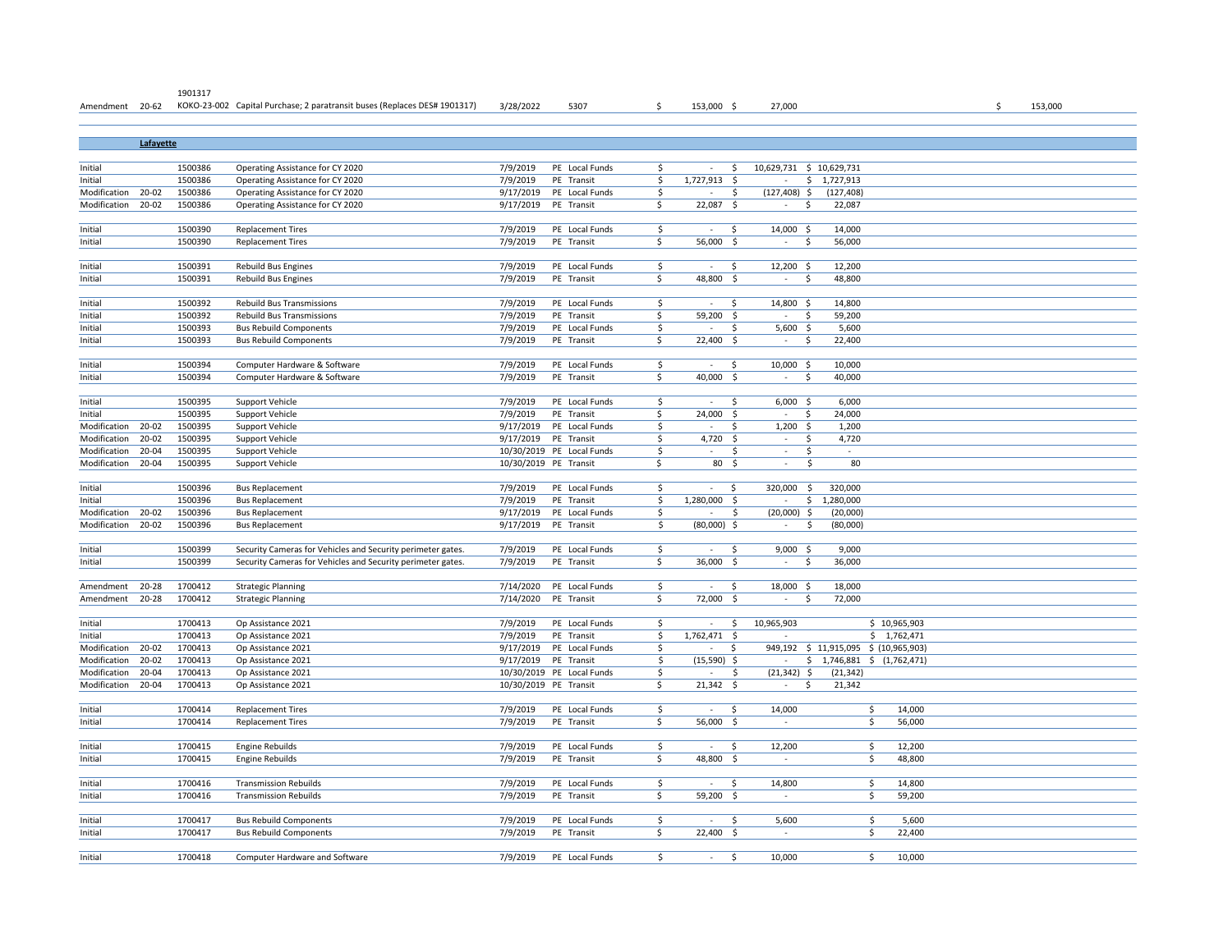| | | | | | | | | | | |
|---|---|---|---|---|---|---|---|---|---|---|
| | | 1901317 | | | | | | | | |
| Amendment | 20-62 | KOKO-23-002 | Capital Purchase; 2 paratransit buses (Replaces DES# 1901317) | 3/28/2022 | 5307 | $ 153,000 | $ 27,000 | | | $ 153,000 |
| | **Lafayette** | | | | | | | | | |
| Initial | | 1500386 | Operating Assistance for CY 2020 | 7/9/2019 | PE Local Funds | $ - | $ 10,629,731 | $ 10,629,731 | | |
| Initial | | 1500386 | Operating Assistance for CY 2020 | 7/9/2019 | PE Transit | $ 1,727,913 | $ - | $ 1,727,913 | | |
| Modification | 20-02 | 1500386 | Operating Assistance for CY 2020 | 9/17/2019 | PE Local Funds | $ - | $ (127,408) | $ (127,408) | | |
| Modification | 20-02 | 1500386 | Operating Assistance for CY 2020 | 9/17/2019 | PE Transit | $ 22,087 | $ - | $ 22,087 | | |
| Initial | | 1500390 | Replacement Tires | 7/9/2019 | PE Local Funds | $ - | $ 14,000 | $ 14,000 | | |
| Initial | | 1500390 | Replacement Tires | 7/9/2019 | PE Transit | $ 56,000 | $ - | $ 56,000 | | |
| Initial | | 1500391 | Rebuild Bus Engines | 7/9/2019 | PE Local Funds | $ - | $ 12,200 | $ 12,200 | | |
| Initial | | 1500391 | Rebuild Bus Engines | 7/9/2019 | PE Transit | $ 48,800 | $ - | $ 48,800 | | |
| Initial | | 1500392 | Rebuild Bus Transmissions | 7/9/2019 | PE Local Funds | $ - | $ 14,800 | $ 14,800 | | |
| Initial | | 1500392 | Rebuild Bus Transmissions | 7/9/2019 | PE Transit | $ 59,200 | $ - | $ 59,200 | | |
| Initial | | 1500393 | Bus Rebuild Components | 7/9/2019 | PE Local Funds | $ - | $ 5,600 | $ 5,600 | | |
| Initial | | 1500393 | Bus Rebuild Components | 7/9/2019 | PE Transit | $ 22,400 | $ - | $ 22,400 | | |
| Initial | | 1500394 | Computer Hardware & Software | 7/9/2019 | PE Local Funds | $ - | $ 10,000 | $ 10,000 | | |
| Initial | | 1500394 | Computer Hardware & Software | 7/9/2019 | PE Transit | $ 40,000 | $ - | $ 40,000 | | |
| Initial | | 1500395 | Support Vehicle | 7/9/2019 | PE Local Funds | $ - | $ 6,000 | $ 6,000 | | |
| Initial | | 1500395 | Support Vehicle | 7/9/2019 | PE Transit | $ 24,000 | $ - | $ 24,000 | | |
| Modification | 20-02 | 1500395 | Support Vehicle | 9/17/2019 | PE Local Funds | $ - | $ 1,200 | $ 1,200 | | |
| Modification | 20-02 | 1500395 | Support Vehicle | 9/17/2019 | PE Transit | $ 4,720 | $ - | $ 4,720 | | |
| Modification | 20-04 | 1500395 | Support Vehicle | 10/30/2019 | PE Local Funds | $ - | $ - | $ - | | |
| Modification | 20-04 | 1500395 | Support Vehicle | 10/30/2019 | PE Transit | $ 80 | $ - | $ 80 | | |
| Initial | | 1500396 | Bus Replacement | 7/9/2019 | PE Local Funds | $ - | $ 320,000 | $ 320,000 | | |
| Initial | | 1500396 | Bus Replacement | 7/9/2019 | PE Transit | $ 1,280,000 | $ - | $ 1,280,000 | | |
| Modification | 20-02 | 1500396 | Bus Replacement | 9/17/2019 | PE Local Funds | $ - | $ (20,000) | $ (20,000) | | |
| Modification | 20-02 | 1500396 | Bus Replacement | 9/17/2019 | PE Transit | $ (80,000) | $ - | $ (80,000) | | |
| Initial | | 1500399 | Security Cameras for Vehicles and Security perimeter gates. | 7/9/2019 | PE Local Funds | $ - | $ 9,000 | $ 9,000 | | |
| Initial | | 1500399 | Security Cameras for Vehicles and Security perimeter gates. | 7/9/2019 | PE Transit | $ 36,000 | $ - | $ 36,000 | | |
| Amendment | 20-28 | 1700412 | Strategic Planning | 7/14/2020 | PE Local Funds | $ - | $ 18,000 | $ 18,000 | | |
| Amendment | 20-28 | 1700412 | Strategic Planning | 7/14/2020 | PE Transit | $ 72,000 | $ - | $ 72,000 | | |
| Initial | | 1700413 | Op Assistance 2021 | 7/9/2019 | PE Local Funds | $ - | $ 10,965,903 | | $ 10,965,903 | |
| Initial | | 1700413 | Op Assistance 2021 | 7/9/2019 | PE Transit | $ 1,762,471 | $ - | | $ 1,762,471 | |
| Modification | 20-02 | 1700413 | Op Assistance 2021 | 9/17/2019 | PE Local Funds | $ - | $ 949,192 | $ 11,915,095 | $ (10,965,903) | |
| Modification | 20-02 | 1700413 | Op Assistance 2021 | 9/17/2019 | PE Transit | $ (15,590) | $ - | $ 1,746,881 | $ (1,762,471) | |
| Modification | 20-04 | 1700413 | Op Assistance 2021 | 10/30/2019 | PE Local Funds | $ - | $ (21,342) | $ (21,342) | | |
| Modification | 20-04 | 1700413 | Op Assistance 2021 | 10/30/2019 | PE Transit | $ 21,342 | $ - | $ 21,342 | | |
| Initial | | 1700414 | Replacement Tires | 7/9/2019 | PE Local Funds | $ - | $ 14,000 | | $ 14,000 | |
| Initial | | 1700414 | Replacement Tires | 7/9/2019 | PE Transit | $ 56,000 | $ - | | $ 56,000 | |
| Initial | | 1700415 | Engine Rebuilds | 7/9/2019 | PE Local Funds | $ - | $ 12,200 | | $ 12,200 | |
| Initial | | 1700415 | Engine Rebuilds | 7/9/2019 | PE Transit | $ 48,800 | $ - | | $ 48,800 | |
| Initial | | 1700416 | Transmission Rebuilds | 7/9/2019 | PE Local Funds | $ - | $ 14,800 | | $ 14,800 | |
| Initial | | 1700416 | Transmission Rebuilds | 7/9/2019 | PE Transit | $ 59,200 | $ - | | $ 59,200 | |
| Initial | | 1700417 | Bus Rebuild Components | 7/9/2019 | PE Local Funds | $ - | $ 5,600 | | $ 5,600 | |
| Initial | | 1700417 | Bus Rebuild Components | 7/9/2019 | PE Transit | $ 22,400 | $ - | | $ 22,400 | |
| Initial | | 1700418 | Computer Hardware and Software | 7/9/2019 | PE Local Funds | $ - | $ 10,000 | | $ 10,000 | |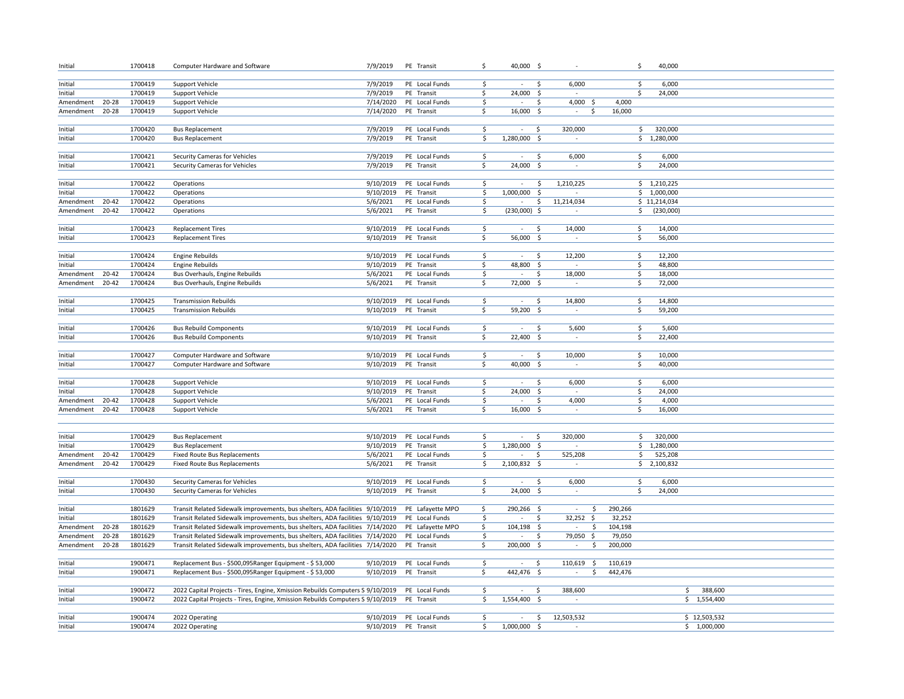| | | | | | | | | | | | |
|---|---|---|---|---|---|---|---|---|---|---|---|
| Initial | | 1700418 | Computer Hardware and Software | 7/9/2019 | PE | Transit | $ 40,000 | $ - | | $ 40,000 | |
| Initial | | 1700419 | Support Vehicle | 7/9/2019 | PE | Local Funds | $ - | $ 6,000 | | $ 6,000 | |
| Initial | | 1700419 | Support Vehicle | 7/9/2019 | PE | Transit | $ 24,000 | $ - | | $ 24,000 | |
| Amendment | 20-28 | 1700419 | Support Vehicle | 7/14/2020 | PE | Local Funds | $ - | $ 4,000 | $ 4,000 | | |
| Amendment | 20-28 | 1700419 | Support Vehicle | 7/14/2020 | PE | Transit | $ 16,000 | $ - | $ 16,000 | | |
| Initial | | 1700420 | Bus Replacement | 7/9/2019 | PE | Local Funds | $ - | $ 320,000 | | $ 320,000 | |
| Initial | | 1700420 | Bus Replacement | 7/9/2019 | PE | Transit | $ 1,280,000 | $ - | | $ 1,280,000 | |
| Initial | | 1700421 | Security Cameras for Vehicles | 7/9/2019 | PE | Local Funds | $ - | $ 6,000 | | $ 6,000 | |
| Initial | | 1700421 | Security Cameras for Vehicles | 7/9/2019 | PE | Transit | $ 24,000 | $ - | | $ 24,000 | |
| Initial | | 1700422 | Operations | 9/10/2019 | PE | Local Funds | $ - | $ 1,210,225 | | $ 1,210,225 | |
| Initial | | 1700422 | Operations | 9/10/2019 | PE | Transit | $ 1,000,000 | $ - | | $ 1,000,000 | |
| Amendment | 20-42 | 1700422 | Operations | 5/6/2021 | PE | Local Funds | $ - | $ 11,214,034 | | $ 11,214,034 | |
| Amendment | 20-42 | 1700422 | Operations | 5/6/2021 | PE | Transit | $ (230,000) | $ - | | $ (230,000) | |
| Initial | | 1700423 | Replacement Tires | 9/10/2019 | PE | Local Funds | $ - | $ 14,000 | | $ 14,000 | |
| Initial | | 1700423 | Replacement Tires | 9/10/2019 | PE | Transit | $ 56,000 | $ - | | $ 56,000 | |
| Initial | | 1700424 | Engine Rebuilds | 9/10/2019 | PE | Local Funds | $ - | $ 12,200 | | $ 12,200 | |
| Initial | | 1700424 | Engine Rebuilds | 9/10/2019 | PE | Transit | $ 48,800 | $ - | | $ 48,800 | |
| Amendment | 20-42 | 1700424 | Bus Overhauls, Engine Rebuilds | 5/6/2021 | PE | Local Funds | $ - | $ 18,000 | | $ 18,000 | |
| Amendment | 20-42 | 1700424 | Bus Overhauls, Engine Rebuilds | 5/6/2021 | PE | Transit | $ 72,000 | $ - | | $ 72,000 | |
| Initial | | 1700425 | Transmission Rebuilds | 9/10/2019 | PE | Local Funds | $ - | $ 14,800 | | $ 14,800 | |
| Initial | | 1700425 | Transmission Rebuilds | 9/10/2019 | PE | Transit | $ 59,200 | $ - | | $ 59,200 | |
| Initial | | 1700426 | Bus Rebuild Components | 9/10/2019 | PE | Local Funds | $ - | $ 5,600 | | $ 5,600 | |
| Initial | | 1700426 | Bus Rebuild Components | 9/10/2019 | PE | Transit | $ 22,400 | $ - | | $ 22,400 | |
| Initial | | 1700427 | Computer Hardware and Software | 9/10/2019 | PE | Local Funds | $ - | $ 10,000 | | $ 10,000 | |
| Initial | | 1700427 | Computer Hardware and Software | 9/10/2019 | PE | Transit | $ 40,000 | $ - | | $ 40,000 | |
| Initial | | 1700428 | Support Vehicle | 9/10/2019 | PE | Local Funds | $ - | $ 6,000 | | $ 6,000 | |
| Initial | | 1700428 | Support Vehicle | 9/10/2019 | PE | Transit | $ 24,000 | $ - | | $ 24,000 | |
| Amendment | 20-42 | 1700428 | Support Vehicle | 5/6/2021 | PE | Local Funds | $ - | $ 4,000 | | $ 4,000 | |
| Amendment | 20-42 | 1700428 | Support Vehicle | 5/6/2021 | PE | Transit | $ 16,000 | $ - | | $ 16,000 | |
| Initial | | 1700429 | Bus Replacement | 9/10/2019 | PE | Local Funds | $ - | $ 320,000 | | $ 320,000 | |
| Initial | | 1700429 | Bus Replacement | 9/10/2019 | PE | Transit | $ 1,280,000 | $ - | | $ 1,280,000 | |
| Amendment | 20-42 | 1700429 | Fixed Route Bus Replacements | 5/6/2021 | PE | Local Funds | $ - | $ 525,208 | | $ 525,208 | |
| Amendment | 20-42 | 1700429 | Fixed Route Bus Replacements | 5/6/2021 | PE | Transit | $ 2,100,832 | $ - | | $ 2,100,832 | |
| Initial | | 1700430 | Security Cameras for Vehicles | 9/10/2019 | PE | Local Funds | $ - | $ 6,000 | | $ 6,000 | |
| Initial | | 1700430 | Security Cameras for Vehicles | 9/10/2019 | PE | Transit | $ 24,000 | $ - | | $ 24,000 | |
| Initial | | 1801629 | Transit Related Sidewalk improvements, bus shelters, ADA facilities | 9/10/2019 | PE | Lafayette MPO | $ 290,266 | $ - | $ 290,266 | | |
| Initial | | 1801629 | Transit Related Sidewalk improvements, bus shelters, ADA facilities | 9/10/2019 | PE | Local Funds | $ - | $ 32,252 | $ 32,252 | | |
| Amendment | 20-28 | 1801629 | Transit Related Sidewalk improvements, bus shelters, ADA facilities | 7/14/2020 | PE | Lafayette MPO | $ 104,198 | $ - | $ 104,198 | | |
| Amendment | 20-28 | 1801629 | Transit Related Sidewalk improvements, bus shelters, ADA facilities | 7/14/2020 | PE | Local Funds | $ - | $ 79,050 | $ 79,050 | | |
| Amendment | 20-28 | 1801629 | Transit Related Sidewalk improvements, bus shelters, ADA facilities | 7/14/2020 | PE | Transit | $ 200,000 | $ - | $ 200,000 | | |
| Initial | | 1900471 | Replacement Bus - $500,095Ranger Equipment - $ 53,000 | 9/10/2019 | PE | Local Funds | $ - | $ 110,619 | $ 110,619 | | |
| Initial | | 1900471 | Replacement Bus - $500,095Ranger Equipment - $ 53,000 | 9/10/2019 | PE | Transit | $ 442,476 | $ - | $ 442,476 | | |
| Initial | | 1900472 | 2022 Capital Projects - Tires, Engine, Xmission Rebuilds Computers $ | 9/10/2019 | PE | Local Funds | $ - | $ 388,600 | | | $ 388,600 |
| Initial | | 1900472 | 2022 Capital Projects - Tires, Engine, Xmission Rebuilds Computers $ | 9/10/2019 | PE | Transit | $ 1,554,400 | $ - | | | $ 1,554,400 |
| Initial | | 1900474 | 2022 Operating | 9/10/2019 | PE | Local Funds | $ - | $ 12,503,532 | | | $ 12,503,532 |
| Initial | | 1900474 | 2022 Operating | 9/10/2019 | PE | Transit | $ 1,000,000 | $ - | | | $ 1,000,000 |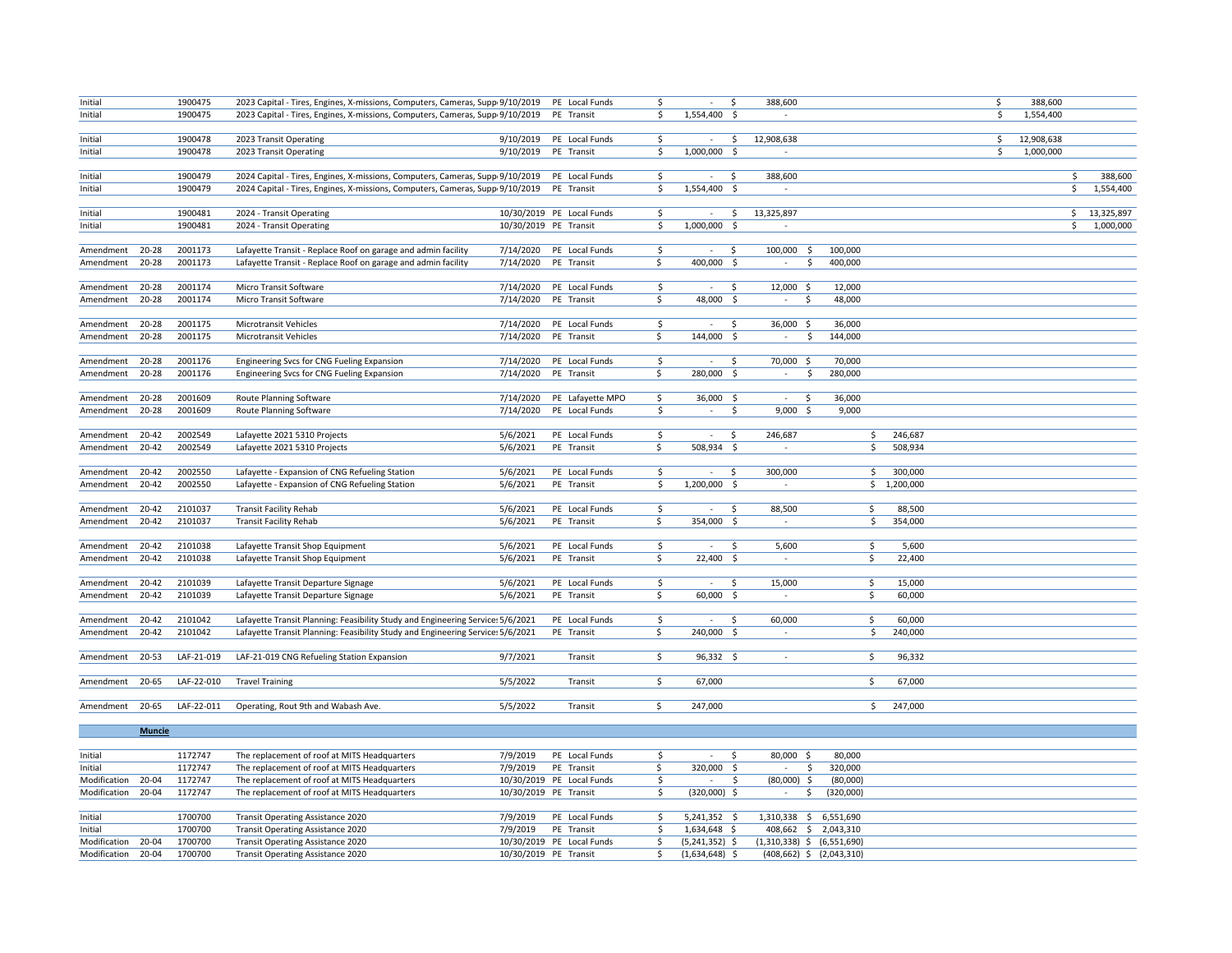| | | | | | | | | | | | | | |
|---|---|---|---|---|---|---|---|---|---|---|---|---|---|
| Initial | | 1900475 | 2023 Capital - Tires, Engines, X-missions, Computers, Cameras, Supp 9/10/2019 | | PE | Local Funds | $ - | $ 388,600 | | | | $ 388,600 | |
| Initial | | 1900475 | 2023 Capital - Tires, Engines, X-missions, Computers, Cameras, Supp 9/10/2019 | | PE | Transit | $ 1,554,400 | $ - | | | | $ 1,554,400 | |
| Initial | | 1900478 | 2023 Transit Operating | 9/10/2019 | PE | Local Funds | $ - | $ 12,908,638 | | | | $ 12,908,638 | |
| Initial | | 1900478 | 2023 Transit Operating | 9/10/2019 | PE | Transit | $ 1,000,000 | $ - | | | | $ 1,000,000 | |
| Initial | | 1900479 | 2024 Capital - Tires, Engines, X-missions, Computers, Cameras, Supp 9/10/2019 | | PE | Local Funds | $ - | $ 388,600 | | | | | $ 388,600 |
| Initial | | 1900479 | 2024 Capital - Tires, Engines, X-missions, Computers, Cameras, Supp 9/10/2019 | | PE | Transit | $ 1,554,400 | $ - | | | | | $ 1,554,400 |
| Initial | | 1900481 | 2024 - Transit Operating | 10/30/2019 | PE | Local Funds | $ - | $ 13,325,897 | | | | | $ 13,325,897 |
| Initial | | 1900481 | 2024 - Transit Operating | 10/30/2019 | PE | Transit | $ 1,000,000 | $ - | | | | | $ 1,000,000 |
| Amendment | 20-28 | 2001173 | Lafayette Transit - Replace Roof on garage and admin facility | 7/14/2020 | PE | Local Funds | $ - | $ 100,000 | $ 100,000 | | | | |
| Amendment | 20-28 | 2001173 | Lafayette Transit - Replace Roof on garage and admin facility | 7/14/2020 | PE | Transit | $ 400,000 | $ - | $ 400,000 | | | | |
| Amendment | 20-28 | 2001174 | Micro Transit Software | 7/14/2020 | PE | Local Funds | $ - | $ 12,000 | $ 12,000 | | | | |
| Amendment | 20-28 | 2001174 | Micro Transit Software | 7/14/2020 | PE | Transit | $ 48,000 | $ - | $ 48,000 | | | | |
| Amendment | 20-28 | 2001175 | Microtransit Vehicles | 7/14/2020 | PE | Local Funds | $ - | $ 36,000 | $ 36,000 | | | | |
| Amendment | 20-28 | 2001175 | Microtransit Vehicles | 7/14/2020 | PE | Transit | $ 144,000 | $ - | $ 144,000 | | | | |
| Amendment | 20-28 | 2001176 | Engineering Svcs for CNG Fueling Expansion | 7/14/2020 | PE | Local Funds | $ - | $ 70,000 | $ 70,000 | | | | |
| Amendment | 20-28 | 2001176 | Engineering Svcs for CNG Fueling Expansion | 7/14/2020 | PE | Transit | $ 280,000 | $ - | $ 280,000 | | | | |
| Amendment | 20-28 | 2001609 | Route Planning Software | 7/14/2020 | PE | Lafayette MPO | $ 36,000 | $ - | $ 36,000 | | | | |
| Amendment | 20-28 | 2001609 | Route Planning Software | 7/14/2020 | PE | Local Funds | $ - | $ 9,000 | $ 9,000 | | | | |
| Amendment | 20-42 | 2002549 | Lafayette 2021 5310 Projects | 5/6/2021 | PE | Local Funds | $ - | $ 246,687 | | $ 246,687 | | | |
| Amendment | 20-42 | 2002549 | Lafayette 2021 5310 Projects | 5/6/2021 | PE | Transit | $ 508,934 | $ - | | $ 508,934 | | | |
| Amendment | 20-42 | 2002550 | Lafayette - Expansion of CNG Refueling Station | 5/6/2021 | PE | Local Funds | $ - | $ 300,000 | | $ 300,000 | | | |
| Amendment | 20-42 | 2002550 | Lafayette - Expansion of CNG Refueling Station | 5/6/2021 | PE | Transit | $ 1,200,000 | $ - | | $ 1,200,000 | | | |
| Amendment | 20-42 | 2101037 | Transit Facility Rehab | 5/6/2021 | PE | Local Funds | $ - | $ 88,500 | | $ 88,500 | | | |
| Amendment | 20-42 | 2101037 | Transit Facility Rehab | 5/6/2021 | PE | Transit | $ 354,000 | $ - | | $ 354,000 | | | |
| Amendment | 20-42 | 2101038 | Lafayette Transit Shop Equipment | 5/6/2021 | PE | Local Funds | $ - | $ 5,600 | | $ 5,600 | | | |
| Amendment | 20-42 | 2101038 | Lafayette Transit Shop Equipment | 5/6/2021 | PE | Transit | $ 22,400 | $ - | | $ 22,400 | | | |
| Amendment | 20-42 | 2101039 | Lafayette Transit Departure Signage | 5/6/2021 | PE | Local Funds | $ - | $ 15,000 | | $ 15,000 | | | |
| Amendment | 20-42 | 2101039 | Lafayette Transit Departure Signage | 5/6/2021 | PE | Transit | $ 60,000 | $ - | | $ 60,000 | | | |
| Amendment | 20-42 | 2101042 | Lafayette Transit Planning: Feasibility Study and Engineering Service 5/6/2021 | | PE | Local Funds | $ - | $ 60,000 | | $ 60,000 | | | |
| Amendment | 20-42 | 2101042 | Lafayette Transit Planning: Feasibility Study and Engineering Service 5/6/2021 | | PE | Transit | $ 240,000 | $ - | | $ 240,000 | | | |
| Amendment | 20-53 | LAF-21-019 | LAF-21-019 CNG Refueling Station Expansion | 9/7/2021 | | Transit | $ 96,332 | $ - | | $ 96,332 | | | |
| Amendment | 20-65 | LAF-22-010 | Travel Training | 5/5/2022 | | Transit | $ 67,000 | | | $ 67,000 | | | |
| Amendment | 20-65 | LAF-22-011 | Operating, Rout 9th and Wabash Ave. | 5/5/2022 | | Transit | $ 247,000 | | | $ 247,000 | | | |
| | **Muncie** | | | | | | | | | | | | |
| Initial | | 1172747 | The replacement of roof at MITS Headquarters | 7/9/2019 | PE | Local Funds | $ - | $ 80,000 | $ 80,000 | | | | |
| Initial | | 1172747 | The replacement of roof at MITS Headquarters | 7/9/2019 | PE | Transit | $ 320,000 | $ - | $ 320,000 | | | | |
| Modification | 20-04 | 1172747 | The replacement of roof at MITS Headquarters | 10/30/2019 | PE | Local Funds | $ - | $ (80,000) | $ (80,000) | | | | |
| Modification | 20-04 | 1172747 | The replacement of roof at MITS Headquarters | 10/30/2019 | PE | Transit | $ (320,000) | $ - | $ (320,000) | | | | |
| Initial | | 1700700 | Transit Operating Assistance 2020 | 7/9/2019 | PE | Local Funds | $ 5,241,352 | $ 1,310,338 | $ 6,551,690 | | | | |
| Initial | | 1700700 | Transit Operating Assistance 2020 | 7/9/2019 | PE | Transit | $ 1,634,648 | $ 408,662 | $ 2,043,310 | | | | |
| Modification | 20-04 | 1700700 | Transit Operating Assistance 2020 | 10/30/2019 | PE | Local Funds | $ (5,241,352) | $ (1,310,338) | $ (6,551,690) | | | | |
| Modification | 20-04 | 1700700 | Transit Operating Assistance 2020 | 10/30/2019 | PE | Transit | $ (1,634,648) | $ (408,662) | $ (2,043,310) | | | | |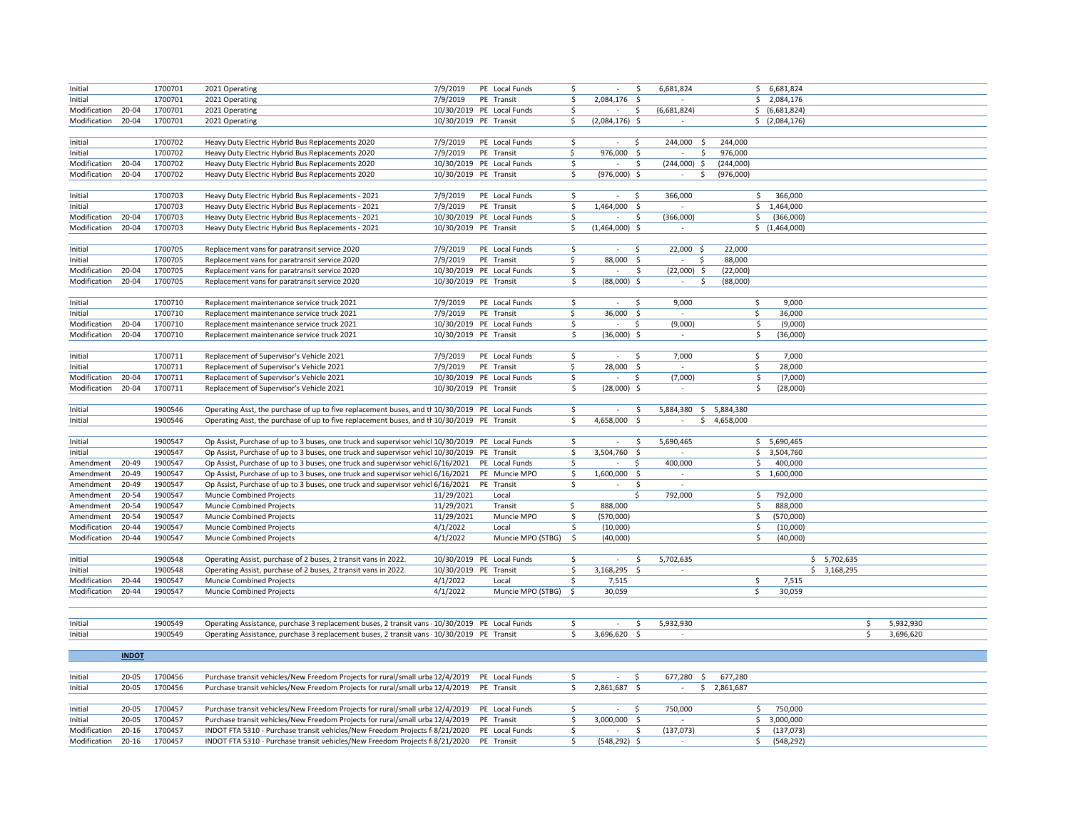| | | | | | | | | | | | | |
|---|---|---|---|---|---|---|---|---|---|---|---|---|
| Initial | | 1700701 | 2021 Operating | 7/9/2019 | PE | Local Funds | $ - | $ 6,681,824 | | $ 6,681,824 | | |
| Initial | | 1700701 | 2021 Operating | 7/9/2019 | PE | Transit | $ 2,084,176 | $ - | | $ 2,084,176 | | |
| Modification | 20-04 | 1700701 | 2021 Operating | 10/30/2019 | PE | Local Funds | $ - | $ (6,681,824) | | $ (6,681,824) | | |
| Modification | 20-04 | 1700701 | 2021 Operating | 10/30/2019 | PE | Transit | $ (2,084,176) | $ - | | $ (2,084,176) | | |
| | | | | | | | | | | | | |
| Initial | | 1700702 | Heavy Duty Electric Hybrid Bus Replacements 2020 | 7/9/2019 | PE | Local Funds | $ - | $ 244,000 | $ 244,000 | | | |
| Initial | | 1700702 | Heavy Duty Electric Hybrid Bus Replacements 2020 | 7/9/2019 | PE | Transit | $ 976,000 | $ - | $ 976,000 | | | |
| Modification | 20-04 | 1700702 | Heavy Duty Electric Hybrid Bus Replacements 2020 | 10/30/2019 | PE | Local Funds | $ - | $ (244,000) | $ (244,000) | | | |
| Modification | 20-04 | 1700702 | Heavy Duty Electric Hybrid Bus Replacements 2020 | 10/30/2019 | PE | Transit | $ (976,000) | $ - | $ (976,000) | | | |
| | | | | | | | | | | | | |
| Initial | | 1700703 | Heavy Duty Electric Hybrid Bus Replacements - 2021 | 7/9/2019 | PE | Local Funds | $ - | $ 366,000 | | $ 366,000 | | |
| Initial | | 1700703 | Heavy Duty Electric Hybrid Bus Replacements - 2021 | 7/9/2019 | PE | Transit | $ 1,464,000 | $ - | | $ 1,464,000 | | |
| Modification | 20-04 | 1700703 | Heavy Duty Electric Hybrid Bus Replacements - 2021 | 10/30/2019 | PE | Local Funds | $ - | $ (366,000) | | $ (366,000) | | |
| Modification | 20-04 | 1700703 | Heavy Duty Electric Hybrid Bus Replacements - 2021 | 10/30/2019 | PE | Transit | $ (1,464,000) | $ - | | $ (1,464,000) | | |
| | | | | | | | | | | | | |
| Initial | | 1700705 | Replacement vans for paratransit service 2020 | 7/9/2019 | PE | Local Funds | $ - | $ 22,000 | $ 22,000 | | | |
| Initial | | 1700705 | Replacement vans for paratransit service 2020 | 7/9/2019 | PE | Transit | $ 88,000 | $ - | $ 88,000 | | | |
| Modification | 20-04 | 1700705 | Replacement vans for paratransit service 2020 | 10/30/2019 | PE | Local Funds | $ - | $ (22,000) | $ (22,000) | | | |
| Modification | 20-04 | 1700705 | Replacement vans for paratransit service 2020 | 10/30/2019 | PE | Transit | $ (88,000) | $ - | $ (88,000) | | | |
| | | | | | | | | | | | | |
| Initial | | 1700710 | Replacement maintenance service truck 2021 | 7/9/2019 | PE | Local Funds | $ - | $ 9,000 | | $ 9,000 | | |
| Initial | | 1700710 | Replacement maintenance service truck 2021 | 7/9/2019 | PE | Transit | $ 36,000 | $ - | | $ 36,000 | | |
| Modification | 20-04 | 1700710 | Replacement maintenance service truck 2021 | 10/30/2019 | PE | Local Funds | $ - | $ (9,000) | | $ (9,000) | | |
| Modification | 20-04 | 1700710 | Replacement maintenance service truck 2021 | 10/30/2019 | PE | Transit | $ (36,000) | $ - | | $ (36,000) | | |
| | | | | | | | | | | | | |
| Initial | | 1700711 | Replacement of Supervisor's Vehicle 2021 | 7/9/2019 | PE | Local Funds | $ - | $ 7,000 | | $ 7,000 | | |
| Initial | | 1700711 | Replacement of Supervisor's Vehicle 2021 | 7/9/2019 | PE | Transit | $ 28,000 | $ - | | $ 28,000 | | |
| Modification | 20-04 | 1700711 | Replacement of Supervisor's Vehicle 2021 | 10/30/2019 | PE | Local Funds | $ - | $ (7,000) | | $ (7,000) | | |
| Modification | 20-04 | 1700711 | Replacement of Supervisor's Vehicle 2021 | 10/30/2019 | PE | Transit | $ (28,000) | $ - | | $ (28,000) | | |
| | | | | | | | | | | | | |
| Initial | | 1900546 | Operating Asst, the purchase of up to five replacement buses, and th | 10/30/2019 | PE | Local Funds | $ - | $ 5,884,380 | $ 5,884,380 | | | |
| Initial | | 1900546 | Operating Asst, the purchase of up to five replacement buses, and th | 10/30/2019 | PE | Transit | $ 4,658,000 | $ - | $ 4,658,000 | | | |
| | | | | | | | | | | | | |
| Initial | | 1900547 | Op Assist, Purchase of up to 3 buses, one truck and supervisor vehicl | 10/30/2019 | PE | Local Funds | $ - | $ 5,690,465 | | $ 5,690,465 | | |
| Initial | | 1900547 | Op Assist, Purchase of up to 3 buses, one truck and supervisor vehicl | 10/30/2019 | PE | Transit | $ 3,504,760 | $ - | | $ 3,504,760 | | |
| Amendment | 20-49 | 1900547 | Op Assist, Purchase of up to 3 buses, one truck and supervisor vehicl | 6/16/2021 | PE | Local Funds | $ - | $ 400,000 | | $ 400,000 | | |
| Amendment | 20-49 | 1900547 | Op Assist, Purchase of up to 3 buses, one truck and supervisor vehicl | 6/16/2021 | PE | Muncie MPO | $ 1,600,000 | $ - | | $ 1,600,000 | | |
| Amendment | 20-49 | 1900547 | Op Assist, Purchase of up to 3 buses, one truck and supervisor vehicl | 6/16/2021 | PE | Transit | $ - | $ - | | | | |
| Amendment | 20-54 | 1900547 | Muncie Combined Projects | 11/29/2021 | | Local | | $ 792,000 | | $ 792,000 | | |
| Amendment | 20-54 | 1900547 | Muncie Combined Projects | 11/29/2021 | | Transit | $ 888,000 | | | $ 888,000 | | |
| Amendment | 20-54 | 1900547 | Muncie Combined Projects | 11/29/2021 | | Muncie MPO | $ (570,000) | | | $ (570,000) | | |
| Modification | 20-44 | 1900547 | Muncie Combined Projects | 4/1/2022 | | Local | $ (10,000) | | | $ (10,000) | | |
| Modification | 20-44 | 1900547 | Muncie Combined Projects | 4/1/2022 | | Muncie MPO (STBG) | $ (40,000) | | | $ (40,000) | | |
| | | | | | | | | | | | | |
| Initial | | 1900548 | Operating Assist, purchase of 2 buses, 2 transit vans in 2022. | 10/30/2019 | PE | Local Funds | $ - | $ 5,702,635 | | | $ 5,702,635 | |
| Initial | | 1900548 | Operating Assist, purchase of 2 buses, 2 transit vans in 2022. | 10/30/2019 | PE | Transit | $ 3,168,295 | $ - | | | $ 3,168,295 | |
| Modification | 20-44 | 1900547 | Muncie Combined Projects | 4/1/2022 | | Local | $ 7,515 | | | $ 7,515 | | |
| Modification | 20-44 | 1900547 | Muncie Combined Projects | 4/1/2022 | | Muncie MPO (STBG) | $ 30,059 | | | $ 30,059 | | |
| | | | | | | | | | | | | |
| Initial | | 1900549 | Operating Assistance, purchase 3 replacement buses, 2 transit vans - | 10/30/2019 | PE | Local Funds | $ - | $ 5,932,930 | | | | $ 5,932,930 |
| Initial | | 1900549 | Operating Assistance, purchase 3 replacement buses, 2 transit vans - | 10/30/2019 | PE | Transit | $ 3,696,620 | $ - | | | | $ 3,696,620 |
| | **INDOT** | | | | | | | | | | | |
| Initial | 20-05 | 1700456 | Purchase transit vehicles/New Freedom Projects for rural/small urba | 12/4/2019 | PE | Local Funds | $ - | $ 677,280 | $ 677,280 | | | |
| Initial | 20-05 | 1700456 | Purchase transit vehicles/New Freedom Projects for rural/small urba | 12/4/2019 | PE | Transit | $ 2,861,687 | $ - | $ 2,861,687 | | | |
| | | | | | | | | | | | | |
| Initial | 20-05 | 1700457 | Purchase transit vehicles/New Freedom Projects for rural/small urba | 12/4/2019 | PE | Local Funds | $ - | $ 750,000 | | $ 750,000 | | |
| Initial | 20-05 | 1700457 | Purchase transit vehicles/New Freedom Projects for rural/small urba | 12/4/2019 | PE | Transit | $ 3,000,000 | $ - | | $ 3,000,000 | | |
| Modification | 20-16 | 1700457 | INDOT FTA 5310 - Purchase transit vehicles/New Freedom Projects f | 8/21/2020 | PE | Local Funds | $ - | $ (137,073) | | $ (137,073) | | |
| Modification | 20-16 | 1700457 | INDOT FTA 5310 - Purchase transit vehicles/New Freedom Projects f | 8/21/2020 | PE | Transit | $ (548,292) | $ - | | $ (548,292) | | |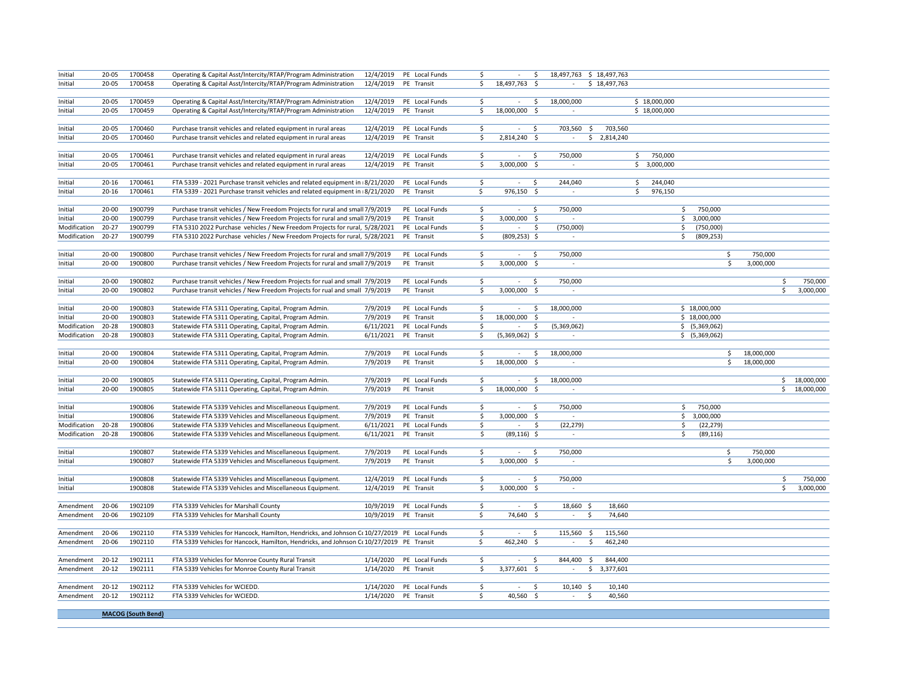| | | | | | | | | | | | | | |
|---|---|---|---|---|---|---|---|---|---|---|---|---|---|
| Initial | 20-05 | 1700458 | Operating & Capital Asst/Intercity/RTAP/Program Administration | 12/4/2019 | PE | Local Funds | $ - | $ 18,497,763 | $ 18,497,763 | | | | |
| Initial | 20-05 | 1700458 | Operating & Capital Asst/Intercity/RTAP/Program Administration | 12/4/2019 | PE | Transit | $ 18,497,763 | $ - | $ 18,497,763 | | | | |
| | | | | | | | | | | | | | |
| Initial | 20-05 | 1700459 | Operating & Capital Asst/Intercity/RTAP/Program Administration | 12/4/2019 | PE | Local Funds | $ - | $ 18,000,000 | | $ 18,000,000 | | | |
| Initial | 20-05 | 1700459 | Operating & Capital Asst/Intercity/RTAP/Program Administration | 12/4/2019 | PE | Transit | $ 18,000,000 | $ - | | $ 18,000,000 | | | |
| | | | | | | | | | | | | | |
| Initial | 20-05 | 1700460 | Purchase transit vehicles and related equipment in rural areas | 12/4/2019 | PE | Local Funds | $ - | $ 703,560 | $ 703,560 | | | | |
| Initial | 20-05 | 1700460 | Purchase transit vehicles and related equipment in rural areas | 12/4/2019 | PE | Transit | $ 2,814,240 | $ - | $ 2,814,240 | | | | |
| | | | | | | | | | | | | | |
| Initial | 20-05 | 1700461 | Purchase transit vehicles and related equipment in rural areas | 12/4/2019 | PE | Local Funds | $ - | $ 750,000 | | $ 750,000 | | | |
| Initial | 20-05 | 1700461 | Purchase transit vehicles and related equipment in rural areas | 12/4/2019 | PE | Transit | $ 3,000,000 | $ - | | $ 3,000,000 | | | |
| | | | | | | | | | | | | | |
| Initial | 20-16 | 1700461 | FTA 5339 - 2021 Purchase transit vehicles and related equipment in | 8/21/2020 | PE | Local Funds | $ - | $ 244,040 | | $ 244,040 | | | |
| Initial | 20-16 | 1700461 | FTA 5339 - 2021 Purchase transit vehicles and related equipment in | 8/21/2020 | PE | Transit | $ 976,150 | $ - | | $ 976,150 | | | |
| | | | | | | | | | | | | | |
| Initial | 20-00 | 1900799 | Purchase transit vehicles / New Freedom Projects for rural and small | 7/9/2019 | PE | Local Funds | $ - | $ 750,000 | | | $ 750,000 | | |
| Initial | 20-00 | 1900799 | Purchase transit vehicles / New Freedom Projects for rural and small | 7/9/2019 | PE | Transit | $ 3,000,000 | $ - | | | $ 3,000,000 | | |
| Modification | 20-27 | 1900799 | FTA 5310 2022 Purchase vehicles / New Freedom Projects for rural, | 5/28/2021 | PE | Local Funds | $ - | $ (750,000) | | | $ (750,000) | | |
| Modification | 20-27 | 1900799 | FTA 5310 2022 Purchase vehicles / New Freedom Projects for rural, | 5/28/2021 | PE | Transit | $ (809,253) | $ - | | | $ (809,253) | | |
| | | | | | | | | | | | | | |
| Initial | 20-00 | 1900800 | Purchase transit vehicles / New Freedom Projects for rural and small | 7/9/2019 | PE | Local Funds | $ - | $ 750,000 | | | | $ 750,000 | |
| Initial | 20-00 | 1900800 | Purchase transit vehicles / New Freedom Projects for rural and small | 7/9/2019 | PE | Transit | $ 3,000,000 | $ - | | | | $ 3,000,000 | |
| | | | | | | | | | | | | | |
| Initial | 20-00 | 1900802 | Purchase transit vehicles / New Freedom Projects for rual and small | 7/9/2019 | PE | Local Funds | $ - | $ 750,000 | | | | | $ 750,000 |
| Initial | 20-00 | 1900802 | Purchase transit vehicles / New Freedom Projects for rual and small | 7/9/2019 | PE | Transit | $ 3,000,000 | $ - | | | | | $ 3,000,000 |
| | | | | | | | | | | | | | |
| Initial | 20-00 | 1900803 | Statewide FTA 5311 Operating, Capital, Program Admin. | 7/9/2019 | PE | Local Funds | $ - | $ 18,000,000 | | | $ 18,000,000 | | |
| Initial | 20-00 | 1900803 | Statewide FTA 5311 Operating, Capital, Program Admin. | 7/9/2019 | PE | Transit | $ 18,000,000 | $ - | | | $ 18,000,000 | | |
| Modification | 20-28 | 1900803 | Statewide FTA 5311 Operating, Capital, Program Admin. | 6/11/2021 | PE | Local Funds | $ - | $ (5,369,062) | | | $ (5,369,062) | | |
| Modification | 20-28 | 1900803 | Statewide FTA 5311 Operating, Capital, Program Admin. | 6/11/2021 | PE | Transit | $ (5,369,062) | $ - | | | $ (5,369,062) | | |
| | | | | | | | | | | | | | |
| Initial | 20-00 | 1900804 | Statewide FTA 5311 Operating, Capital, Program Admin. | 7/9/2019 | PE | Local Funds | $ - | $ 18,000,000 | | | | $ 18,000,000 | |
| Initial | 20-00 | 1900804 | Statewide FTA 5311 Operating, Capital, Program Admin. | 7/9/2019 | PE | Transit | $ 18,000,000 | $ - | | | | $ 18,000,000 | |
| | | | | | | | | | | | | | |
| Initial | 20-00 | 1900805 | Statewide FTA 5311 Operating, Capital, Program Admin. | 7/9/2019 | PE | Local Funds | $ - | $ 18,000,000 | | | | | $ 18,000,000 |
| Initial | 20-00 | 1900805 | Statewide FTA 5311 Operating, Capital, Program Admin. | 7/9/2019 | PE | Transit | $ 18,000,000 | $ - | | | | | $ 18,000,000 |
| | | | | | | | | | | | | | |
| Initial | | 1900806 | Statewide FTA 5339 Vehicles and Miscellaneous Equipment. | 7/9/2019 | PE | Local Funds | $ - | $ 750,000 | | | $ 750,000 | | |
| Initial | | 1900806 | Statewide FTA 5339 Vehicles and Miscellaneous Equipment. | 7/9/2019 | PE | Transit | $ 3,000,000 | $ - | | | $ 3,000,000 | | |
| Modification | 20-28 | 1900806 | Statewide FTA 5339 Vehicles and Miscellaneous Equipment. | 6/11/2021 | PE | Local Funds | $ - | $ (22,279) | | | $ (22,279) | | |
| Modification | 20-28 | 1900806 | Statewide FTA 5339 Vehicles and Miscellaneous Equipment. | 6/11/2021 | PE | Transit | $ (89,116) | $ - | | | $ (89,116) | | |
| | | | | | | | | | | | | | |
| Initial | | 1900807 | Statewide FTA 5339 Vehicles and Miscellaneous Equipment. | 7/9/2019 | PE | Local Funds | $ - | $ 750,000 | | | | $ 750,000 | |
| Initial | | 1900807 | Statewide FTA 5339 Vehicles and Miscellaneous Equipment. | 7/9/2019 | PE | Transit | $ 3,000,000 | $ - | | | | $ 3,000,000 | |
| | | | | | | | | | | | | | |
| Initial | | 1900808 | Statewide FTA 5339 Vehicles and Miscellaneous Equipment. | 12/4/2019 | PE | Local Funds | $ - | $ 750,000 | | | | | $ 750,000 |
| Initial | | 1900808 | Statewide FTA 5339 Vehicles and Miscellaneous Equipment. | 12/4/2019 | PE | Transit | $ 3,000,000 | $ - | | | | | $ 3,000,000 |
| | | | | | | | | | | | | | |
| Amendment | 20-06 | 1902109 | FTA 5339 Vehicles for Marshall County | 10/9/2019 | PE | Local Funds | $ - | $ 18,660 | $ 18,660 | | | | |
| Amendment | 20-06 | 1902109 | FTA 5339 Vehicles for Marshall County | 10/9/2019 | PE | Transit | $ 74,640 | $ - | $ 74,640 | | | | |
| | | | | | | | | | | | | | |
| Amendment | 20-06 | 1902110 | FTA 5339 Vehicles for Hancock, Hamilton, Hendricks, and Johnson C | 10/27/2019 | PE | Local Funds | $ - | $ 115,560 | $ 115,560 | | | | |
| Amendment | 20-06 | 1902110 | FTA 5339 Vehicles for Hancock, Hamilton, Hendricks, and Johnson C | 10/27/2019 | PE | Transit | $ 462,240 | $ - | $ 462,240 | | | | |
| | | | | | | | | | | | | | |
| Amendment | 20-12 | 1902111 | FTA 5339 Vehicles for Monroe County Rural Transit | 1/14/2020 | PE | Local Funds | $ - | $ 844,400 | $ 844,400 | | | | |
| Amendment | 20-12 | 1902111 | FTA 5339 Vehicles for Monroe County Rural Transit | 1/14/2020 | PE | Transit | $ 3,377,601 | $ - | $ 3,377,601 | | | | |
| | | | | | | | | | | | | | |
| Amendment | 20-12 | 1902112 | FTA 5339 Vehicles for WCIEDD. | 1/14/2020 | PE | Local Funds | $ - | $ 10,140 | $ 10,140 | | | | |
| Amendment | 20-12 | 1902112 | FTA 5339 Vehicles for WCIEDD. | 1/14/2020 | PE | Transit | $ 40,560 | $ - | $ 40,560 | | | | |
| | | | | | | | | | | | | | |
| | **MACOG (South Bend)** | | | | | | | | | | | | |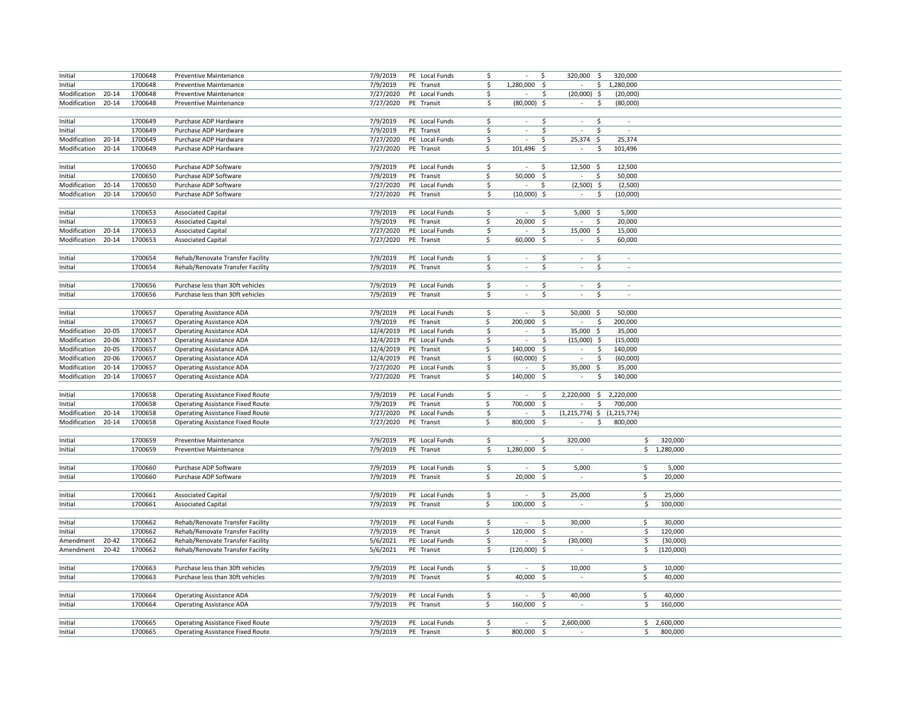| | | | | | | | | | |
|---|---|---|---|---|---|---|---|---|---|
| Initial | | 1700648 | Preventive Maintenance | 7/9/2019 | PE Local Funds | $ - | $ 320,000 | $ 320,000 | |
| Initial | | 1700648 | Preventive Maintenance | 7/9/2019 | PE Transit | $ 1,280,000 | $ - | $ 1,280,000 | |
| Modification | 20-14 | 1700648 | Preventive Maintenance | 7/27/2020 | PE Local Funds | $ - | $ (20,000) | $ (20,000) | |
| Modification | 20-14 | 1700648 | Preventive Maintenance | 7/27/2020 | PE Transit | $ (80,000) | $ - | $ (80,000) | |
| Initial | | 1700649 | Purchase ADP Hardware | 7/9/2019 | PE Local Funds | $ - | $ - | $ - | |
| Initial | | 1700649 | Purchase ADP Hardware | 7/9/2019 | PE Transit | $ - | $ - | $ - | |
| Modification | 20-14 | 1700649 | Purchase ADP Hardware | 7/27/2020 | PE Local Funds | $ - | $ 25,374 | $ 25,374 | |
| Modification | 20-14 | 1700649 | Purchase ADP Hardware | 7/27/2020 | PE Transit | $ 101,496 | $ - | $ 101,496 | |
| Initial | | 1700650 | Purchase ADP Software | 7/9/2019 | PE Local Funds | $ - | $ 12,500 | $ 12,500 | |
| Initial | | 1700650 | Purchase ADP Software | 7/9/2019 | PE Transit | $ 50,000 | $ - | $ 50,000 | |
| Modification | 20-14 | 1700650 | Purchase ADP Software | 7/27/2020 | PE Local Funds | $ - | $ (2,500) | $ (2,500) | |
| Modification | 20-14 | 1700650 | Purchase ADP Software | 7/27/2020 | PE Transit | $ (10,000) | $ - | $ (10,000) | |
| Initial | | 1700653 | Associated Capital | 7/9/2019 | PE Local Funds | $ - | $ 5,000 | $ 5,000 | |
| Initial | | 1700653 | Associated Capital | 7/9/2019 | PE Transit | $ 20,000 | $ - | $ 20,000 | |
| Modification | 20-14 | 1700653 | Associated Capital | 7/27/2020 | PE Local Funds | $ - | $ 15,000 | $ 15,000 | |
| Modification | 20-14 | 1700653 | Associated Capital | 7/27/2020 | PE Transit | $ 60,000 | $ - | $ 60,000 | |
| Initial | | 1700654 | Rehab/Renovate Transfer Facility | 7/9/2019 | PE Local Funds | $ - | $ - | $ - | |
| Initial | | 1700654 | Rehab/Renovate Transfer Facility | 7/9/2019 | PE Transit | $ - | $ - | $ - | |
| Initial | | 1700656 | Purchase less than 30ft vehicles | 7/9/2019 | PE Local Funds | $ - | $ - | $ - | |
| Initial | | 1700656 | Purchase less than 30ft vehicles | 7/9/2019 | PE Transit | $ - | $ - | $ - | |
| Initial | | 1700657 | Operating Assistance ADA | 7/9/2019 | PE Local Funds | $ - | $ 50,000 | $ 50,000 | |
| Initial | | 1700657 | Operating Assistance ADA | 7/9/2019 | PE Transit | $ 200,000 | $ - | $ 200,000 | |
| Modification | 20-05 | 1700657 | Operating Assistance ADA | 12/4/2019 | PE Local Funds | $ - | $ 35,000 | $ 35,000 | |
| Modification | 20-06 | 1700657 | Operating Assistance ADA | 12/4/2019 | PE Local Funds | $ - | $ (15,000) | $ (15,000) | |
| Modification | 20-05 | 1700657 | Operating Assistance ADA | 12/4/2019 | PE Transit | $ 140,000 | $ - | $ 140,000 | |
| Modification | 20-06 | 1700657 | Operating Assistance ADA | 12/4/2019 | PE Transit | $ (60,000) | $ - | $ (60,000) | |
| Modification | 20-14 | 1700657 | Operating Assistance ADA | 7/27/2020 | PE Local Funds | $ - | $ 35,000 | $ 35,000 | |
| Modification | 20-14 | 1700657 | Operating Assistance ADA | 7/27/2020 | PE Transit | $ 140,000 | $ - | $ 140,000 | |
| Initial | | 1700658 | Operating Assistance Fixed Route | 7/9/2019 | PE Local Funds | $ - | $ 2,220,000 | $ 2,220,000 | |
| Initial | | 1700658 | Operating Assistance Fixed Route | 7/9/2019 | PE Transit | $ 700,000 | $ - | $ 700,000 | |
| Modification | 20-14 | 1700658 | Operating Assistance Fixed Route | 7/27/2020 | PE Local Funds | $ - | $ (1,215,774) | $ (1,215,774) | |
| Modification | 20-14 | 1700658 | Operating Assistance Fixed Route | 7/27/2020 | PE Transit | $ 800,000 | $ - | $ 800,000 | |
| Initial | | 1700659 | Preventive Maintenance | 7/9/2019 | PE Local Funds | $ - | $ 320,000 | | $ 320,000 |
| Initial | | 1700659 | Preventive Maintenance | 7/9/2019 | PE Transit | $ 1,280,000 | $ - | | $ 1,280,000 |
| Initial | | 1700660 | Purchase ADP Software | 7/9/2019 | PE Local Funds | $ - | $ 5,000 | | $ 5,000 |
| Initial | | 1700660 | Purchase ADP Software | 7/9/2019 | PE Transit | $ 20,000 | $ - | | $ 20,000 |
| Initial | | 1700661 | Associated Capital | 7/9/2019 | PE Local Funds | $ - | $ 25,000 | | $ 25,000 |
| Initial | | 1700661 | Associated Capital | 7/9/2019 | PE Transit | $ 100,000 | $ - | | $ 100,000 |
| Initial | | 1700662 | Rehab/Renovate Transfer Facility | 7/9/2019 | PE Local Funds | $ - | $ 30,000 | | $ 30,000 |
| Initial | | 1700662 | Rehab/Renovate Transfer Facility | 7/9/2019 | PE Transit | $ 120,000 | $ - | | $ 120,000 |
| Amendment | 20-42 | 1700662 | Rehab/Renovate Transfer Facility | 5/6/2021 | PE Local Funds | $ - | $ (30,000) | | $ (30,000) |
| Amendment | 20-42 | 1700662 | Rehab/Renovate Transfer Facility | 5/6/2021 | PE Transit | $ (120,000) | $ - | | $ (120,000) |
| Initial | | 1700663 | Purchase less than 30ft vehicles | 7/9/2019 | PE Local Funds | $ - | $ 10,000 | | $ 10,000 |
| Initial | | 1700663 | Purchase less than 30ft vehicles | 7/9/2019 | PE Transit | $ 40,000 | $ - | | $ 40,000 |
| Initial | | 1700664 | Operating Assistance ADA | 7/9/2019 | PE Local Funds | $ - | $ 40,000 | | $ 40,000 |
| Initial | | 1700664 | Operating Assistance ADA | 7/9/2019 | PE Transit | $ 160,000 | $ - | | $ 160,000 |
| Initial | | 1700665 | Operating Assistance Fixed Route | 7/9/2019 | PE Local Funds | $ - | $ 2,600,000 | | $ 2,600,000 |
| Initial | | 1700665 | Operating Assistance Fixed Route | 7/9/2019 | PE Transit | $ 800,000 | $ - | | $ 800,000 |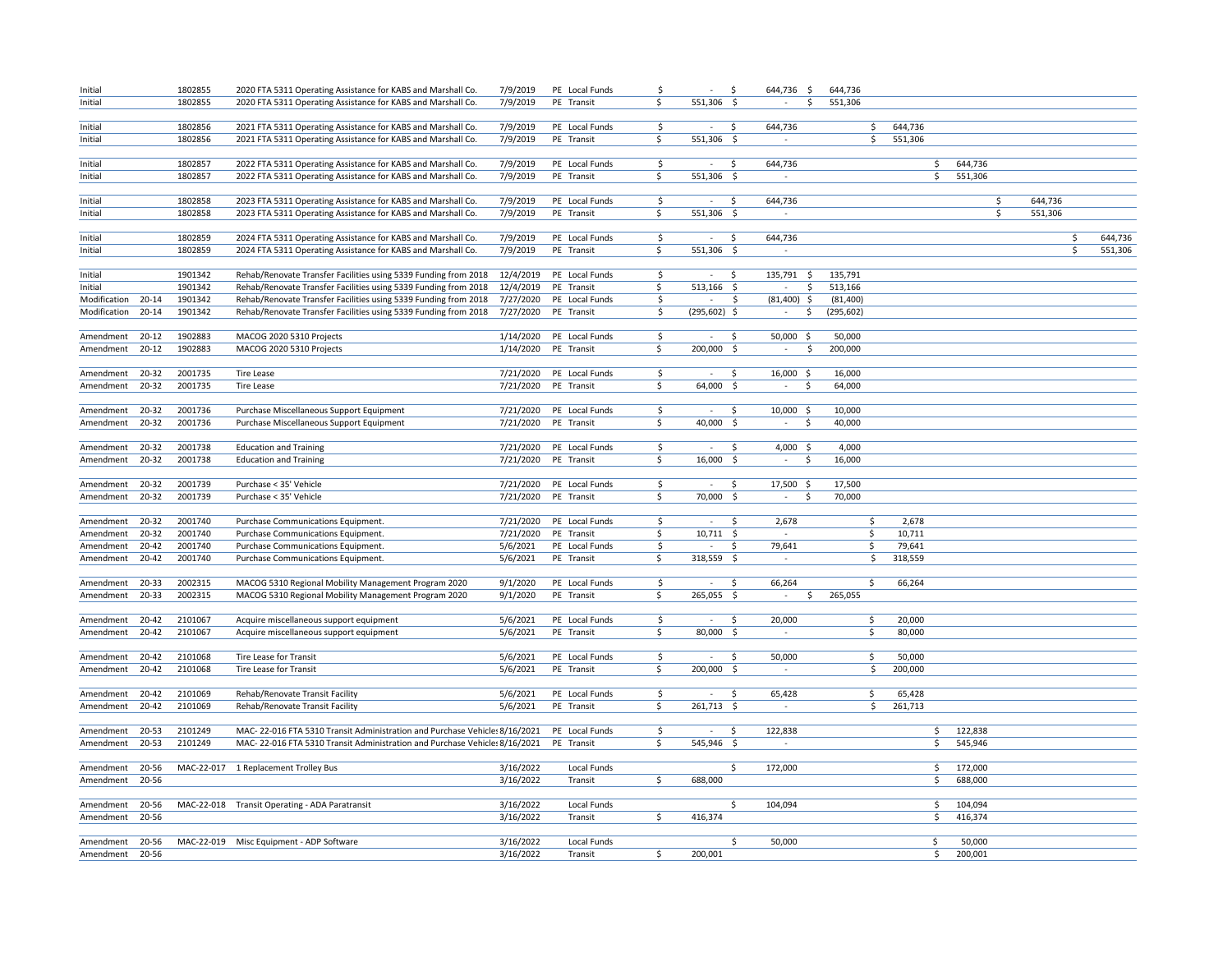| | | | | | | | | | | | | | |
|---|---|---|---|---|---|---|---|---|---|---|---|---|---|
| Initial | | 1802855 | 2020 FTA 5311 Operating Assistance for KABS and Marshall Co. | 7/9/2019 | PE | Local Funds | $ - | $ 644,736 | $ 644,736 | | | | |
| Initial | | 1802855 | 2020 FTA 5311 Operating Assistance for KABS and Marshall Co. | 7/9/2019 | PE | Transit | $ 551,306 | $ - | $ 551,306 | | | | |
| Initial | | 1802856 | 2021 FTA 5311 Operating Assistance for KABS and Marshall Co. | 7/9/2019 | PE | Local Funds | $ - | $ 644,736 | | $ 644,736 | | | |
| Initial | | 1802856 | 2021 FTA 5311 Operating Assistance for KABS and Marshall Co. | 7/9/2019 | PE | Transit | $ 551,306 | $ - | | $ 551,306 | | | |
| Initial | | 1802857 | 2022 FTA 5311 Operating Assistance for KABS and Marshall Co. | 7/9/2019 | PE | Local Funds | $ - | $ 644,736 | | | $ 644,736 | | |
| Initial | | 1802857 | 2022 FTA 5311 Operating Assistance for KABS and Marshall Co. | 7/9/2019 | PE | Transit | $ 551,306 | $ - | | | $ 551,306 | | |
| Initial | | 1802858 | 2023 FTA 5311 Operating Assistance for KABS and Marshall Co. | 7/9/2019 | PE | Local Funds | $ - | $ 644,736 | | | | $ 644,736 | |
| Initial | | 1802858 | 2023 FTA 5311 Operating Assistance for KABS and Marshall Co. | 7/9/2019 | PE | Transit | $ 551,306 | $ - | | | | $ 551,306 | |
| Initial | | 1802859 | 2024 FTA 5311 Operating Assistance for KABS and Marshall Co. | 7/9/2019 | PE | Local Funds | $ - | $ 644,736 | | | | | $ 644,736 |
| Initial | | 1802859 | 2024 FTA 5311 Operating Assistance for KABS and Marshall Co. | 7/9/2019 | PE | Transit | $ 551,306 | $ - | | | | | $ 551,306 |
| Initial | | 1901342 | Rehab/Renovate Transfer Facilities using 5339 Funding from 2018 | 12/4/2019 | PE | Local Funds | $ - | $ 135,791 | $ 135,791 | | | | |
| Initial | | 1901342 | Rehab/Renovate Transfer Facilities using 5339 Funding from 2018 | 12/4/2019 | PE | Transit | $ 513,166 | $ - | $ 513,166 | | | | |
| Modification | 20-14 | 1901342 | Rehab/Renovate Transfer Facilities using 5339 Funding from 2018 | 7/27/2020 | PE | Local Funds | $ - | $ (81,400) | $ (81,400) | | | | |
| Modification | 20-14 | 1901342 | Rehab/Renovate Transfer Facilities using 5339 Funding from 2018 | 7/27/2020 | PE | Transit | $ (295,602) | $ - | $ (295,602) | | | | |
| Amendment | 20-12 | 1902883 | MACOG 2020 5310 Projects | 1/14/2020 | PE | Local Funds | $ - | $ 50,000 | $ 50,000 | | | | |
| Amendment | 20-12 | 1902883 | MACOG 2020 5310 Projects | 1/14/2020 | PE | Transit | $ 200,000 | $ - | $ 200,000 | | | | |
| Amendment | 20-32 | 2001735 | Tire Lease | 7/21/2020 | PE | Local Funds | $ - | $ 16,000 | $ 16,000 | | | | |
| Amendment | 20-32 | 2001735 | Tire Lease | 7/21/2020 | PE | Transit | $ 64,000 | $ - | $ 64,000 | | | | |
| Amendment | 20-32 | 2001736 | Purchase Miscellaneous Support Equipment | 7/21/2020 | PE | Local Funds | $ - | $ 10,000 | $ 10,000 | | | | |
| Amendment | 20-32 | 2001736 | Purchase Miscellaneous Support Equipment | 7/21/2020 | PE | Transit | $ 40,000 | $ - | $ 40,000 | | | | |
| Amendment | 20-32 | 2001738 | Education and Training | 7/21/2020 | PE | Local Funds | $ - | $ 4,000 | $ 4,000 | | | | |
| Amendment | 20-32 | 2001738 | Education and Training | 7/21/2020 | PE | Transit | $ 16,000 | $ - | $ 16,000 | | | | |
| Amendment | 20-32 | 2001739 | Purchase < 35' Vehicle | 7/21/2020 | PE | Local Funds | $ - | $ 17,500 | $ 17,500 | | | | |
| Amendment | 20-32 | 2001739 | Purchase < 35' Vehicle | 7/21/2020 | PE | Transit | $ 70,000 | $ - | $ 70,000 | | | | |
| Amendment | 20-32 | 2001740 | Purchase Communications Equipment. | 7/21/2020 | PE | Local Funds | $ - | $ 2,678 | | $ 2,678 | | | |
| Amendment | 20-32 | 2001740 | Purchase Communications Equipment. | 7/21/2020 | PE | Transit | $ 10,711 | $ - | | $ 10,711 | | | |
| Amendment | 20-42 | 2001740 | Purchase Communications Equipment. | 5/6/2021 | PE | Local Funds | $ - | $ 79,641 | | $ 79,641 | | | |
| Amendment | 20-42 | 2001740 | Purchase Communications Equipment. | 5/6/2021 | PE | Transit | $ 318,559 | $ - | | $ 318,559 | | | |
| Amendment | 20-33 | 2002315 | MACOG 5310 Regional Mobility Management Program 2020 | 9/1/2020 | PE | Local Funds | $ - | $ 66,264 | | $ 66,264 | | | |
| Amendment | 20-33 | 2002315 | MACOG 5310 Regional Mobility Management Program 2020 | 9/1/2020 | PE | Transit | $ 265,055 | $ - | $ 265,055 | | | | |
| Amendment | 20-42 | 2101067 | Acquire miscellaneous support equipment | 5/6/2021 | PE | Local Funds | $ - | $ 20,000 | | $ 20,000 | | | |
| Amendment | 20-42 | 2101067 | Acquire miscellaneous support equipment | 5/6/2021 | PE | Transit | $ 80,000 | $ - | | $ 80,000 | | | |
| Amendment | 20-42 | 2101068 | Tire Lease for Transit | 5/6/2021 | PE | Local Funds | $ - | $ 50,000 | | $ 50,000 | | | |
| Amendment | 20-42 | 2101068 | Tire Lease for Transit | 5/6/2021 | PE | Transit | $ 200,000 | $ - | | $ 200,000 | | | |
| Amendment | 20-42 | 2101069 | Rehab/Renovate Transit Facility | 5/6/2021 | PE | Local Funds | $ - | $ 65,428 | | $ 65,428 | | | |
| Amendment | 20-42 | 2101069 | Rehab/Renovate Transit Facility | 5/6/2021 | PE | Transit | $ 261,713 | $ - | | $ 261,713 | | | |
| Amendment | 20-53 | 2101249 | MAC- 22-016 FTA 5310 Transit Administration and Purchase Vehicles | 8/16/2021 | PE | Local Funds | $ - | $ 122,838 | | | $ 122,838 | | |
| Amendment | 20-53 | 2101249 | MAC- 22-016 FTA 5310 Transit Administration and Purchase Vehicles | 8/16/2021 | PE | Transit | $ 545,946 | $ - | | | $ 545,946 | | |
| Amendment | 20-56 | MAC-22-017 | 1 Replacement Trolley Bus | 3/16/2022 | | Local Funds | | $ 172,000 | | | $ 172,000 | | |
| Amendment | 20-56 | | | 3/16/2022 | | Transit | $ 688,000 | | | | $ 688,000 | | |
| Amendment | 20-56 | MAC-22-018 | Transit Operating - ADA Paratransit | 3/16/2022 | | Local Funds | | $ 104,094 | | | $ 104,094 | | |
| Amendment | 20-56 | | | 3/16/2022 | | Transit | $ 416,374 | | | | $ 416,374 | | |
| Amendment | 20-56 | MAC-22-019 | Misc Equipment - ADP Software | 3/16/2022 | | Local Funds | | $ 50,000 | | | $ 50,000 | | |
| Amendment | 20-56 | | | 3/16/2022 | | Transit | $ 200,001 | | | | $ 200,001 | | |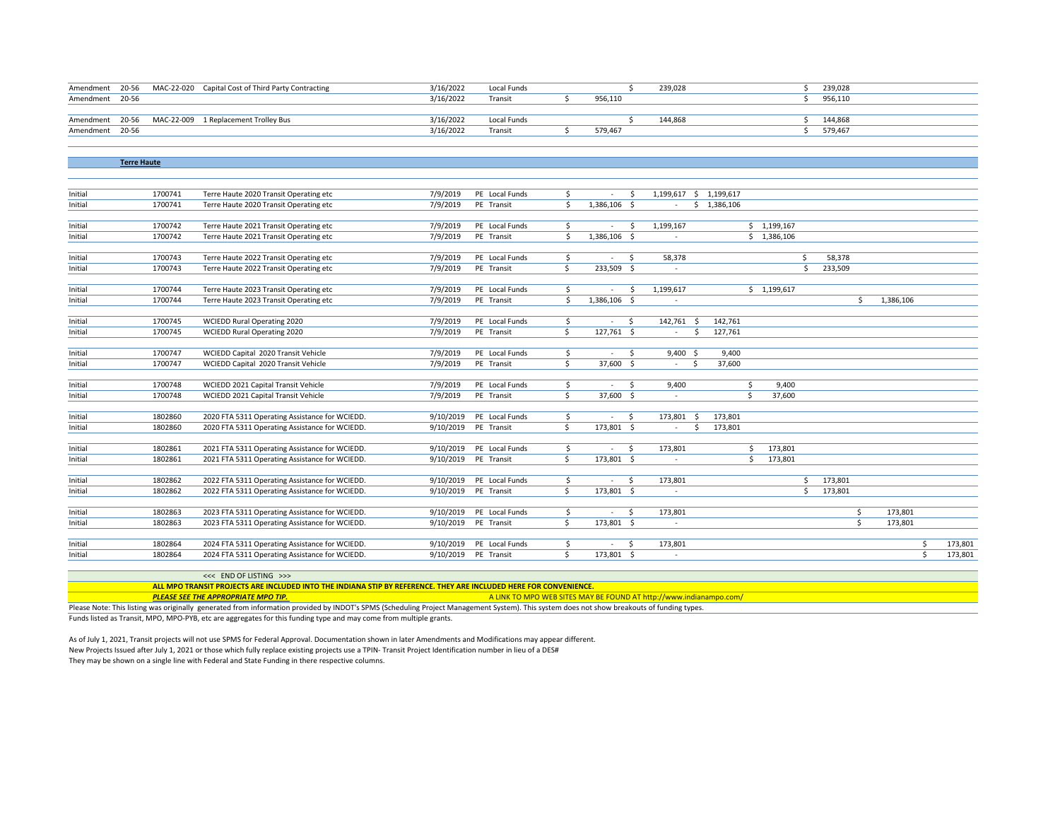| | | | | | | | | | | | | |
|---|---|---|---|---|---|---|---|---|---|---|---|---|
| Amendment | 20-56 | MAC-22-020 | Capital Cost of Third Party Contracting | 3/16/2022 | Local Funds | | $ 239,028 | | | $ 239,028 | | |
| Amendment | 20-56 | | | 3/16/2022 | Transit | $ 956,110 | | | | $ 956,110 | | |
| Amendment | 20-56 | MAC-22-009 | 1 Replacement Trolley Bus | 3/16/2022 | Local Funds | | $ 144,868 | | | $ 144,868 | | |
| Amendment | 20-56 | | | 3/16/2022 | Transit | $ 579,467 | | | | $ 579,467 | | |

**Terre Haute**

| | | | | | | | | | | | |
|---|---|---|---|---|---|---|---|---|---|---|---|
| Initial | 1700741 | Terre Haute 2020 Transit Operating etc | 7/9/2019 | PE Local Funds | $ - | $ 1,199,617 | $ 1,199,617 | | | | |
| Initial | 1700741 | Terre Haute 2020 Transit Operating etc | 7/9/2019 | PE Transit | $ 1,386,106 | $ - | $ 1,386,106 | | | | |
| Initial | 1700742 | Terre Haute 2021 Transit Operating etc | 7/9/2019 | PE Local Funds | $ - | $ 1,199,167 | | $ 1,199,167 | | | |
| Initial | 1700742 | Terre Haute 2021 Transit Operating etc | 7/9/2019 | PE Transit | $ 1,386,106 | $ - | | $ 1,386,106 | | | |
| Initial | 1700743 | Terre Haute 2022 Transit Operating etc | 7/9/2019 | PE Local Funds | $ - | $ 58,378 | | | $ 58,378 | | |
| Initial | 1700743 | Terre Haute 2022 Transit Operating etc | 7/9/2019 | PE Transit | $ 233,509 | $ - | | | $ 233,509 | | |
| Initial | 1700744 | Terre Haute 2023 Transit Operating etc | 7/9/2019 | PE Local Funds | $ - | $ 1,199,617 | | $ 1,199,617 | | | |
| Initial | 1700744 | Terre Haute 2023 Transit Operating etc | 7/9/2019 | PE Transit | $ 1,386,106 | $ - | | | | $ 1,386,106 | |
| Initial | 1700745 | WCIEDD Rural Operating 2020 | 7/9/2019 | PE Local Funds | $ - | $ 142,761 | $ 142,761 | | | | |
| Initial | 1700745 | WCIEDD Rural Operating 2020 | 7/9/2019 | PE Transit | $ 127,761 | $ - | $ 127,761 | | | | |
| Initial | 1700747 | WCIEDD Capital 2020 Transit Vehicle | 7/9/2019 | PE Local Funds | $ - | $ 9,400 | $ 9,400 | | | | |
| Initial | 1700747 | WCIEDD Capital 2020 Transit Vehicle | 7/9/2019 | PE Transit | $ 37,600 | $ - | $ 37,600 | | | | |
| Initial | 1700748 | WCIEDD 2021 Capital Transit Vehicle | 7/9/2019 | PE Local Funds | $ - | $ 9,400 | | $ 9,400 | | | |
| Initial | 1700748 | WCIEDD 2021 Capital Transit Vehicle | 7/9/2019 | PE Transit | $ 37,600 | $ - | | $ 37,600 | | | |
| Initial | 1802860 | 2020 FTA 5311 Operating Assistance for WCIEDD. | 9/10/2019 | PE Local Funds | $ - | $ 173,801 | $ 173,801 | | | | |
| Initial | 1802860 | 2020 FTA 5311 Operating Assistance for WCIEDD. | 9/10/2019 | PE Transit | $ 173,801 | $ - | $ 173,801 | | | | |
| Initial | 1802861 | 2021 FTA 5311 Operating Assistance for WCIEDD. | 9/10/2019 | PE Local Funds | $ - | $ 173,801 | | $ 173,801 | | | |
| Initial | 1802861 | 2021 FTA 5311 Operating Assistance for WCIEDD. | 9/10/2019 | PE Transit | $ 173,801 | $ - | | $ 173,801 | | | |
| Initial | 1802862 | 2022 FTA 5311 Operating Assistance for WCIEDD. | 9/10/2019 | PE Local Funds | $ - | $ 173,801 | | | $ 173,801 | | |
| Initial | 1802862 | 2022 FTA 5311 Operating Assistance for WCIEDD. | 9/10/2019 | PE Transit | $ 173,801 | $ - | | | $ 173,801 | | |
| Initial | 1802863 | 2023 FTA 5311 Operating Assistance for WCIEDD. | 9/10/2019 | PE Local Funds | $ - | $ 173,801 | | | | $ 173,801 | |
| Initial | 1802863 | 2023 FTA 5311 Operating Assistance for WCIEDD. | 9/10/2019 | PE Transit | $ 173,801 | $ - | | | | $ 173,801 | |
| Initial | 1802864 | 2024 FTA 5311 Operating Assistance for WCIEDD. | 9/10/2019 | PE Local Funds | $ - | $ 173,801 | | | | | $ 173,801 |
| Initial | 1802864 | 2024 FTA 5311 Operating Assistance for WCIEDD. | 9/10/2019 | PE Transit | $ 173,801 | $ - | | | | | $ 173,801 |

<<< END OF LISTING >>>

**ALL MPO TRANSIT PROJECTS ARE INCLUDED INTO THE INDIANA STIP BY REFERENCE. THEY ARE INCLUDED HERE FOR CONVENIENCE.**

***PLEASE SEE THE APPROPRIATE MPO TIP.*** A LINK TO MPO WEB SITES MAY BE FOUND AT http://www.indianampo.com/

Please Note: This listing was originally generated from information provided by INDOT's SPMS (Scheduling Project Management System). This system does not show breakouts of funding types.

Funds listed as Transit, MPO, MPO-PYB, etc are aggregates for this funding type and may come from multiple grants.

As of July 1, 2021, Transit projects will not use SPMS for Federal Approval. Documentation shown in later Amendments and Modifications may appear different.

New Projects Issued after July 1, 2021 or those which fully replace existing projects use a TPIN- Transit Project Identification number in lieu of a DES#

They may be shown on a single line with Federal and State Funding in there respective columns.